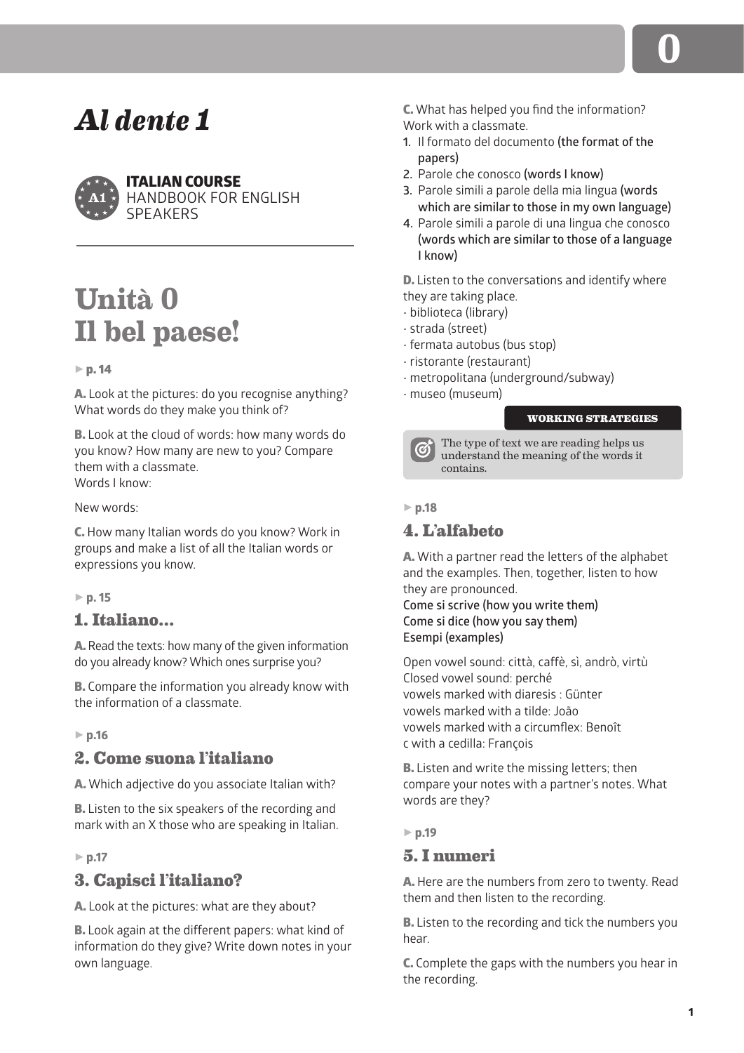# *Al dente 1*

**ITALIAN COURSE**
HANDBOOK FOR ENGLISH SPEAKERS

A1

## Unità 0
## Il bel paese!

► **p. 14**

**A.** Look at the pictures: do you recognise anything? What words do they make you think of?

**B.** Look at the cloud of words: how many words do you know? How many are new to you? Compare them with a classmate.
Words I know:

New words:

**C.** How many Italian words do you know? Work in groups and make a list of all the Italian words or expressions you know.

► **p. 15**

### 1. Italiano...

**A.** Read the texts: how many of the given information do you already know? Which ones surprise you?

**B.** Compare the information you already know with the information of a classmate.

► **p.16**

### 2. Come suona l'italiano

**A.** Which adjective do you associate Italian with?

**B.** Listen to the six speakers of the recording and mark with an X those who are speaking in Italian.

► **p.17**

### 3. Capisci l'italiano?

**A.** Look at the pictures: what are they about?

**B.** Look again at the different papers: what kind of information do they give? Write down notes in your own language.

**C.** What has helped you find the information? Work with a classmate.

1. Il formato del documento (the format of the papers)
2. Parole che conosco (words I know)
3. Parole simili a parole della mia lingua (words which are similar to those in my own language)
4. Parole simili a parole di una lingua che conosco (words which are similar to those of a language I know)

**D.** Listen to the conversations and identify where they are taking place.
· biblioteca (library)
· strada (street)
· fermata autobus (bus stop)
· ristorante (restaurant)
· metropolitana (underground/subway)
· museo (museum)

**WORKING STRATEGIES**

The type of text we are reading helps us understand the meaning of the words it contains.

► **p.18**

### 4. L'alfabeto

**A.** With a partner read the letters of the alphabet and the examples. Then, together, listen to how they are pronounced.
Come si scrive (how you write them)
Come si dice (how you say them)
Esempi (examples)

Open vowel sound: città, caffè, sì, andrò, virtù
Closed vowel sound: perché
vowels marked with diaresis : Günter
vowels marked with a tilde: João
vowels marked with a circumflex: Benoît
c with a cedilla: François

**B.** Listen and write the missing letters; then compare your notes with a partner's notes. What words are they?

► **p.19**

### 5. I numeri

**A.** Here are the numbers from zero to twenty. Read them and then listen to the recording.

**B.** Listen to the recording and tick the numbers you hear.

**C.** Complete the gaps with the numbers you hear in the recording.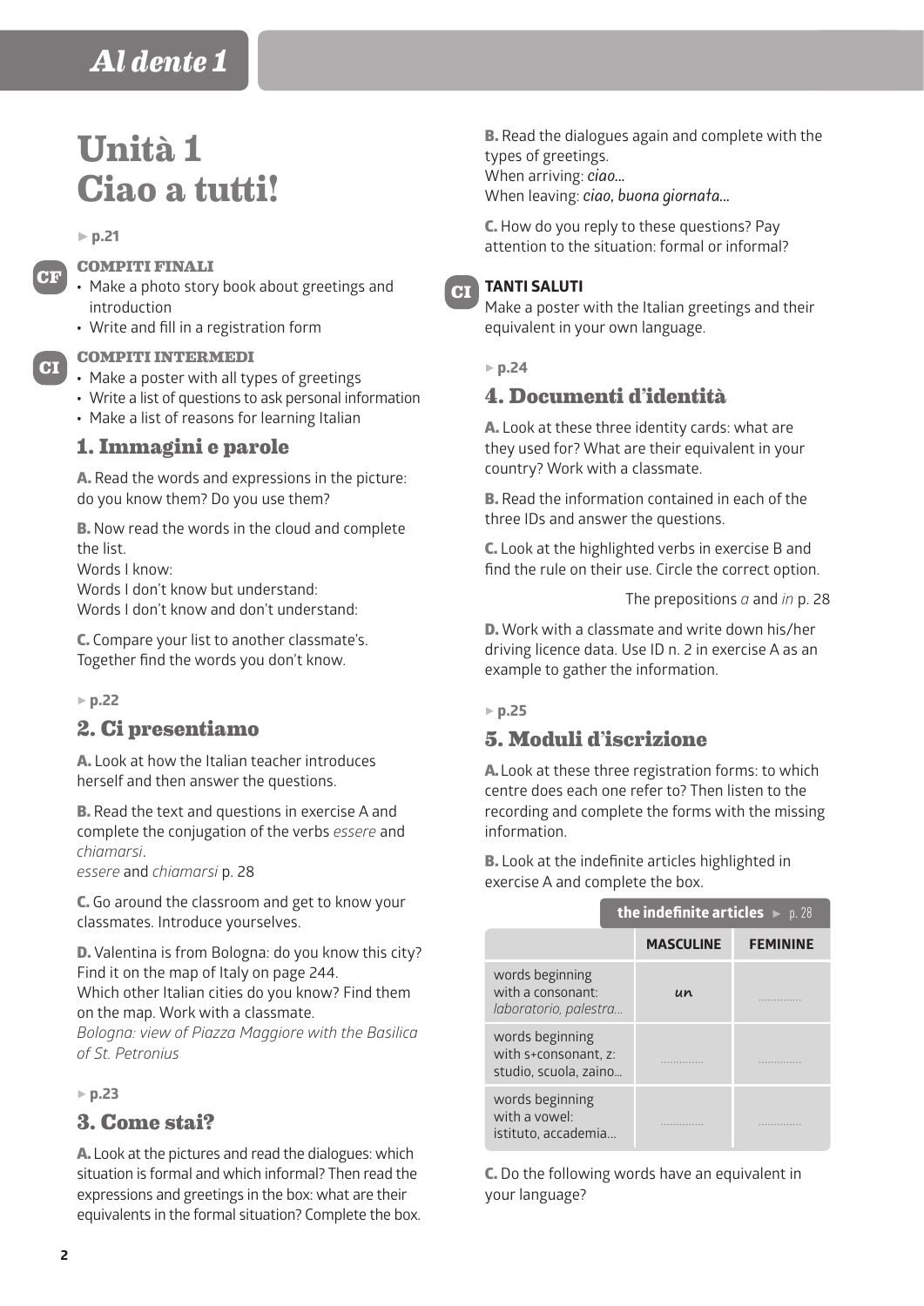# Unità 1
# Ciao a tutti!

▸ p.21

**CF** 

### COMPITI FINALI

- Make a photo story book about greetings and introduction
- Write and fill in a registration form

**CI**

### COMPITI INTERMEDI

- Make a poster with all types of greetings
- Write a list of questions to ask personal information
- Make a list of reasons for learning Italian

## 1. Immagini e parole

**A.** Read the words and expressions in the picture: do you know them? Do you use them?

**B.** Now read the words in the cloud and complete the list.
Words I know:
Words I don't know but understand:
Words I don't know and don't understand:

**C.** Compare your list to another classmate's. Together find the words you don't know.

▸ p.22

## 2. Ci presentiamo

**A.** Look at how the Italian teacher introduces herself and then answer the questions.

**B.** Read the text and questions in exercise A and complete the conjugation of the verbs *essere* and *chiamarsi*.
*essere* and *chiamarsi* p. 28

**C.** Go around the classroom and get to know your classmates. Introduce yourselves.

**D.** Valentina is from Bologna: do you know this city? Find it on the map of Italy on page 244.
Which other Italian cities do you know? Find them on the map. Work with a classmate.
*Bologna: view of Piazza Maggiore with the Basilica of St. Petronius*

▸ p.23

## 3. Come stai?

**A.** Look at the pictures and read the dialogues: which situation is formal and which informal? Then read the expressions and greetings in the box: what are their equivalents in the formal situation? Complete the box.

**B.** Read the dialogues again and complete with the types of greetings.
When arriving: *ciao...*
When leaving: *ciao, buona giornata...*

**C.** How do you reply to these questions? Pay attention to the situation: formal or informal?

**CI** **TANTI SALUTI**
Make a poster with the Italian greetings and their equivalent in your own language.

▸ p.24

## 4. Documenti d'identità

**A.** Look at these three identity cards: what are they used for? What are their equivalent in your country? Work with a classmate.

**B.** Read the information contained in each of the three IDs and answer the questions.

**C.** Look at the highlighted verbs in exercise B and find the rule on their use. Circle the correct option.

The prepositions *a* and *in* p. 28

**D.** Work with a classmate and write down his/her driving licence data. Use ID n. 2 in exercise A as an example to gather the information.

▸ p.25

## 5. Moduli d'iscrizione

**A.** Look at these three registration forms: to which centre does each one refer to? Then listen to the recording and complete the forms with the missing information.

**B.** Look at the indefinite articles highlighted in exercise A and complete the box.

**the indefinite articles** ▸ p. 28

| | MASCULINE | FEMININE |
|---|---|---|
| words beginning with a consonant: *laboratorio, palestra...* | *un* | ............ |
| words beginning with s+consonant, z: studio, scuola, zaino... | ............ | ............ |
| words beginning with a vowel: istituto, accademia... | ............ | ............ |

**C.** Do the following words have an equivalent in your language?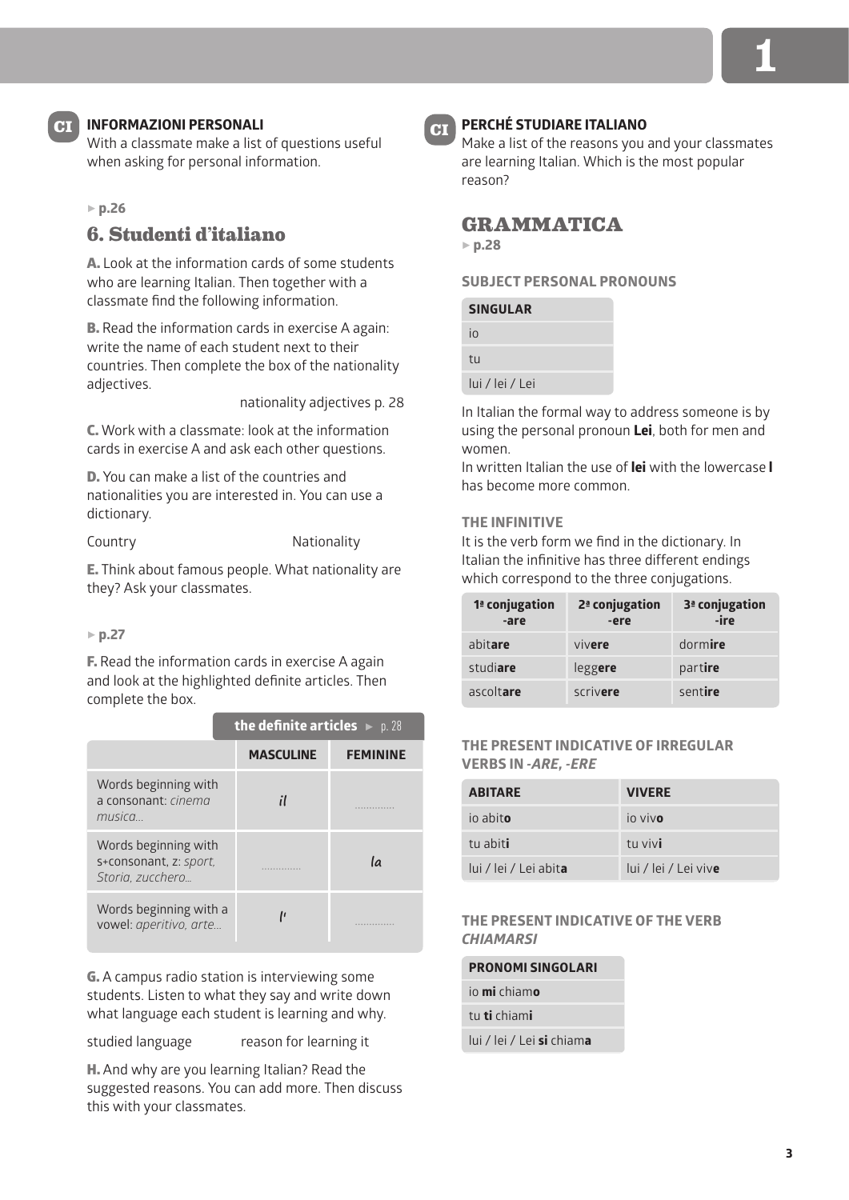**CI** **INFORMAZIONI PERSONALI**
With a classmate make a list of questions useful when asking for personal information.

► p.26

## 6. Studenti d'italiano

**A.** Look at the information cards of some students who are learning Italian. Then together with a classmate find the following information.

**B.** Read the information cards in exercise A again: write the name of each student next to their countries. Then complete the box of the nationality adjectives.

nationality adjectives p. 28

**C.** Work with a classmate: look at the information cards in exercise A and ask each other questions.

**D.** You can make a list of the countries and nationalities you are interested in. You can use a dictionary.

Country Nationality

**E.** Think about famous people. What nationality are they? Ask your classmates.

► p.27

**F.** Read the information cards in exercise A again and look at the highlighted definite articles. Then complete the box.

**the definite articles** ► p. 28

| | MASCULINE | FEMININE |
|---|---|---|
| Words beginning with a consonant: *cinema musica...* | *il* | ............ |
| Words beginning with s+consonant, z: *sport, Storia, zucchero...* | ............ | *la* |
| Words beginning with a vowel: *aperitivo, arte...* | *l'* | ............ |

**G.** A campus radio station is interviewing some students. Listen to what they say and write down what language each student is learning and why.

studied language reason for learning it

**H.** And why are you learning Italian? Read the suggested reasons. You can add more. Then discuss this with your classmates.

**CI** **PERCHÉ STUDIARE ITALIANO**
Make a list of the reasons you and your classmates are learning Italian. Which is the most popular reason?

## GRAMMATICA

► p.28

### SUBJECT PERSONAL PRONOUNS

| SINGULAR |
|---|
| io |
| tu |
| lui / lei / Lei |

In Italian the formal way to address someone is by using the personal pronoun **Lei**, both for men and women.
In written Italian the use of **lei** with the lowercase **l** has become more common.

### THE INFINITIVE

It is the verb form we find in the dictionary. In Italian the infinitive has three different endings which correspond to the three conjugations.

| 1ª conjugation -are | 2ª conjugation -ere | 3ª conjugation -ire |
|---|---|---|
| abit**are** | viv**ere** | dorm**ire** |
| studi**are** | legg**ere** | part**ire** |
| ascolt**are** | scriv**ere** | sent**ire** |

### THE PRESENT INDICATIVE OF IRREGULAR VERBS IN *-ARE, -ERE*

| ABITARE | VIVERE |
|---|---|
| io abit**o** | io viv**o** |
| tu abit**i** | tu viv**i** |
| lui / lei / Lei abit**a** | lui / lei / Lei viv**e** |

### THE PRESENT INDICATIVE OF THE VERB *CHIAMARSI*

| PRONOMI SINGOLARI |
|---|
| io **mi** chiam**o** |
| tu **ti** chiam**i** |
| lui / lei / Lei **si** chiam**a** |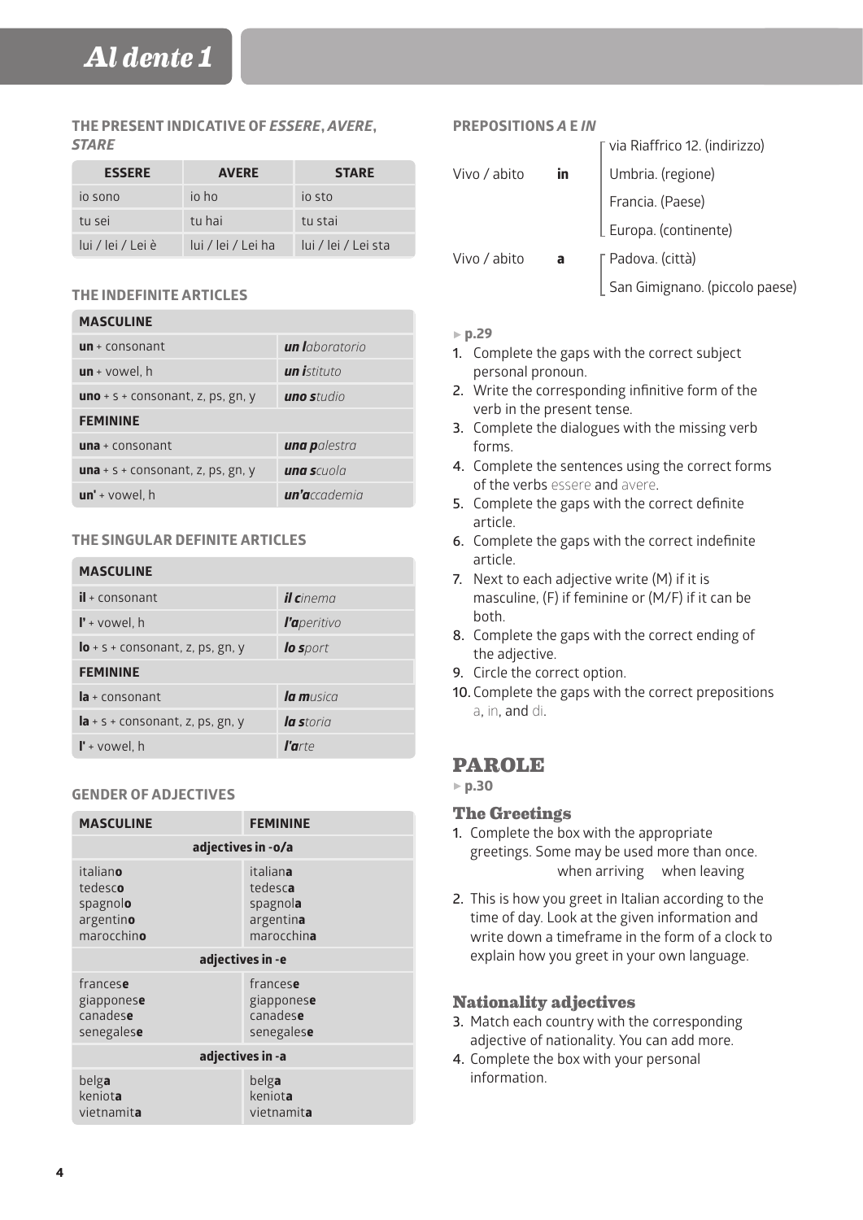## THE PRESENT INDICATIVE OF *ESSERE*, *AVERE*, *STARE*

| ESSERE | AVERE | STARE |
| --- | --- | --- |
| io sono | io ho | io sto |
| tu sei | tu hai | tu stai |
| lui / lei / Lei è | lui / lei / Lei ha | lui / lei / Lei sta |

## THE INDEFINITE ARTICLES

| MASCULINE | |
| --- | --- |
| **un** + consonant | ***un l****aboratorio* |
| **un** + vowel, h | ***un i****stituto* |
| **uno** + s + consonant, z, ps, gn, y | ***uno s****tudio* |
| **FEMININE** | |
| **una** + consonant | ***una p****alestra* |
| **una** + s + consonant, z, ps, gn, y | ***una s****cuola* |
| **un'** + vowel, h | ***un'a****ccademia* |

## THE SINGULAR DEFINITE ARTICLES

| MASCULINE | |
| --- | --- |
| **il** + consonant | ***il c****inema* |
| **l'** + vowel, h | ***l'a****peritivo* |
| **lo** + s + consonant, z, ps, gn, y | ***lo s****port* |
| **FEMININE** | |
| **la** + consonant | ***la m****usica* |
| **la** + s + consonant, z, ps, gn, y | ***la s****toria* |
| **l'** + vowel, h | ***l'a****rte* |

## GENDER OF ADJECTIVES

| MASCULINE | FEMININE |
| --- | --- |
| **adjectives in -o/a** | |
| italian**o**<br>tedesc**o**<br>spagnol**o**<br>argentin**o**<br>marocchin**o** | italian**a**<br>tedesc**a**<br>spagnol**a**<br>argentin**a**<br>marocchin**a** |
| **adjectives in -e** | |
| frances**e**<br>giappones**e**<br>canades**e**<br>senegales**e** | frances**e**<br>giappones**e**<br>canades**e**<br>senegales**e** |
| **adjectives in -a** | |
| belg**a**<br>keniot**a**<br>vietnamit**a** | belg**a**<br>keniot**a**<br>vietnamit**a** |

## PREPOSITIONS *A* E *IN*

Vivo / abito **in**
- via Riaffrico 12. (indirizzo)
- Umbria. (regione)
- Francia. (Paese)
- Europa. (continente)

Vivo / abito **a**
- Padova. (città)
- San Gimignano. (piccolo paese)

► **p.29**

1. Complete the gaps with the correct subject personal pronoun.
2. Write the corresponding infinitive form of the verb in the present tense.
3. Complete the dialogues with the missing verb forms.
4. Complete the sentences using the correct forms of the verbs essere and avere.
5. Complete the gaps with the correct definite article.
6. Complete the gaps with the correct indefinite article.
7. Next to each adjective write (M) if it is masculine, (F) if feminine or (M/F) if it can be both.
8. Complete the gaps with the correct ending of the adjective.
9. Circle the correct option.
10. Complete the gaps with the correct prepositions a, in, and di.

# PAROLE

► **p.30**

### The Greetings

1. Complete the box with the appropriate greetings. Some may be used more than once. when arriving when leaving
2. This is how you greet in Italian according to the time of day. Look at the given information and write down a timeframe in the form of a clock to explain how you greet in your own language.

### Nationality adjectives

3. Match each country with the corresponding adjective of nationality. You can add more.
4. Complete the box with your personal information.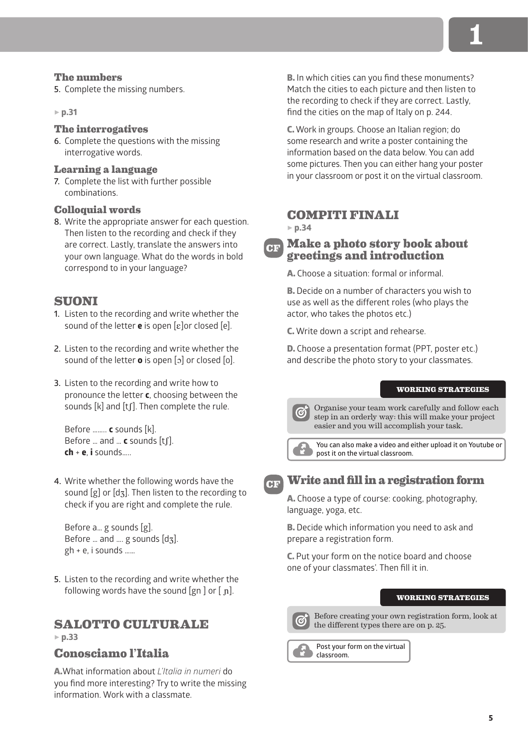### The numbers

5. Complete the missing numbers.

▸ **p.31**

### The interrogatives

6. Complete the questions with the missing interrogative words.

### Learning a language

7. Complete the list with further possible combinations.

### Colloquial words

8. Write the appropriate answer for each question. Then listen to the recording and check if they are correct. Lastly, translate the answers into your own language. What do the words in bold correspond to in your language?

## SUONI

1. Listen to the recording and write whether the sound of the letter **e** is open [ɛ]or closed [e].

2. Listen to the recording and write whether the sound of the letter **o** is open [ɔ] or closed [o].

3. Listen to the recording and write how to pronounce the letter **c**, choosing between the sounds [k] and [tʃ]. Then complete the rule.

   Before …….. **c** sounds [k].
   Before … and … **c** sounds [tʃ].
   **ch** + **e**, **i** sounds…..

4. Write whether the following words have the sound [g] or [dʒ]. Then listen to the recording to check if you are right and complete the rule.

   Before a… g sounds [g].
   Before … and …. g sounds [dʒ].
   gh + e, i sounds ……

5. Listen to the recording and write whether the following words have the sound [gn ] or [ ɲ].

## SALOTTO CULTURALE

▸ **p.33**

### Conosciamo l'Italia

**A.** What information about *L'Italia in numeri* do you find more interesting? Try to write the missing information. Work with a classmate.

**B.** In which cities can you find these monuments? Match the cities to each picture and then listen to the recording to check if they are correct. Lastly, find the cities on the map of Italy on p. 244.

**C.** Work in groups. Choose an Italian region; do some research and write a poster containing the information based on the data below. You can add some pictures. Then you can either hang your poster in your classroom or post it on the virtual classroom.

## COMPITI FINALI

▸ **p.34**

### CF Make a photo story book about greetings and introduction

**A.** Choose a situation: formal or informal.

**B.** Decide on a number of characters you wish to use as well as the different roles (who plays the actor, who takes the photos etc.)

**C.** Write down a script and rehearse.

**D.** Choose a presentation format (PPT, poster etc.) and describe the photo story to your classmates.

**WORKING STRATEGIES**

Organise your team work carefully and follow each step in an orderly way: this will make your project easier and you will accomplish your task.

You can also make a video and either upload it on Youtube or post it on the virtual classroom.

### CF Write and fill in a registration form

**A.** Choose a type of course: cooking, photography, language, yoga, etc.

**B.** Decide which information you need to ask and prepare a registration form.

**C.** Put your form on the notice board and choose one of your classmates'. Then fill it in.

**WORKING STRATEGIES**

Before creating your own registration form, look at the different types there are on p. 25.

Post your form on the virtual classroom.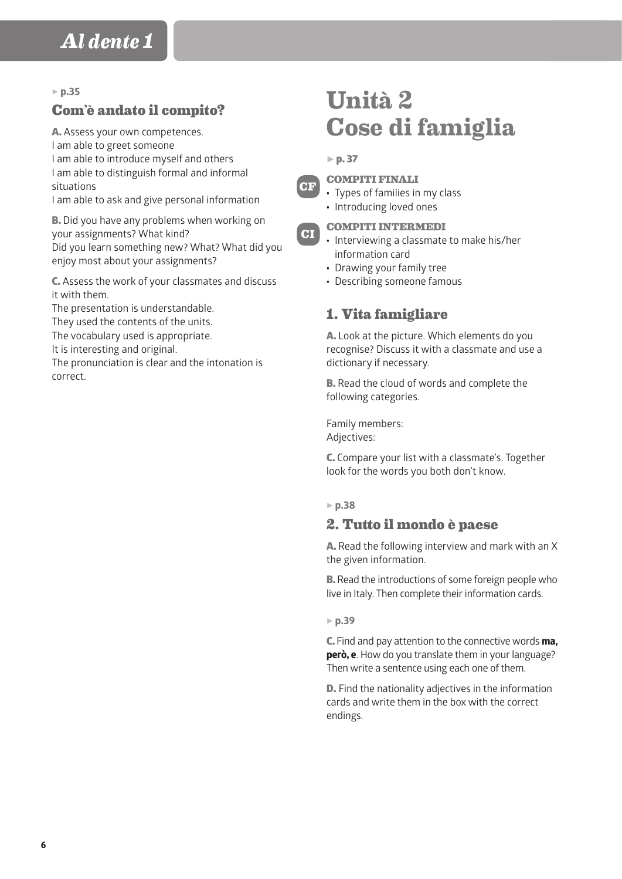▸ p.35

### Com'è andato il compito?

**A.** Assess your own competences.
I am able to greet someone
I am able to introduce myself and others
I am able to distinguish formal and informal situations
I am able to ask and give personal information

**B.** Did you have any problems when working on your assignments? What kind?
Did you learn something new? What? What did you enjoy most about your assignments?

**C.** Assess the work of your classmates and discuss it with them.
The presentation is understandable.
They used the contents of the units.
The vocabulary used is appropriate.
It is interesting and original.
The pronunciation is clear and the intonation is correct.

# Unità 2 Cose di famiglia

▸ p. 37

**CF** **COMPITI FINALI**

- Types of families in my class
- Introducing loved ones

**CI** **COMPITI INTERMEDI**

- Interviewing a classmate to make his/her information card
- Drawing your family tree
- Describing someone famous

### 1. Vita famigliare

**A.** Look at the picture. Which elements do you recognise? Discuss it with a classmate and use a dictionary if necessary.

**B.** Read the cloud of words and complete the following categories.

Family members:
Adjectives:

**C.** Compare your list with a classmate's. Together look for the words you both don't know.

▸ p.38

### 2. Tutto il mondo è paese

**A.** Read the following interview and mark with an X the given information.

**B.** Read the introductions of some foreign people who live in Italy. Then complete their information cards.

▸ p.39

**C.** Find and pay attention to the connective words **ma, però, e**. How do you translate them in your language? Then write a sentence using each one of them.

**D.** Find the nationality adjectives in the information cards and write them in the box with the correct endings.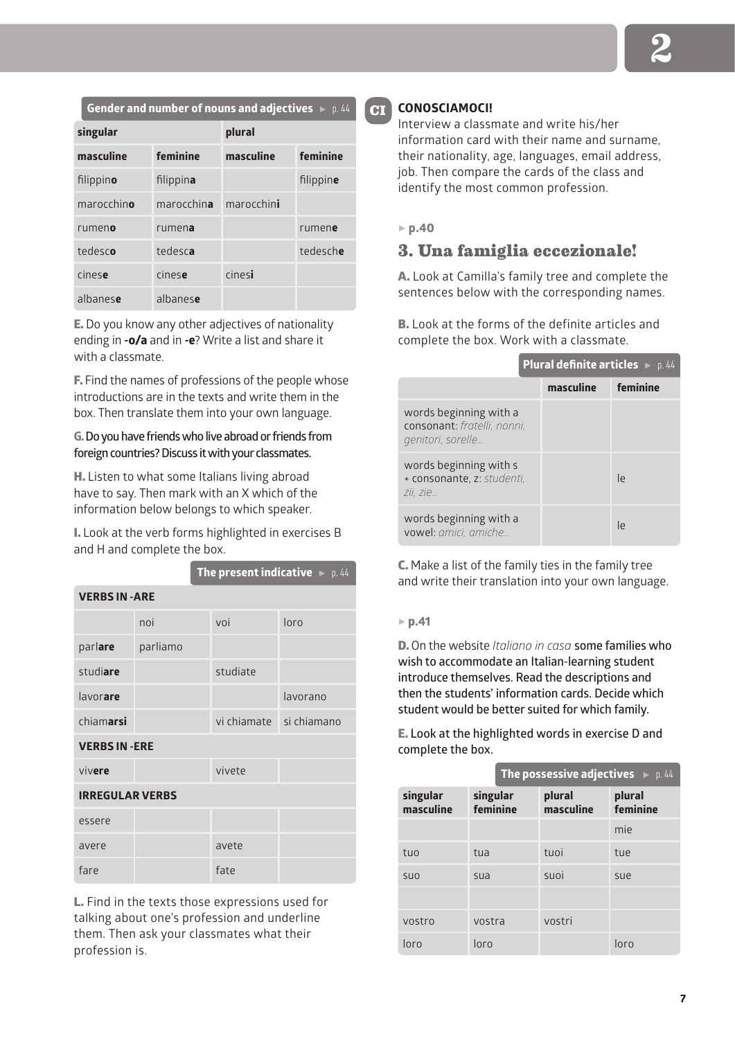**Gender and number of nouns and adjectives** ► p. 44

| singular | | plural | |
|---|---|---|---|
| **masculine** | **feminine** | **masculine** | **feminine** |
| filippin**o** | filippin**a** | | filippin**e** |
| marocchin**o** | marocchin**a** | marocchin**i** | |
| rumen**o** | rumen**a** | | rumen**e** |
| tedesc**o** | tedesc**a** | | tedesch**e** |
| cines**e** | cines**e** | cines**i** | |
| albanes**e** | albanes**e** | | |

**E.** Do you know any other adjectives of nationality ending in **-o/a** and in **-e**? Write a list and share it with a classmate.

**F.** Find the names of professions of the people whose introductions are in the texts and write them in the box. Then translate them into your own language.

**G.** Do you have friends who live abroad or friends from foreign countries? Discuss it with your classmates.

**H.** Listen to what some Italians living abroad have to say. Then mark with an X which of the information below belongs to which speaker.

**I.** Look at the verb forms highlighted in exercises B and H and complete the box.

**The present indicative** ► p. 44

| **VERBS IN -ARE** | | | |
|---|---|---|---|
| | noi | voi | loro |
| parl**are** | parliamo | | |
| studi**are** | | studiate | |
| lavor**are** | | | lavorano |
| chiam**arsi** | | vi chiamate | si chiamano |
| **VERBS IN -ERE** | | | |
| viv**ere** | | vivete | |
| **IRREGULAR VERBS** | | | |
| essere | | | |
| avere | | avete | |
| fare | | fate | |

**L.** Find in the texts those expressions used for talking about one's profession and underline them. Then ask your classmates what their profession is.

**CI** **CONOSCIAMOCI!**
Interview a classmate and write his/her information card with their name and surname, their nationality, age, languages, email address, job. Then compare the cards of the class and identify the most common profession.

► **p.40**

## 3. Una famiglia eccezionale!

**A.** Look at Camilla's family tree and complete the sentences below with the corresponding names.

**B.** Look at the forms of the definite articles and complete the box. Work with a classmate.

**Plural definite articles** ► p. 44

| | **masculine** | **feminine** |
|---|---|---|
| words beginning with a consonant: *fratelli, nonni, genitori, sorelle...* | | |
| words beginning with s + consonante, z: *studenti, zii, zie...* | | le |
| words beginning with a vowel: *amici, amiche...* | | le |

**C.** Make a list of the family ties in the family tree and write their translation into your own language.

► **p.41**

**D.** On the website *Italiano in casa* some families who wish to accommodate an Italian-learning student introduce themselves. Read the descriptions and then the students' information cards. Decide which student would be better suited for which family.

**E.** Look at the highlighted words in exercise D and complete the box.

**The possessive adjectives** ► p. 44

| **singular masculine** | **singular feminine** | **plural masculine** | **plural feminine** |
|---|---|---|---|
| | | | mie |
| tuo | tua | tuoi | tue |
| suo | sua | suoi | sue |
| | | | |
| vostro | vostra | vostri | |
| loro | loro | | loro |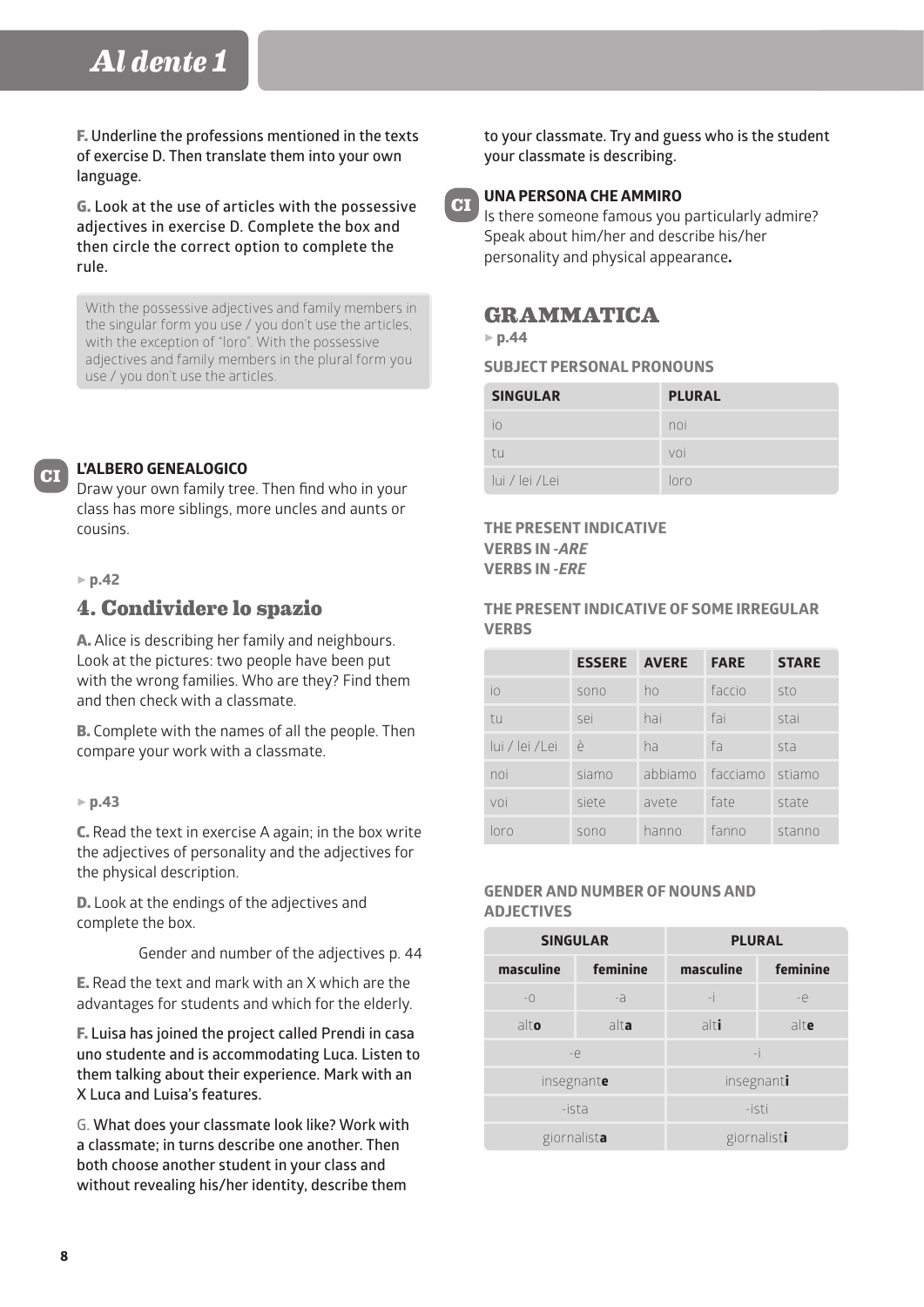**F.** Underline the professions mentioned in the texts of exercise D. Then translate them into your own language.

**G.** Look at the use of articles with the possessive adjectives in exercise D. Complete the box and then circle the correct option to complete the rule.

> With the possessive adjectives and family members in the singular form you use / you don't use the articles, with the exception of "loro". With the possessive adjectives and family members in the plural form you use / you don't use the articles.

**CI**

**L'ALBERO GENEALOGICO**

Draw your own family tree. Then find who in your class has more siblings, more uncles and aunts or cousins.

► **p.42**

## 4. Condividere lo spazio

**A.** Alice is describing her family and neighbours. Look at the pictures: two people have been put with the wrong families. Who are they? Find them and then check with a classmate.

**B.** Complete with the names of all the people. Then compare your work with a classmate.

► **p.43**

**C.** Read the text in exercise A again; in the box write the adjectives of personality and the adjectives for the physical description.

**D.** Look at the endings of the adjectives and complete the box.

Gender and number of the adjectives p. 44

**E.** Read the text and mark with an X which are the advantages for students and which for the elderly.

**F.** Luisa has joined the project called Prendi in casa uno studente and is accommodating Luca. Listen to them talking about their experience. Mark with an X Luca and Luisa's features.

**G.** What does your classmate look like? Work with a classmate; in turns describe one another. Then both choose another student in your class and without revealing his/her identity, describe them to your classmate. Try and guess who is the student your classmate is describing.

**CI**

**UNA PERSONA CHE AMMIRO**

Is there someone famous you particularly admire? Speak about him/her and describe his/her personality and physical appearance.

## GRAMMATICA

► **p.44**

### SUBJECT PERSONAL PRONOUNS

| SINGULAR | PLURAL |
|---|---|
| io | noi |
| tu | voi |
| lui / lei /Lei | loro |

### THE PRESENT INDICATIVE
### VERBS IN *-ARE*
### VERBS IN *-ERE*

### THE PRESENT INDICATIVE OF SOME IRREGULAR VERBS

| | ESSERE | AVERE | FARE | STARE |
|---|---|---|---|---|
| io | sono | ho | faccio | sto |
| tu | sei | hai | fai | stai |
| lui / lei /Lei | è | ha | fa | sta |
| noi | siamo | abbiamo | facciamo | stiamo |
| voi | siete | avete | fate | state |
| loro | sono | hanno | fanno | stanno |

### GENDER AND NUMBER OF NOUNS AND ADJECTIVES

| SINGULAR | | PLURAL | |
|---|---|---|---|
| masculine | feminine | masculine | feminine |
| -o | -a | -i | -e |
| alt**o** | alt**a** | alt**i** | alt**e** |
| -e | | -i | |
| insegnant**e** | | insegnant**i** | |
| -ista | | -isti | |
| giornalist**a** | | giornalist**i** | |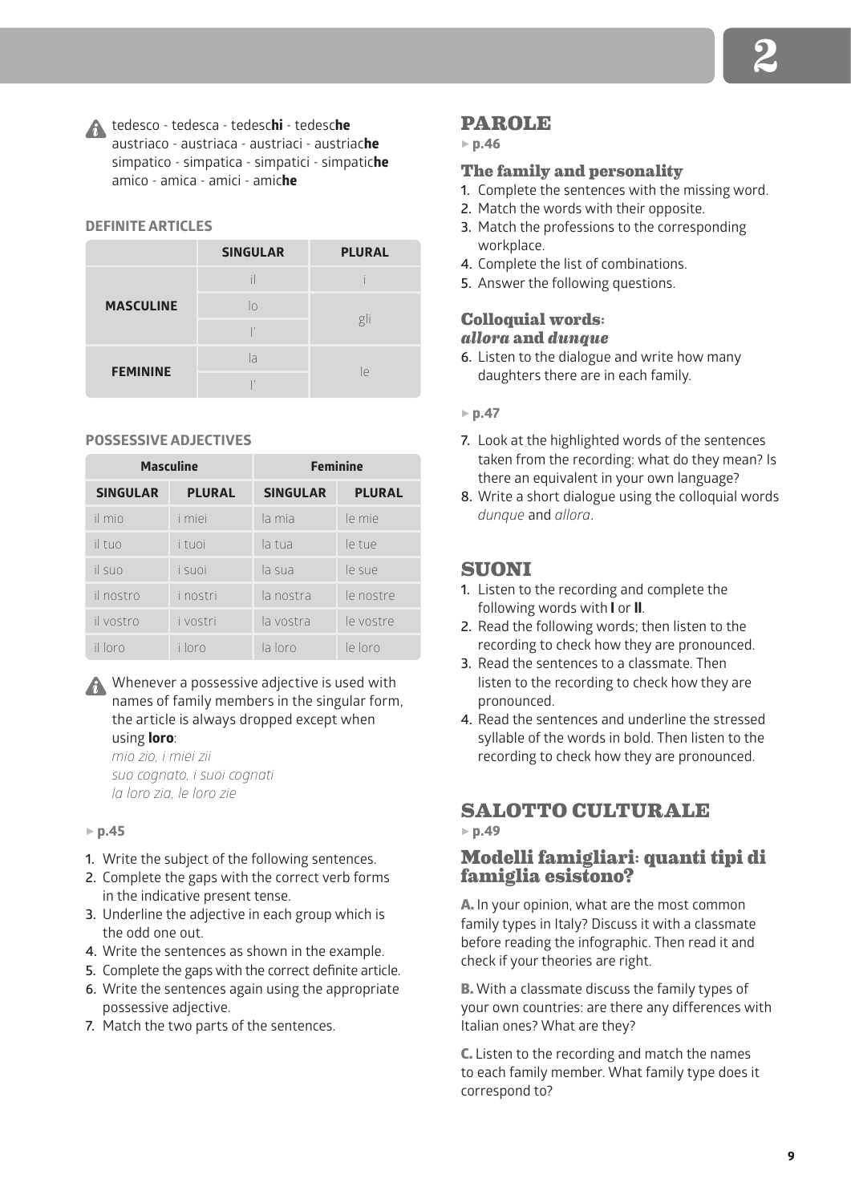⚠ tedesco - tedesca - tedesc**hi** - tedesc**he**
austriaco - austriaca - austriaci - austriac**he**
simpatico - simpatica - simpatici - simpatic**he**
amico - amica - amici - amic**he**

**DEFINITE ARTICLES**

| | SINGULAR | PLURAL |
|---|---|---|
| **MASCULINE** | il | i |
| | lo | gli |
| | l' | |
| **FEMININE** | la | le |
| | l' | |

**POSSESSIVE ADJECTIVES**

| Masculine | | Feminine | |
|---|---|---|---|
| **SINGULAR** | **PLURAL** | **SINGULAR** | **PLURAL** |
| il mio | i miei | la mia | le mie |
| il tuo | i tuoi | la tua | le tue |
| il suo | i suoi | la sua | le sue |
| il nostro | i nostri | la nostra | le nostre |
| il vostro | i vostri | la vostra | le vostre |
| il loro | i loro | la loro | le loro |

⚠ Whenever a possessive adjective is used with names of family members in the singular form, the article is always dropped except when using **loro**:
*mio zio, i miei zii*
*suo cognato, i suoi cognati*
*la loro zia, le loro zie*

▸ **p.45**

1. Write the subject of the following sentences.
2. Complete the gaps with the correct verb forms in the indicative present tense.
3. Underline the adjective in each group which is the odd one out.
4. Write the sentences as shown in the example.
5. Complete the gaps with the correct definite article.
6. Write the sentences again using the appropriate possessive adjective.
7. Match the two parts of the sentences.

## PAROLE

▸ **p.46**

### The family and personality

1. Complete the sentences with the missing word.
2. Match the words with their opposite.
3. Match the professions to the corresponding workplace.
4. Complete the list of combinations.
5. Answer the following questions.

### Colloquial words: *allora* and *dunque*

6. Listen to the dialogue and write how many daughters there are in each family.

▸ **p.47**

7. Look at the highlighted words of the sentences taken from the recording: what do they mean? Is there an equivalent in your own language?
8. Write a short dialogue using the colloquial words *dunque* and *allora*.

## SUONI

1. Listen to the recording and complete the following words with **l** or **ll**.
2. Read the following words; then listen to the recording to check how they are pronounced.
3. Read the sentences to a classmate. Then listen to the recording to check how they are pronounced.
4. Read the sentences and underline the stressed syllable of the words in bold. Then listen to the recording to check how they are pronounced.

## SALOTTO CULTURALE

▸ **p.49**

### Modelli famigliari: quanti tipi di famiglia esistono?

**A.** In your opinion, what are the most common family types in Italy? Discuss it with a classmate before reading the infographic. Then read it and check if your theories are right.

**B.** With a classmate discuss the family types of your own countries: are there any differences with Italian ones? What are they?

**C.** Listen to the recording and match the names to each family member. What family type does it correspond to?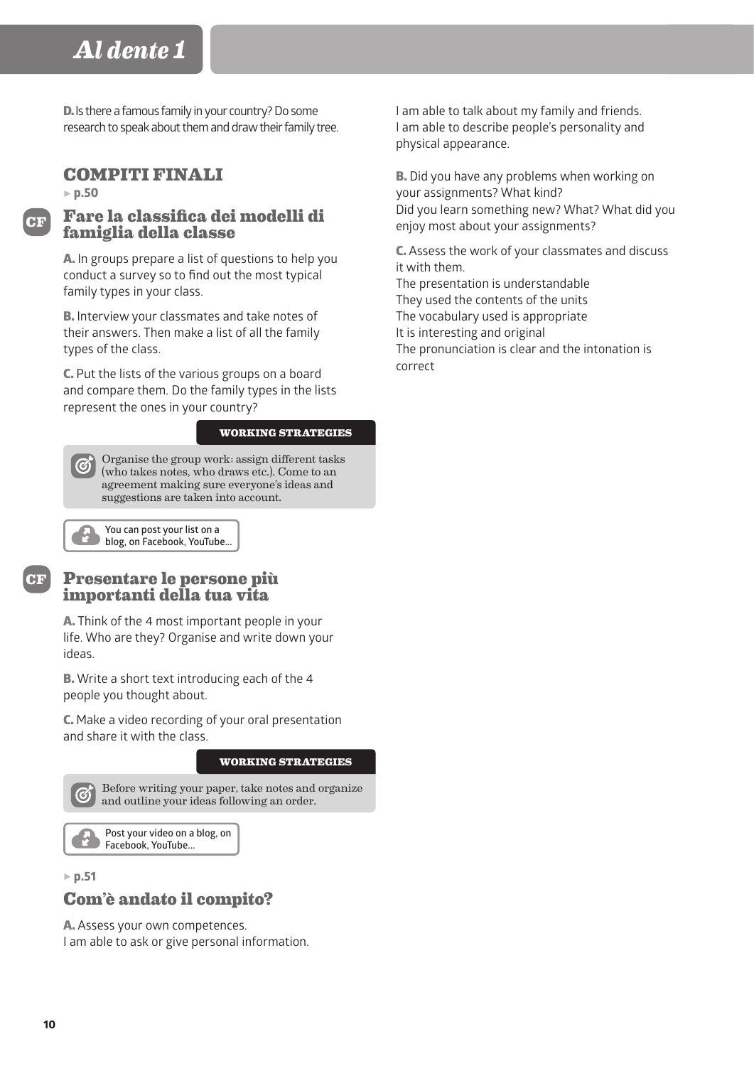**D.** Is there a famous family in your country? Do some research to speak about them and draw their family tree.

## COMPITI FINALI

▸ p.50

### CF Fare la classifica dei modelli di famiglia della classe

**A.** In groups prepare a list of questions to help you conduct a survey so to find out the most typical family types in your class.

**B.** Interview your classmates and take notes of their answers. Then make a list of all the family types of the class.

**C.** Put the lists of the various groups on a board and compare them. Do the family types in the lists represent the ones in your country?

**WORKING STRATEGIES**

Organise the group work: assign different tasks (who takes notes, who draws etc.). Come to an agreement making sure everyone's ideas and suggestions are taken into account.

You can post your list on a blog, on Facebook, YouTube...

### CF Presentare le persone più importanti della tua vita

**A.** Think of the 4 most important people in your life. Who are they? Organise and write down your ideas.

**B.** Write a short text introducing each of the 4 people you thought about.

**C.** Make a video recording of your oral presentation and share it with the class.

**WORKING STRATEGIES**

Before writing your paper, take notes and organize and outline your ideas following an order.

Post your video on a blog, on Facebook, YouTube...

▸ p.51

### Com'è andato il compito?

**A.** Assess your own competences.
I am able to ask or give personal information.
I am able to talk about my family and friends.
I am able to describe people's personality and physical appearance.

**B.** Did you have any problems when working on your assignments? What kind?
Did you learn something new? What? What did you enjoy most about your assignments?

**C.** Assess the work of your classmates and discuss it with them.
The presentation is understandable
They used the contents of the units
The vocabulary used is appropriate
It is interesting and original
The pronunciation is clear and the intonation is correct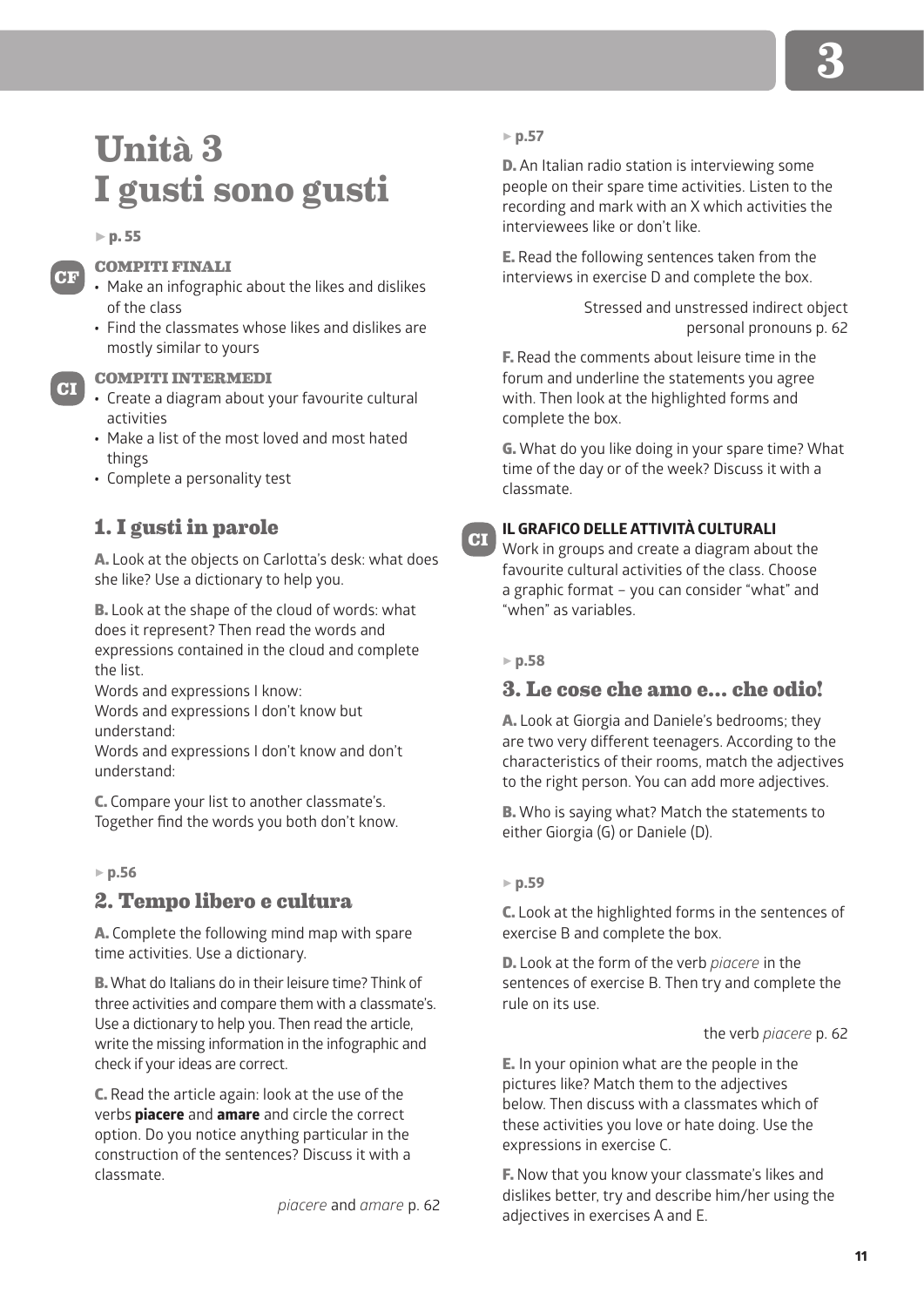# Unità 3
# I gusti sono gusti

▸ p. 55

CF

### COMPITI FINALI

- Make an infographic about the likes and dislikes of the class
- Find the classmates whose likes and dislikes are mostly similar to yours

CI

### COMPITI INTERMEDI

- Create a diagram about your favourite cultural activities
- Make a list of the most loved and most hated things
- Complete a personality test

## 1. I gusti in parole

**A.** Look at the objects on Carlotta's desk: what does she like? Use a dictionary to help you.

**B.** Look at the shape of the cloud of words: what does it represent? Then read the words and expressions contained in the cloud and complete the list.
Words and expressions I know:
Words and expressions I don't know but understand:
Words and expressions I don't know and don't understand:

**C.** Compare your list to another classmate's. Together find the words you both don't know.

▸ p.56

## 2. Tempo libero e cultura

**A.** Complete the following mind map with spare time activities. Use a dictionary.

**B.** What do Italians do in their leisure time? Think of three activities and compare them with a classmate's. Use a dictionary to help you. Then read the article, write the missing information in the infographic and check if your ideas are correct.

**C.** Read the article again: look at the use of the verbs **piacere** and **amare** and circle the correct option. Do you notice anything particular in the construction of the sentences? Discuss it with a classmate.

*piacere* and *amare* p. 62

▸ p.57

**D.** An Italian radio station is interviewing some people on their spare time activities. Listen to the recording and mark with an X which activities the interviewees like or don't like.

**E.** Read the following sentences taken from the interviews in exercise D and complete the box.

Stressed and unstressed indirect object personal pronouns p. 62

**F.** Read the comments about leisure time in the forum and underline the statements you agree with. Then look at the highlighted forms and complete the box.

**G.** What do you like doing in your spare time? What time of the day or of the week? Discuss it with a classmate.

CI

### IL GRAFICO DELLE ATTIVITÀ CULTURALI

Work in groups and create a diagram about the favourite cultural activities of the class. Choose a graphic format – you can consider "what" and "when" as variables.

▸ p.58

## 3. Le cose che amo e... che odio!

**A.** Look at Giorgia and Daniele's bedrooms; they are two very different teenagers. According to the characteristics of their rooms, match the adjectives to the right person. You can add more adjectives.

**B.** Who is saying what? Match the statements to either Giorgia (G) or Daniele (D).

▸ p.59

**C.** Look at the highlighted forms in the sentences of exercise B and complete the box.

**D.** Look at the form of the verb *piacere* in the sentences of exercise B. Then try and complete the rule on its use.

the verb *piacere* p. 62

**E.** In your opinion what are the people in the pictures like? Match them to the adjectives below. Then discuss with a classmates which of these activities you love or hate doing. Use the expressions in exercise C.

**F.** Now that you know your classmate's likes and dislikes better, try and describe him/her using the adjectives in exercises A and E.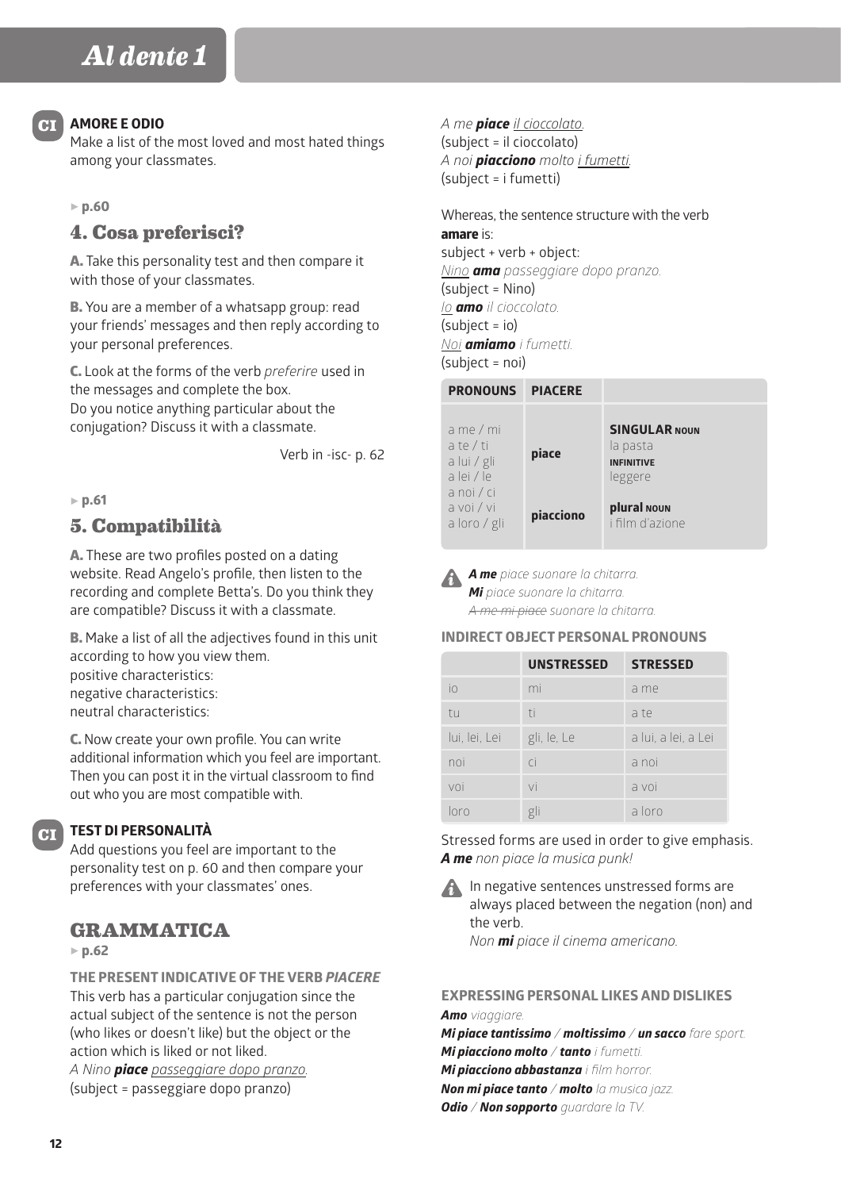**CI** **AMORE E ODIO**
Make a list of the most loved and most hated things among your classmates.

▸ **p.60**

## 4. Cosa preferisci?

**A.** Take this personality test and then compare it with those of your classmates.

**B.** You are a member of a whatsapp group: read your friends' messages and then reply according to your personal preferences.

**C.** Look at the forms of the verb *preferire* used in the messages and complete the box.
Do you notice anything particular about the conjugation? Discuss it with a classmate.

Verb in -isc- p. 62

▸ **p.61**

## 5. Compatibilità

**A.** These are two profiles posted on a dating website. Read Angelo's profile, then listen to the recording and complete Betta's. Do you think they are compatible? Discuss it with a classmate.

**B.** Make a list of all the adjectives found in this unit according to how you view them.
positive characteristics:
negative characteristics:
neutral characteristics:

**C.** Now create your own profile. You can write additional information which you feel are important. Then you can post it in the virtual classroom to find out who you are most compatible with.

**CI** **TEST DI PERSONALITÀ**
Add questions you feel are important to the personality test on p. 60 and then compare your preferences with your classmates' ones.

## GRAMMATICA

▸ **p.62**

### THE PRESENT INDICATIVE OF THE VERB *PIACERE*

This verb has a particular conjugation since the actual subject of the sentence is not the person (who likes or doesn't like) but the object or the action which is liked or not liked.
*A Nino **piace** passeggiare dopo pranzo.*
(subject = passeggiare dopo pranzo)
*A me **piace** il cioccolato.*
(subject = il cioccolato)
*A noi **piacciono** molto i fumetti.*
(subject = i fumetti)

Whereas, the sentence structure with the verb **amare** is:
subject + verb + object:
*Nino **ama** passeggiare dopo pranzo.*
(subject = Nino)
*Io **amo** il cioccolato.*
(subject = io)
*Noi **amiamo** i fumetti.*
(subject = noi)

| PRONOUNS | PIACERE | |
|---|---|---|
| a me / mi<br>a te / ti<br>a lui / gli<br>a lei / le | piace | **SINGULAR NOUN** la pasta<br>**INFINITIVE** leggere |
| a noi / ci<br>a voi / vi<br>a loro / gli | piacciono | **plural NOUN** i film d'azione |

***A me** piace suonare la chitarra.*
***Mi** piace suonare la chitarra.*
*~~A me mi piace~~ suonare la chitarra.*

### INDIRECT OBJECT PERSONAL PRONOUNS

| | UNSTRESSED | STRESSED |
|---|---|---|
| io | mi | a me |
| tu | ti | a te |
| lui, lei, Lei | gli, le, Le | a lui, a lei, a Lei |
| noi | ci | a noi |
| voi | vi | a voi |
| loro | gli | a loro |

Stressed forms are used in order to give emphasis.
***A me** non piace la musica punk!*

In negative sentences unstressed forms are always placed between the negation (non) and the verb.
*Non **mi** piace il cinema americano.*

### EXPRESSING PERSONAL LIKES AND DISLIKES

***Amo** viaggiare.*
***Mi piace tantissimo** / **moltissimo** / **un sacco** fare sport.*
***Mi piacciono molto** / **tanto** i fumetti.*
***Mi piacciono abbastanza** i film horror.*
***Non mi piace tanto** / **molto** la musica jazz.*
***Odio** / **Non sopporto** guardare la TV.*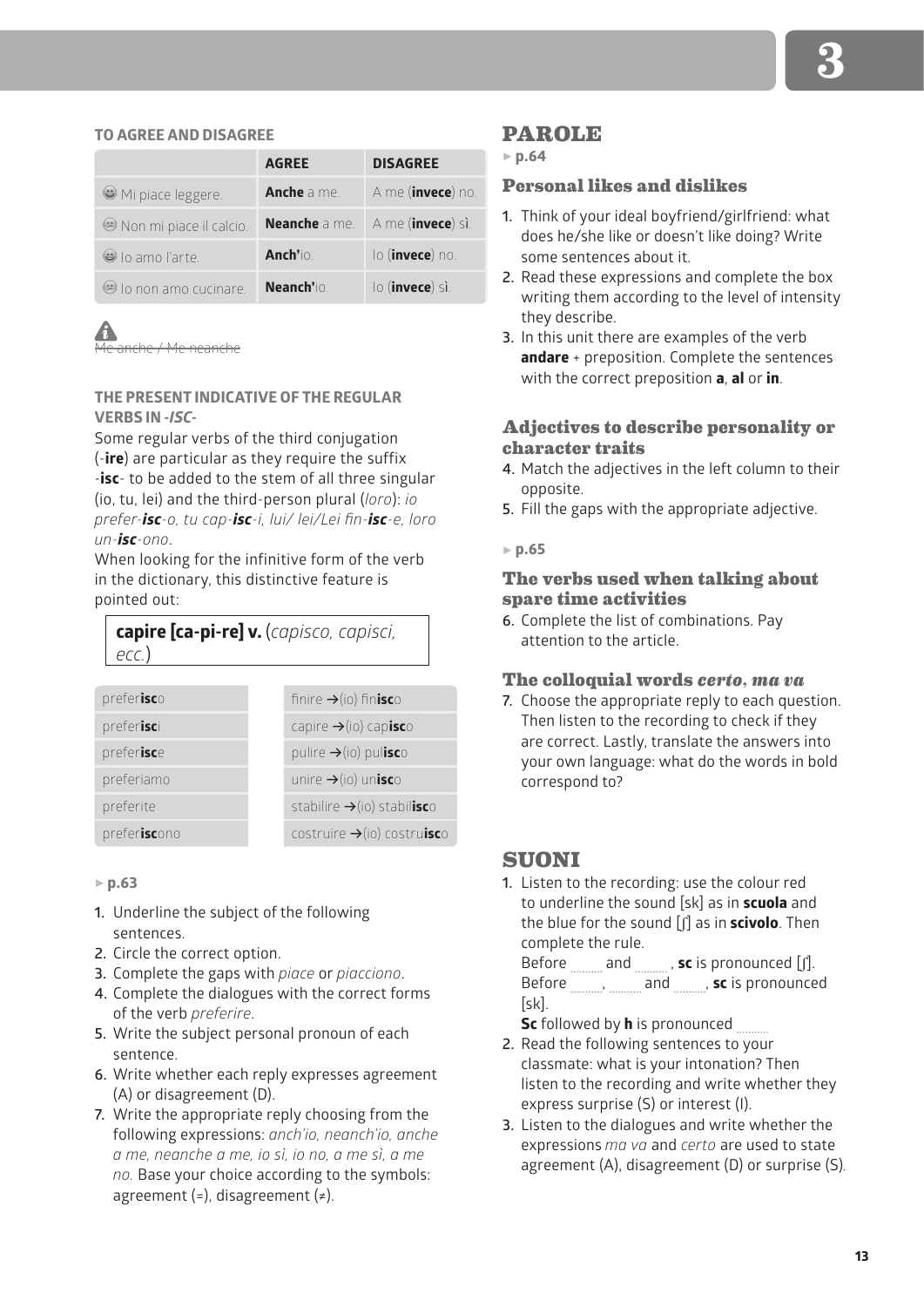**TO AGREE AND DISAGREE**

| | AGREE | DISAGREE |
|---|---|---|
| 😀 Mi piace leggere. | **Anche** a me. | A me (**invece**) no. |
| 😑 Non mi piace il calcio. | **Neanche** a me. | A me (**invece**) sì. |
| 😀 Io amo l'arte. | **Anch'**io. | Io (**invece**) no. |
| 😑 Io non amo cucinare. | **Neanch'**io. | Io (**invece**) sì. |

~~Me anche / Me neanche~~

**THE PRESENT INDICATIVE OF THE REGULAR VERBS IN *-ISC-***

Some regular verbs of the third conjugation (-**ire**) are particular as they require the suffix -**isc**- to be added to the stem of all three singular (io, tu, lei) and the third-person plural (*loro*): *io prefer-**isc**-o, tu cap-**isc**-i, lui/ lei/Lei fin-**isc**-e, loro un-**isc**-ono*.

When looking for the infinitive form of the verb in the dictionary, this distinctive feature is pointed out:

**capire [ca-pi-re] v.** (*capisco, capisci, ecc.*)

| | |
|---|---|
| prefer**isc**o | finire →(io) fin**isc**o |
| prefer**isc**i | capire →(io) cap**isc**o |
| prefer**isc**e | pulire →(io) pul**isc**o |
| preferiamo | unire →(io) un**isc**o |
| preferite | stabilire →(io) stabil**isc**o |
| prefer**isc**ono | costruire →(io) costru**isc**o |

► p.63

1. Underline the subject of the following sentences.
2. Circle the correct option.
3. Complete the gaps with *piace* or *piacciono*.
4. Complete the dialogues with the correct forms of the verb *preferire*.
5. Write the subject personal pronoun of each sentence.
6. Write whether each reply expresses agreement (A) or disagreement (D).
7. Write the appropriate reply choosing from the following expressions: *anch'io, neanch'io, anche a me, neanche a me, io sì, io no, a me sì, a me no.* Base your choice according to the symbols: agreement (=), disagreement (≠).

## PAROLE

► p.64

### Personal likes and dislikes

1. Think of your ideal boyfriend/girlfriend: what does he/she like or doesn't like doing? Write some sentences about it.
2. Read these expressions and complete the box writing them according to the level of intensity they describe.
3. In this unit there are examples of the verb **andare** + preposition. Complete the sentences with the correct preposition **a**, **al** or **in**.

### Adjectives to describe personality or character traits

4. Match the adjectives in the left column to their opposite.
5. Fill the gaps with the appropriate adjective.

► p.65

### The verbs used when talking about spare time activities

6. Complete the list of combinations. Pay attention to the article.

### The colloquial words *certo*, *ma va*

7. Choose the appropriate reply to each question. Then listen to the recording to check if they are correct. Lastly, translate the answers into your own language: what do the words in bold correspond to?

## SUONI

1. Listen to the recording: use the colour red to underline the sound [sk] as in **scuola** and the blue for the sound [ʃ] as in **scivolo**. Then complete the rule.
   Before ........ and ........ , **sc** is pronounced [ʃ].
   Before ........, ........ and ........, **sc** is pronounced [sk].
   **Sc** followed by **h** is pronounced ........
2. Read the following sentences to your classmate: what is your intonation? Then listen to the recording and write whether they express surprise (S) or interest (I).
3. Listen to the dialogues and write whether the expressions *ma va* and *certo* are used to state agreement (A), disagreement (D) or surprise (S).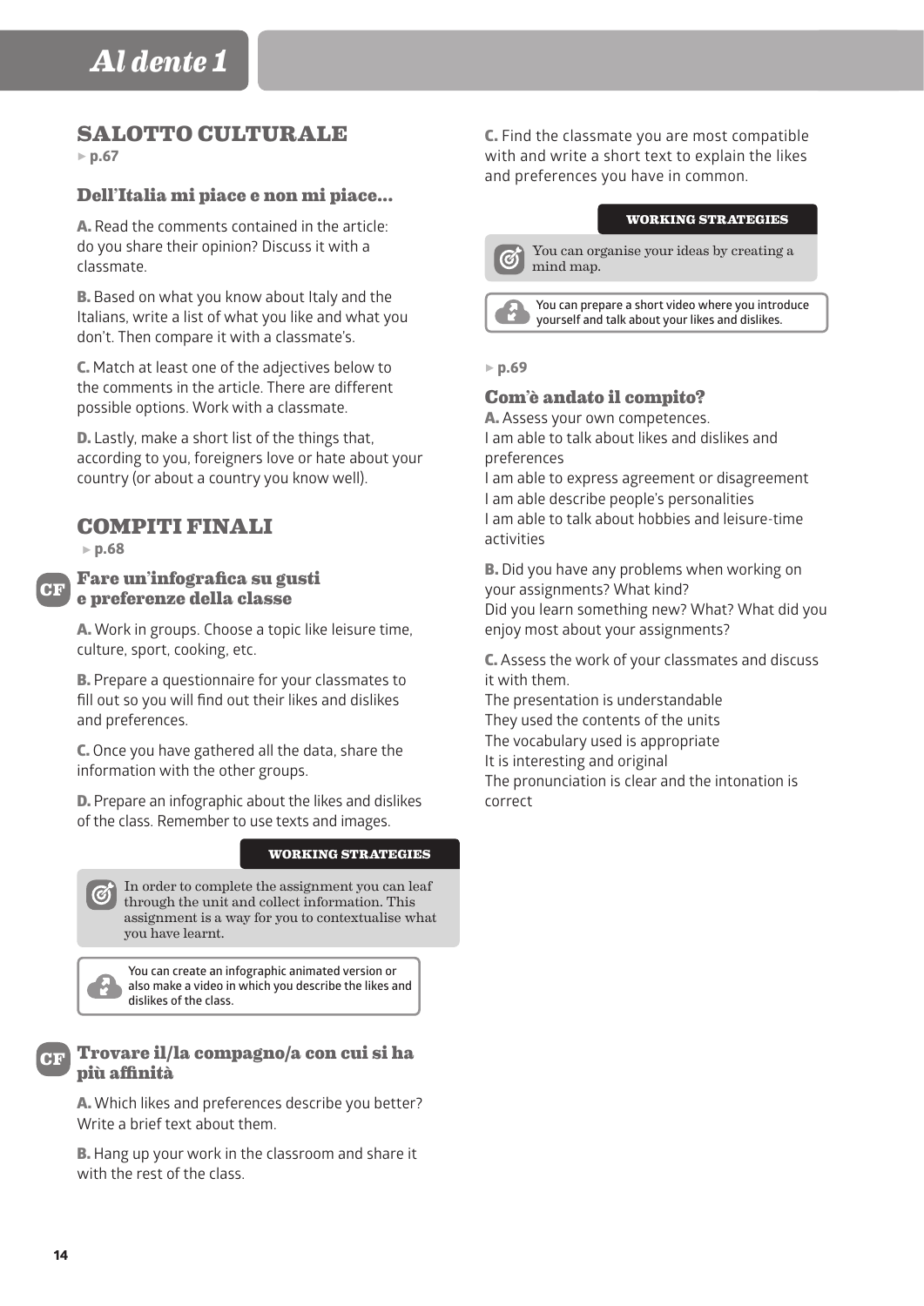## SALOTTO CULTURALE

▸ p.67

### Dell'Italia mi piace e non mi piace...

**A.** Read the comments contained in the article: do you share their opinion? Discuss it with a classmate.

**B.** Based on what you know about Italy and the Italians, write a list of what you like and what you don't. Then compare it with a classmate's.

**C.** Match at least one of the adjectives below to the comments in the article. There are different possible options. Work with a classmate.

**D.** Lastly, make a short list of the things that, according to you, foreigners love or hate about your country (or about a country you know well).

## COMPITI FINALI

▸ p.68

### CF Fare un'infografica su gusti e preferenze della classe

**A.** Work in groups. Choose a topic like leisure time, culture, sport, cooking, etc.

**B.** Prepare a questionnaire for your classmates to fill out so you will find out their likes and dislikes and preferences.

**C.** Once you have gathered all the data, share the information with the other groups.

**D.** Prepare an infographic about the likes and dislikes of the class. Remember to use texts and images.

**WORKING STRATEGIES**

In order to complete the assignment you can leaf through the unit and collect information. This assignment is a way for you to contextualise what you have learnt.

You can create an infographic animated version or also make a video in which you describe the likes and dislikes of the class.

### CF Trovare il/la compagno/a con cui si ha più affinità

**A.** Which likes and preferences describe you better? Write a brief text about them.

**B.** Hang up your work in the classroom and share it with the rest of the class.

**C.** Find the classmate you are most compatible with and write a short text to explain the likes and preferences you have in common.

**WORKING STRATEGIES**

You can organise your ideas by creating a mind map.

You can prepare a short video where you introduce yourself and talk about your likes and dislikes.

▸ p.69

### Com'è andato il compito?

**A.** Assess your own competences.
I am able to talk about likes and dislikes and preferences
I am able to express agreement or disagreement
I am able describe people's personalities
I am able to talk about hobbies and leisure-time activities

**B.** Did you have any problems when working on your assignments? What kind?
Did you learn something new? What? What did you enjoy most about your assignments?

**C.** Assess the work of your classmates and discuss it with them.
The presentation is understandable
They used the contents of the units
The vocabulary used is appropriate
It is interesting and original
The pronunciation is clear and the intonation is correct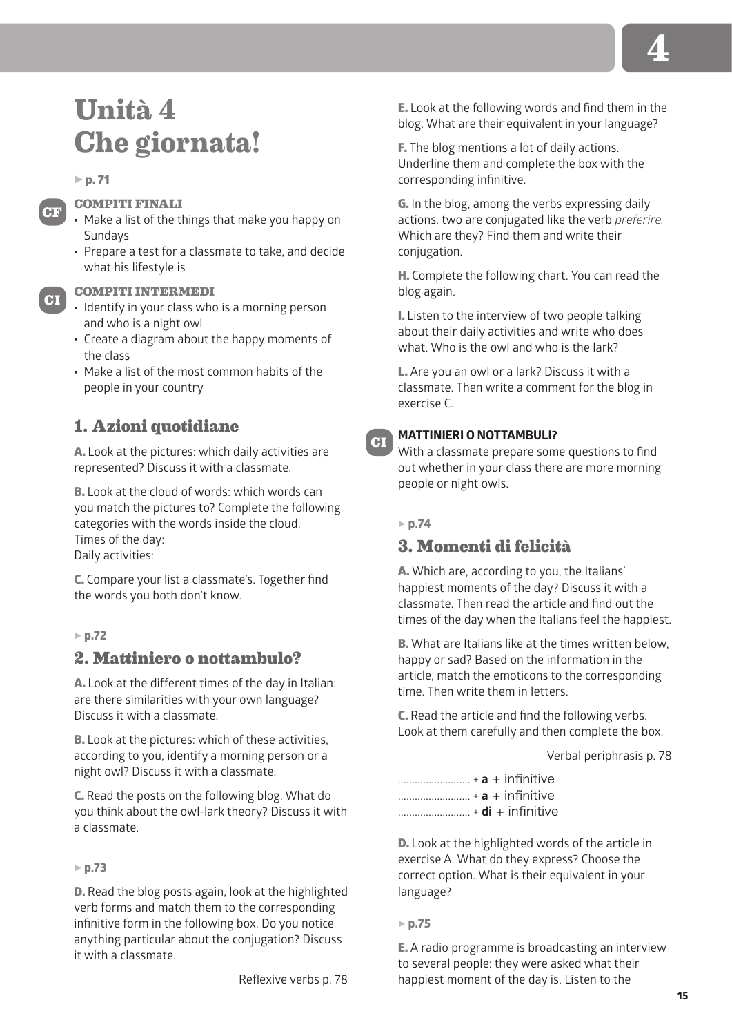# Unità 4
# Che giornata!

► **p. 71**

**CF** **COMPITI FINALI**

- Make a list of the things that make you happy on Sundays
- Prepare a test for a classmate to take, and decide what his lifestyle is

**CI** **COMPITI INTERMEDI**

- Identify in your class who is a morning person and who is a night owl
- Create a diagram about the happy moments of the class
- Make a list of the most common habits of the people in your country

## 1. Azioni quotidiane

**A.** Look at the pictures: which daily activities are represented? Discuss it with a classmate.

**B.** Look at the cloud of words: which words can you match the pictures to? Complete the following categories with the words inside the cloud.
Times of the day:
Daily activities:

**C.** Compare your list a classmate's. Together find the words you both don't know.

► **p.72**

## 2. Mattiniero o nottambulo?

**A.** Look at the different times of the day in Italian: are there similarities with your own language? Discuss it with a classmate.

**B.** Look at the pictures: which of these activities, according to you, identify a morning person or a night owl? Discuss it with a classmate.

**C.** Read the posts on the following blog. What do you think about the owl-lark theory? Discuss it with a classmate.

► **p.73**

**D.** Read the blog posts again, look at the highlighted verb forms and match them to the corresponding infinitive form in the following box. Do you notice anything particular about the conjugation? Discuss it with a classmate.

Reflexive verbs p. 78

**E.** Look at the following words and find them in the blog. What are their equivalent in your language?

**F.** The blog mentions a lot of daily actions. Underline them and complete the box with the corresponding infinitive.

**G.** In the blog, among the verbs expressing daily actions, two are conjugated like the verb *preferire.* Which are they? Find them and write their conjugation.

**H.** Complete the following chart. You can read the blog again.

**I.** Listen to the interview of two people talking about their daily activities and write who does what. Who is the owl and who is the lark?

**L.** Are you an owl or a lark? Discuss it with a classmate. Then write a comment for the blog in exercise C.

**CI** **MATTINIERI O NOTTAMBULI?**
With a classmate prepare some questions to find out whether in your class there are more morning people or night owls.

► **p.74**

## 3. Momenti di felicità

**A.** Which are, according to you, the Italians' happiest moments of the day? Discuss it with a classmate. Then read the article and find out the times of the day when the Italians feel the happiest.

**B.** What are Italians like at the times written below, happy or sad? Based on the information in the article, match the emoticons to the corresponding time. Then write them in letters.

**C.** Read the article and find the following verbs. Look at them carefully and then complete the box.

Verbal periphrasis p. 78

.......................... + **a** + infinitive
.......................... + **a** + infinitive
.......................... + **di** + infinitive

**D.** Look at the highlighted words of the article in exercise A. What do they express? Choose the correct option. What is their equivalent in your language?

► **p.75**

**E.** A radio programme is broadcasting an interview to several people: they were asked what their happiest moment of the day is. Listen to the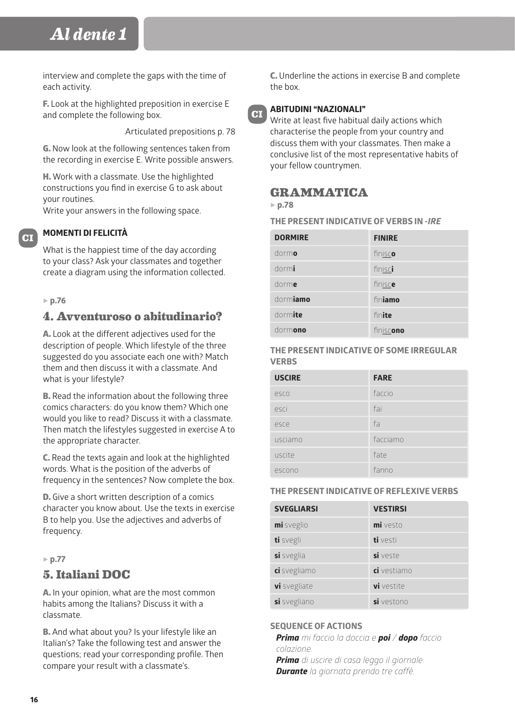interview and complete the gaps with the time of each activity.

**F.** Look at the highlighted preposition in exercise E and complete the following box.

Articulated prepositions p. 78

**G.** Now look at the following sentences taken from the recording in exercise E. Write possible answers.

**H.** Work with a classmate. Use the highlighted constructions you find in exercise G to ask about your routines.
Write your answers in the following space.

CI

**MOMENTI DI FELICITÀ**

What is the happiest time of the day according to your class? Ask your classmates and together create a diagram using the information collected.

▸ **p.76**

## 4. Avventuroso o abitudinario?

**A.** Look at the different adjectives used for the description of people. Which lifestyle of the three suggested do you associate each one with? Match them and then discuss it with a classmate. And what is your lifestyle?

**B.** Read the information about the following three comics characters: do you know them? Which one would you like to read? Discuss it with a classmate. Then match the lifestyles suggested in exercise A to the appropriate character.

**C.** Read the texts again and look at the highlighted words. What is the position of the adverbs of frequency in the sentences? Now complete the box.

**D.** Give a short written description of a comics character you know about. Use the texts in exercise B to help you. Use the adjectives and adverbs of frequency.

▸ **p.77**

## 5. Italiani DOC

**A.** In your opinion, what are the most common habits among the Italians? Discuss it with a classmate.

**B.** And what about you? Is your lifestyle like an Italian's? Take the following test and answer the questions; read your corresponding profile. Then compare your result with a classmate's.

**C.** Underline the actions in exercise B and complete the box.

CI

**ABITUDINI "NAZIONALI"**

Write at least five habitual daily actions which characterise the people from your country and discuss them with your classmates. Then make a conclusive list of the most representative habits of your fellow countrymen.

## GRAMMATICA

▸ **p.78**

### THE PRESENT INDICATIVE OF VERBS IN -*IRE*

| DORMIRE | FINIRE |
|---|---|
| dorm**o** | fin<u>isc</u>**o** |
| dorm**i** | fin<u>isc</u>**i** |
| dorm**e** | fin<u>isc</u>**e** |
| dorm**iamo** | fin**iamo** |
| dorm**ite** | fin**ite** |
| dorm**ono** | fin<u>isc</u>**ono** |

### THE PRESENT INDICATIVE OF SOME IRREGULAR VERBS

| USCIRE | FARE |
|---|---|
| esco | faccio |
| esci | fai |
| esce | fa |
| usciamo | facciamo |
| uscite | fate |
| escono | fanno |

### THE PRESENT INDICATIVE OF REFLEXIVE VERBS

| SVEGLIARSI | VESTIRSI |
|---|---|
| **mi** sveglio | **mi** vesto |
| **ti** svegli | **ti** vesti |
| **si** sveglia | **si** veste |
| **ci** svegliamo | **ci** vestiamo |
| **vi** svegliate | **vi** vestite |
| **si** svegliano | **si** vestono |

### SEQUENCE OF ACTIONS

***Prima*** *mi faccio la doccia e* ***poi*** */* ***dopo*** *faccio colazione.*
***Prima*** *di uscire di casa leggo il giornale.*
***Durante*** *la giornata prendo tre caffè.*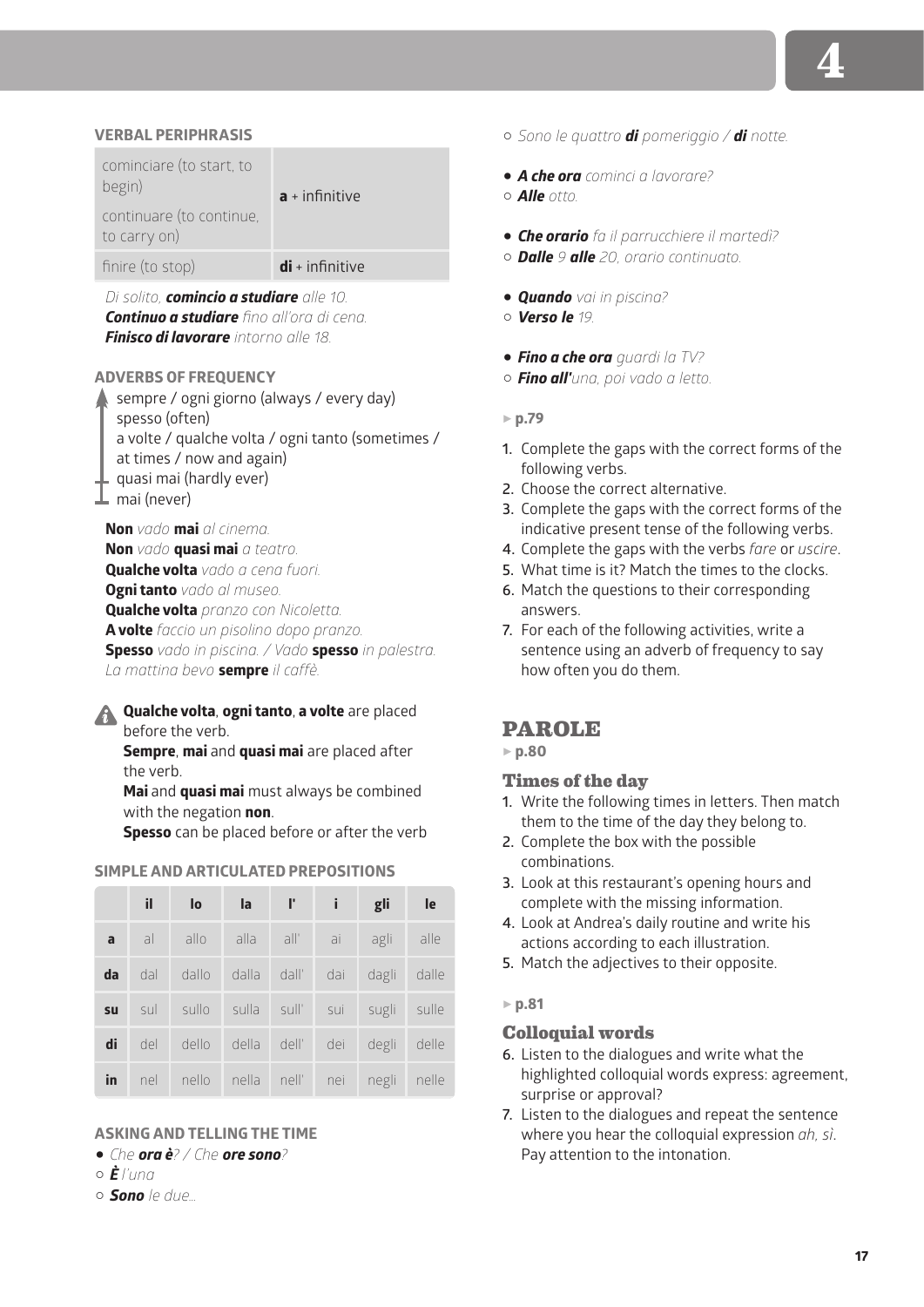### VERBAL PERIPHRASIS

| | |
|---|---|
| cominciare (to start, to begin) continuare (to continue, to carry on) | **a** + infinitive |
| finire (to stop) | **di** + infinitive |

*Di solito, **comincio a studiare** alle 10.*
***Continuo a studiare** fino all'ora di cena.*
***Finisco di lavorare** intorno alle 18.*

### ADVERBS OF FREQUENCY

- sempre / ogni giorno (always / every day)
- spesso (often)
- a volte / qualche volta / ogni tanto (sometimes / at times / now and again)
- quasi mai (hardly ever)
- mai (never)

**Non** *vado* **mai** *al cinema.*
**Non** *vado* **quasi mai** *a teatro.*
**Qualche volta** *vado a cena fuori.*
**Ogni tanto** *vado al museo.*
**Qualche volta** *pranzo con Nicoletta.*
**A volte** *faccio un pisolino dopo pranzo.*
**Spesso** *vado in piscina. / Vado* **spesso** *in palestra.*
*La mattina bevo* **sempre** *il caffè.*

**Qualche volta**, **ogni tanto**, **a volte** are placed before the verb.
**Sempre**, **mai** and **quasi mai** are placed after the verb.
**Mai** and **quasi mai** must always be combined with the negation **non**.
**Spesso** can be placed before or after the verb

### SIMPLE AND ARTICULATED PREPOSITIONS

| | il | lo | la | l' | i | gli | le |
|---|---|---|---|---|---|---|---|
| **a** | al | allo | alla | all' | ai | agli | alle |
| **da** | dal | dallo | dalla | dall' | dai | dagli | dalle |
| **su** | sul | sullo | sulla | sull' | sui | sugli | sulle |
| **di** | del | dello | della | dell' | dei | degli | delle |
| **in** | nel | nello | nella | nell' | nei | negli | nelle |

### ASKING AND TELLING THE TIME

- *Che* ***ora è****? / Che* ***ore sono****?*
- ***È*** *l'una*
- ***Sono*** *le due...*
- *Sono le quattro* ***di*** *pomeriggio /* ***di*** *notte.*

- ***A che ora*** *cominci a lavorare?*
- ***Alle*** *otto.*

- ***Che orario*** *fa il parrucchiere il martedì?*
- ***Dalle*** *9* ***alle*** *20, orario continuato.*

- ***Quando*** *vai in piscina?*
- ***Verso le*** *19.*

- ***Fino a che ora*** *guardi la TV?*
- ***Fino all'****una, poi vado a letto.*

► **p.79**

1. Complete the gaps with the correct forms of the following verbs.
2. Choose the correct alternative.
3. Complete the gaps with the correct forms of the indicative present tense of the following verbs.
4. Complete the gaps with the verbs *fare* or *uscire*.
5. What time is it? Match the times to the clocks.
6. Match the questions to their corresponding answers.
7. For each of the following activities, write a sentence using an adverb of frequency to say how often you do them.

## PAROLE

► **p.80**

### Times of the day

1. Write the following times in letters. Then match them to the time of the day they belong to.
2. Complete the box with the possible combinations.
3. Look at this restaurant's opening hours and complete with the missing information.
4. Look at Andrea's daily routine and write his actions according to each illustration.
5. Match the adjectives to their opposite.

► **p.81**

### Colloquial words

6. Listen to the dialogues and write what the highlighted colloquial words express: agreement, surprise or approval?
7. Listen to the dialogues and repeat the sentence where you hear the colloquial expression *ah, sì*. Pay attention to the intonation.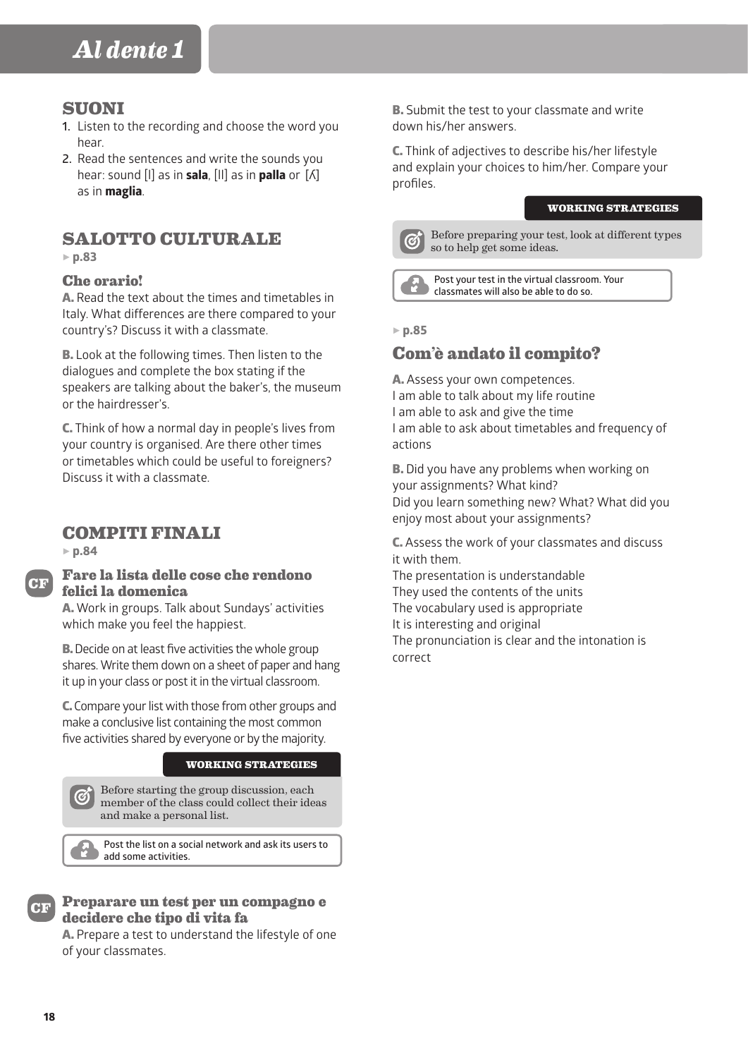## SUONI

1. Listen to the recording and choose the word you hear.
2. Read the sentences and write the sounds you hear: sound [l] as in **sala**, [ll] as in **palla** or [ʎ] as in **maglia**.

## SALOTTO CULTURALE

▸ p.83

### Che orario!

**A.** Read the text about the times and timetables in Italy. What differences are there compared to your country's? Discuss it with a classmate.

**B.** Look at the following times. Then listen to the dialogues and complete the box stating if the speakers are talking about the baker's, the museum or the hairdresser's.

**C.** Think of how a normal day in people's lives from your country is organised. Are there other times or timetables which could be useful to foreigners? Discuss it with a classmate.

## COMPITI FINALI

▸ p.84

### CF Fare la lista delle cose che rendono felici la domenica

**A.** Work in groups. Talk about Sundays' activities which make you feel the happiest.

**B.** Decide on at least five activities the whole group shares. Write them down on a sheet of paper and hang it up in your class or post it in the virtual classroom.

**C.** Compare your list with those from other groups and make a conclusive list containing the most common five activities shared by everyone or by the majority.

**WORKING STRATEGIES**

Before starting the group discussion, each member of the class could collect their ideas and make a personal list.

Post the list on a social network and ask its users to add some activities.

### CF Preparare un test per un compagno e decidere che tipo di vita fa

**A.** Prepare a test to understand the lifestyle of one of your classmates.

**B.** Submit the test to your classmate and write down his/her answers.

**C.** Think of adjectives to describe his/her lifestyle and explain your choices to him/her. Compare your profiles.

**WORKING STRATEGIES**

Before preparing your test, look at different types so to help get some ideas.

Post your test in the virtual classroom. Your classmates will also be able to do so.

▸ p.85

### Com'è andato il compito?

**A.** Assess your own competences.
I am able to talk about my life routine
I am able to ask and give the time
I am able to ask about timetables and frequency of actions

**B.** Did you have any problems when working on your assignments? What kind?
Did you learn something new? What? What did you enjoy most about your assignments?

**C.** Assess the work of your classmates and discuss it with them.
The presentation is understandable
They used the contents of the units
The vocabulary used is appropriate
It is interesting and original
The pronunciation is clear and the intonation is correct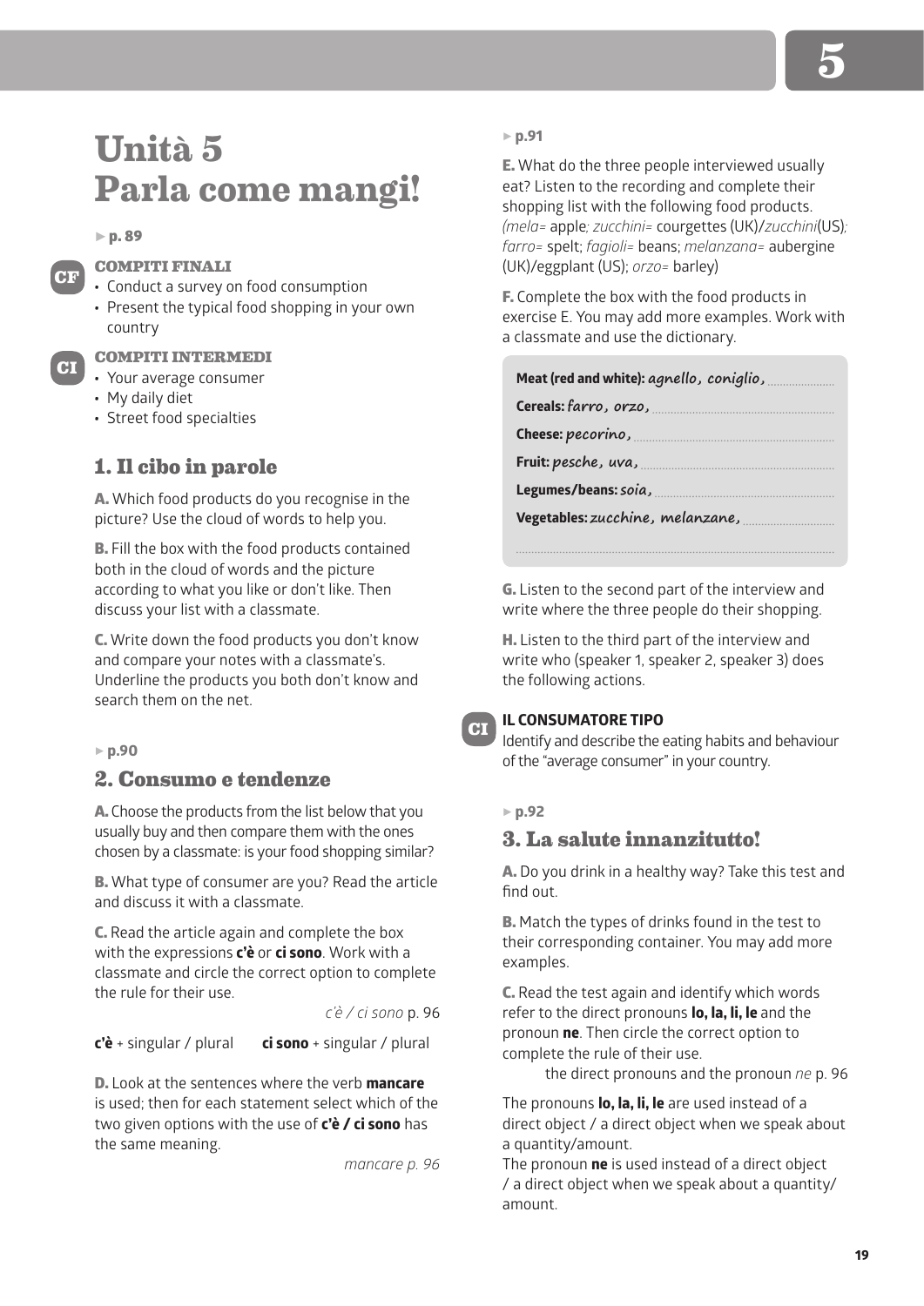# Unità 5
# Parla come mangi!

► p. 89

**CF** **COMPITI FINALI**
- Conduct a survey on food consumption
- Present the typical food shopping in your own country

**CI** **COMPITI INTERMEDI**
- Your average consumer
- My daily diet
- Street food specialties

## 1. Il cibo in parole

**A.** Which food products do you recognise in the picture? Use the cloud of words to help you.

**B.** Fill the box with the food products contained both in the cloud of words and the picture according to what you like or don't like. Then discuss your list with a classmate.

**C.** Write down the food products you don't know and compare your notes with a classmate's. Underline the products you both don't know and search them on the net.

► p.90

## 2. Consumo e tendenze

**A.** Choose the products from the list below that you usually buy and then compare them with the ones chosen by a classmate: is your food shopping similar?

**B.** What type of consumer are you? Read the article and discuss it with a classmate.

**C.** Read the article again and complete the box with the expressions **c'è** or **ci sono**. Work with a classmate and circle the correct option to complete the rule for their use.

*c'è / ci sono* p. 96

**c'è** + singular / plural  **ci sono** + singular / plural

**D.** Look at the sentences where the verb **mancare** is used; then for each statement select which of the two given options with the use of **c'è / ci sono** has the same meaning.

*mancare p. 96*

► p.91

**E.** What do the three people interviewed usually eat? Listen to the recording and complete their shopping list with the following food products. (*mela=* apple; *zucchini=* courgettes (UK)/*zucchini*(US); *farro=* spelt; *fagioli=* beans; *melanzana=* aubergine (UK)/eggplant (US); *orzo=* barley)

**F.** Complete the box with the food products in exercise E. You may add more examples. Work with a classmate and use the dictionary.

**Meat (red and white):** *agnello, coniglio,* ..................
**Cereals:** *farro, orzo,* ..................
**Cheese:** *pecorino,* ..................
**Fruit:** *pesche, uva,* ..................
**Legumes/beans:** *soia,* ..................
**Vegetables:** *zucchine, melanzane,* ..................
..................

**G.** Listen to the second part of the interview and write where the three people do their shopping.

**H.** Listen to the third part of the interview and write who (speaker 1, speaker 2, speaker 3) does the following actions.

**CI** **IL CONSUMATORE TIPO**
Identify and describe the eating habits and behaviour of the "average consumer" in your country.

► p.92

## 3. La salute innanzitutto!

**A.** Do you drink in a healthy way? Take this test and find out.

**B.** Match the types of drinks found in the test to their corresponding container. You may add more examples.

**C.** Read the test again and identify which words refer to the direct pronouns **lo, la, li, le** and the pronoun **ne**. Then circle the correct option to complete the rule of their use.

the direct pronouns and the pronoun *ne* p. 96

The pronouns **lo, la, li, le** are used instead of a direct object / a direct object when we speak about a quantity/amount.
The pronoun **ne** is used instead of a direct object / a direct object when we speak about a quantity/amount.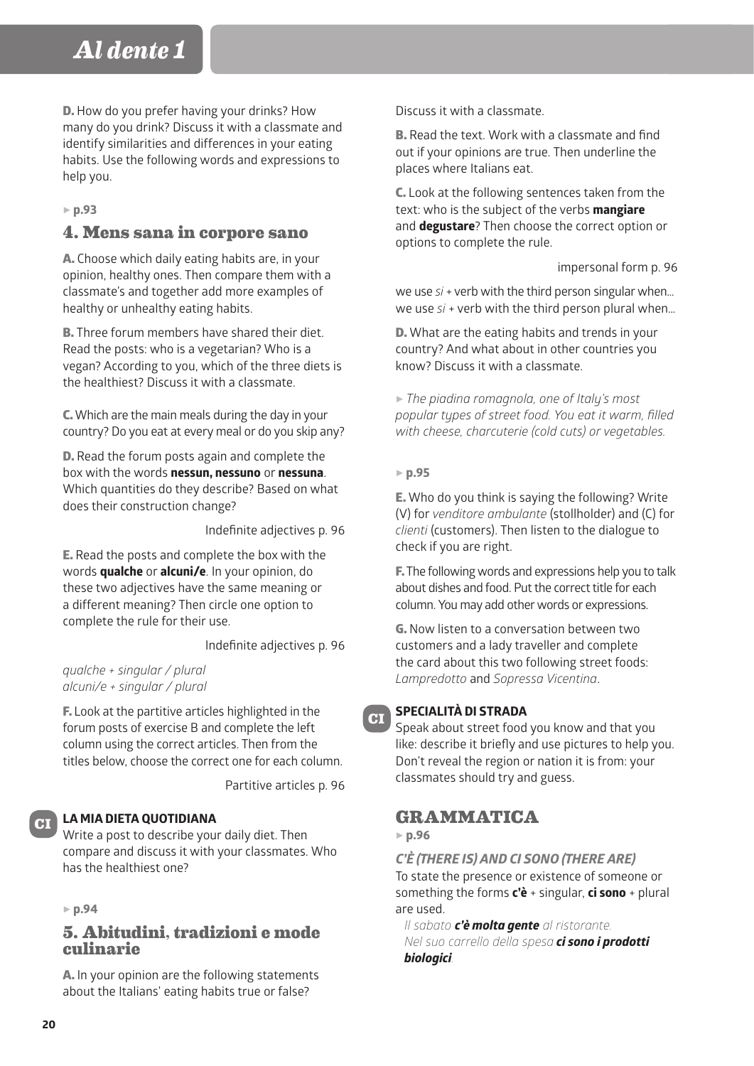**D.** How do you prefer having your drinks? How many do you drink? Discuss it with a classmate and identify similarities and differences in your eating habits. Use the following words and expressions to help you.

▸ **p.93**

## 4. Mens sana in corpore sano

**A.** Choose which daily eating habits are, in your opinion, healthy ones. Then compare them with a classmate's and together add more examples of healthy or unhealthy eating habits.

**B.** Three forum members have shared their diet. Read the posts: who is a vegetarian? Who is a vegan? According to you, which of the three diets is the healthiest? Discuss it with a classmate.

**C.** Which are the main meals during the day in your country? Do you eat at every meal or do you skip any?

**D.** Read the forum posts again and complete the box with the words **nessun, nessuno** or **nessuna**. Which quantities do they describe? Based on what does their construction change?

Indefinite adjectives p. 96

**E.** Read the posts and complete the box with the words **qualche** or **alcuni/e**. In your opinion, do these two adjectives have the same meaning or a different meaning? Then circle one option to complete the rule for their use.

Indefinite adjectives p. 96

*qualche + singular / plural*
*alcuni/e + singular / plural*

**F.** Look at the partitive articles highlighted in the forum posts of exercise B and complete the left column using the correct articles. Then from the titles below, choose the correct one for each column.

Partitive articles p. 96

CI **LA MIA DIETA QUOTIDIANA**
Write a post to describe your daily diet. Then compare and discuss it with your classmates. Who has the healthiest one?

▸ **p.94**

## 5. Abitudini, tradizioni e mode culinarie

**A.** In your opinion are the following statements about the Italians' eating habits true or false? Discuss it with a classmate.

**B.** Read the text. Work with a classmate and find out if your opinions are true. Then underline the places where Italians eat.

**C.** Look at the following sentences taken from the text: who is the subject of the verbs **mangiare** and **degustare**? Then choose the correct option or options to complete the rule.

impersonal form p. 96

we use *si* + verb with the third person singular when...
we use *si* + verb with the third person plural when...

**D.** What are the eating habits and trends in your country? And what about in other countries you know? Discuss it with a classmate.

▸ *The piadina romagnola, one of Italy's most popular types of street food. You eat it warm, filled with cheese, charcuterie (cold cuts) or vegetables.*

▸ **p.95**

**E.** Who do you think is saying the following? Write (V) for *venditore ambulante* (stollholder) and (C) for *clienti* (customers). Then listen to the dialogue to check if you are right.

**F.** The following words and expressions help you to talk about dishes and food. Put the correct title for each column. You may add other words or expressions.

**G.** Now listen to a conversation between two customers and a lady traveller and complete the card about this two following street foods: *Lampredotto* and *Sopressa Vicentina*.

CI **SPECIALITÀ DI STRADA**
Speak about street food you know and that you like: describe it briefly and use pictures to help you. Don't reveal the region or nation it is from: your classmates should try and guess.

## GRAMMATICA

▸ **p.96**

### *C'È (THERE IS) AND CI SONO (THERE ARE)*

To state the presence or existence of someone or something the forms **c'è** + singular, **ci sono** + plural are used.

*Il sabato **c'è molta gente** al ristorante.*
*Nel suo carrello della spesa **ci sono i prodotti biologici**.*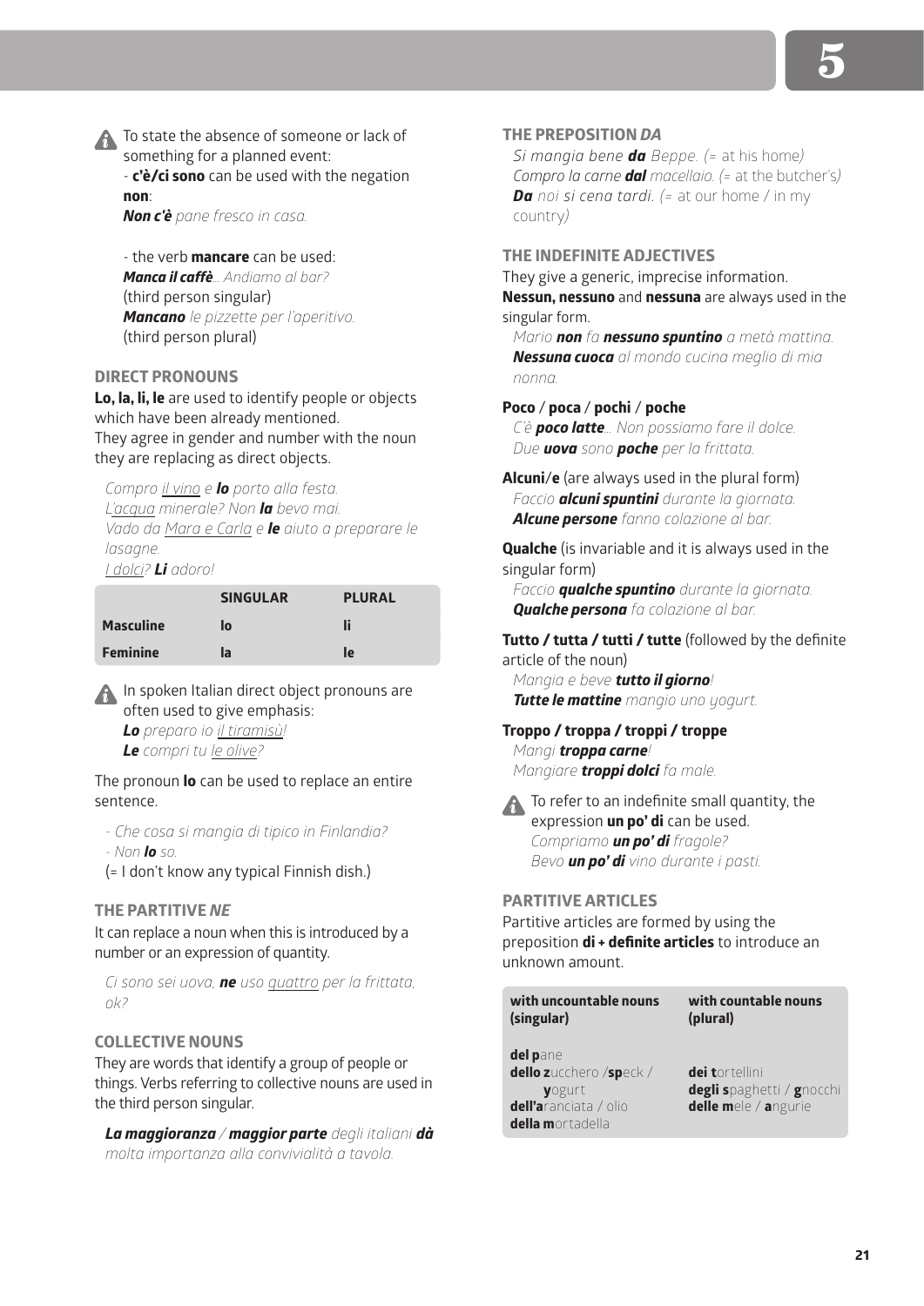⚠ To state the absence of someone or lack of something for a planned event:
- **c'è/ci sono** can be used with the negation **non**:
***Non c'è*** *pane fresco in casa.*

- the verb **mancare** can be used:
***Manca il caffè****... Andiamo al bar?*
(third person singular)
***Mancano*** *le pizzette per l'aperitivo.*
(third person plural)

### DIRECT PRONOUNS

**Lo, la, li, le** are used to identify people or objects which have been already mentioned.
They agree in gender and number with the noun they are replacing as direct objects.

*Compro il vino e* ***lo*** *porto alla festa.*
*L'acqua minerale? Non* ***la*** *bevo mai.*
*Vado da Mara e Carla e* ***le*** *aiuto a preparare le lasagne.*
*I dolci?* ***Li*** *adoro!*

| | SINGULAR | PLURAL |
|---|---|---|
| **Masculine** | **lo** | **li** |
| **Feminine** | **la** | **le** |

⚠ In spoken Italian direct object pronouns are often used to give emphasis:
***Lo*** *preparo io il tiramisù!*
***Le*** *compri tu le olive?*

The pronoun **lo** can be used to replace an entire sentence.

*- Che cosa si mangia di tipico in Finlandia?*
*- Non* ***lo*** *so.*
(= I don't know any typical Finnish dish.)

### THE PARTITIVE *NE*

It can replace a noun when this is introduced by a number or an expression of quantity.

*Ci sono sei uova,* ***ne*** *uso quattro per la frittata, ok?*

### COLLECTIVE NOUNS

They are words that identify a group of people or things. Verbs referring to collective nouns are used in the third person singular.

***La maggioranza*** */* ***maggior parte*** *degli italiani* ***dà*** *molta importanza alla convivialità a tavola.*

### THE PREPOSITION *DA*

*Si mangia bene* ***da*** *Beppe. (=* at his home*)*
*Compro la carne* ***dal*** *macellaio. (=* at the butcher's*)*
***Da*** *noi si cena tardi. (=* at our home / in my country*)*

### THE INDEFINITE ADJECTIVES

They give a generic, imprecise information.
**Nessun, nessuno** and **nessuna** are always used in the singular form.

*Mario* ***non*** *fa* ***nessuno spuntino*** *a metà mattina.*
***Nessuna cuoca*** *al mondo cucina meglio di mia nonna.*

**Poco** / **poca** / **pochi** / **poche**

*C'è* ***poco latte****... Non possiamo fare il dolce.*
*Due* ***uova*** *sono* ***poche*** *per la frittata.*

**Alcuni**/**e** (are always used in the plural form)

*Faccio* ***alcuni spuntini*** *durante la giornata.*
***Alcune persone*** *fanno colazione al bar.*

**Qualche** (is invariable and it is always used in the singular form)

*Faccio* ***qualche spuntino*** *durante la giornata.*
***Qualche persona*** *fa colazione al bar.*

**Tutto / tutta / tutti / tutte** (followed by the definite article of the noun)

*Mangia e beve* ***tutto il giorno****!*
***Tutte le mattine*** *mangio uno yogurt.*

**Troppo / troppa / troppi / troppe**

*Mangi* ***troppa carne****!*
*Mangiare* ***troppi dolci*** *fa male.*

⚠ To refer to an indefinite small quantity, the expression **un po' di** can be used.
*Compriamo* ***un po' di*** *fragole?*
*Bevo* ***un po' di*** *vino durante i pasti.*

### PARTITIVE ARTICLES

Partitive articles are formed by using the preposition **di + definite articles** to introduce an unknown amount.

| with uncountable nouns (singular) | with countable nouns (plural) |
|---|---|
| **del p**ane | |
| **dello z**ucchero /**sp**eck / **y**ogurt | **dei t**ortellini |
| **dell'a**ranciata / olio | **degli s**paghetti / **g**nocchi |
| **della m**ortadella | **delle m**ele / **a**ngurie |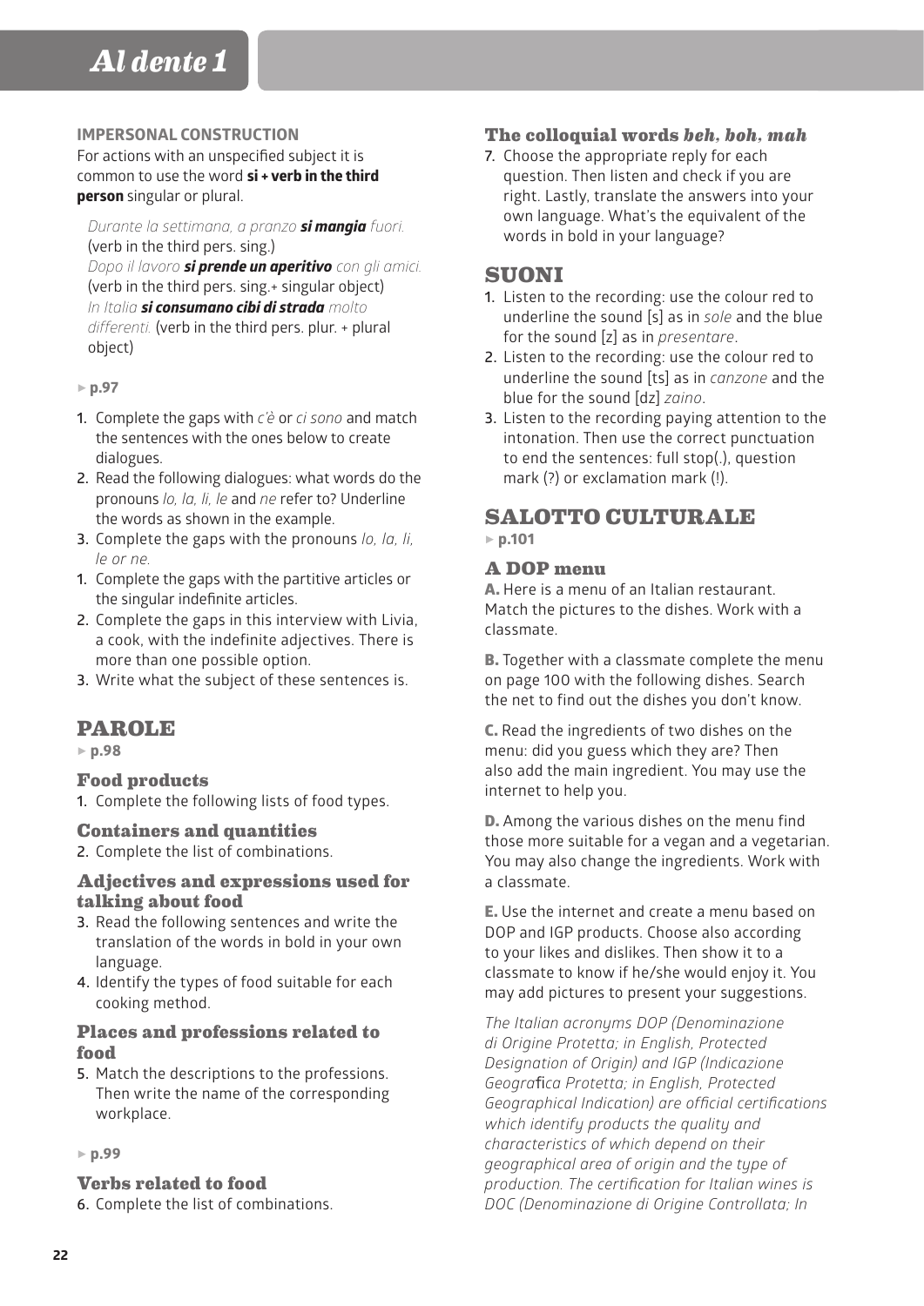### IMPERSONAL CONSTRUCTION

For actions with an unspecified subject it is common to use the word **si + verb in the third person** singular or plural.

*Durante la settimana, a pranzo* ***si mangia*** *fuori.* (verb in the third pers. sing.)
*Dopo il lavoro* ***si prende un aperitivo*** *con gli amici.* (verb in the third pers. sing.+ singular object)
*In Italia* ***si consumano cibi di strada*** *molto differenti.* (verb in the third pers. plur. + plural object)

▸ **p.97**

1. Complete the gaps with *c'è* or *ci sono* and match the sentences with the ones below to create dialogues.
2. Read the following dialogues: what words do the pronouns *lo, la, li, le* and *ne* refer to? Underline the words as shown in the example.
3. Complete the gaps with the pronouns *lo, la, li, le or ne.*
1. Complete the gaps with the partitive articles or the singular indefinite articles.
2. Complete the gaps in this interview with Livia, a cook, with the indefinite adjectives. There is more than one possible option.
3. Write what the subject of these sentences is.

## PAROLE

▸ **p.98**

### Food products

1. Complete the following lists of food types.

### Containers and quantities

2. Complete the list of combinations.

### Adjectives and expressions used for talking about food

3. Read the following sentences and write the translation of the words in bold in your own language.
4. Identify the types of food suitable for each cooking method.

### Places and professions related to food

5. Match the descriptions to the professions. Then write the name of the corresponding workplace.

▸ **p.99**

### Verbs related to food

6. Complete the list of combinations.

### The colloquial words *beh, boh, mah*

7. Choose the appropriate reply for each question. Then listen and check if you are right. Lastly, translate the answers into your own language. What's the equivalent of the words in bold in your language?

## SUONI

1. Listen to the recording: use the colour red to underline the sound [s] as in *sole* and the blue for the sound [z] as in *presentare*.
2. Listen to the recording: use the colour red to underline the sound [ts] as in *canzone* and the blue for the sound [dz] *zaino*.
3. Listen to the recording paying attention to the intonation. Then use the correct punctuation to end the sentences: full stop(.), question mark (?) or exclamation mark (!).

## SALOTTO CULTURALE

▸ **p.101**

### A DOP menu

**A.** Here is a menu of an Italian restaurant. Match the pictures to the dishes. Work with a classmate.

**B.** Together with a classmate complete the menu on page 100 with the following dishes. Search the net to find out the dishes you don't know.

**C.** Read the ingredients of two dishes on the menu: did you guess which they are? Then also add the main ingredient. You may use the internet to help you.

**D.** Among the various dishes on the menu find those more suitable for a vegan and a vegetarian. You may also change the ingredients. Work with a classmate.

**E.** Use the internet and create a menu based on DOP and IGP products. Choose also according to your likes and dislikes. Then show it to a classmate to know if he/she would enjoy it. You may add pictures to present your suggestions.

*The Italian acronyms DOP (Denominazione di Origine Protetta; in English, Protected Designation of Origin) and IGP (Indicazione Geografica Protetta; in English, Protected Geographical Indication) are official certifications which identify products the quality and characteristics of which depend on their geographical area of origin and the type of production. The certification for Italian wines is DOC (Denominazione di Origine Controllata; In*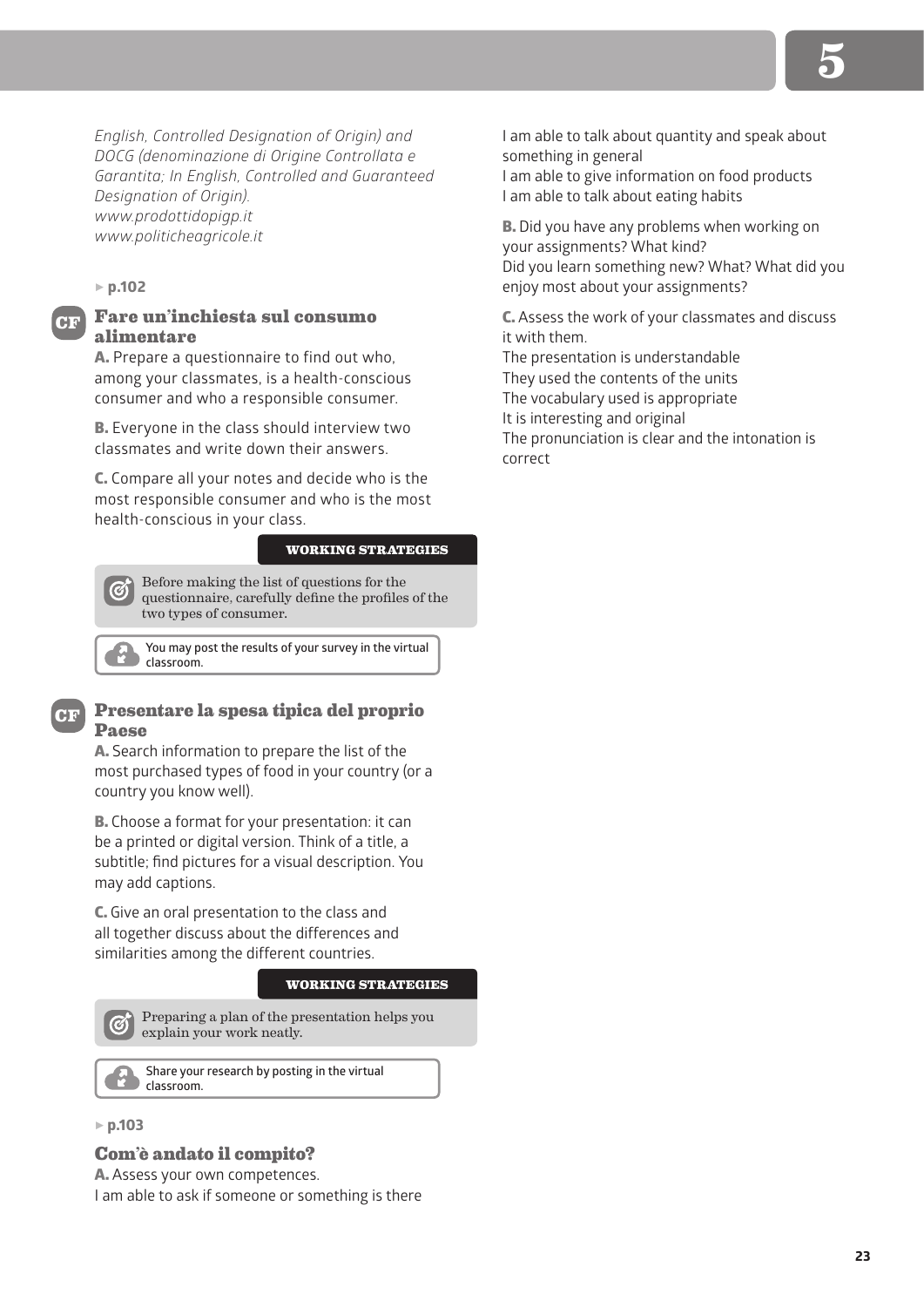*English, Controlled Designation of Origin) and DOCG (denominazione di Origine Controllata e Garantita; In English, Controlled and Guaranteed Designation of Origin).*
*www.prodottidopigp.it*
*www.politicheagricole.it*

▸ **p.102**

### CF Fare un'inchiesta sul consumo alimentare

**A.** Prepare a questionnaire to find out who, among your classmates, is a health-conscious consumer and who a responsible consumer.

**B.** Everyone in the class should interview two classmates and write down their answers.

**C.** Compare all your notes and decide who is the most responsible consumer and who is the most health-conscious in your class.

**WORKING STRATEGIES**

Before making the list of questions for the questionnaire, carefully define the profiles of the two types of consumer.

You may post the results of your survey in the virtual classroom.

### CF Presentare la spesa tipica del proprio Paese

**A.** Search information to prepare the list of the most purchased types of food in your country (or a country you know well).

**B.** Choose a format for your presentation: it can be a printed or digital version. Think of a title, a subtitle; find pictures for a visual description. You may add captions.

**C.** Give an oral presentation to the class and all together discuss about the differences and similarities among the different countries.

**WORKING STRATEGIES**

Preparing a plan of the presentation helps you explain your work neatly.

Share your research by posting in the virtual classroom.

▸ **p.103**

### Com'è andato il compito?

**A.** Assess your own competences.
I am able to ask if someone or something is there
I am able to talk about quantity and speak about something in general
I am able to give information on food products
I am able to talk about eating habits

**B.** Did you have any problems when working on your assignments? What kind?
Did you learn something new? What? What did you enjoy most about your assignments?

**C.** Assess the work of your classmates and discuss it with them.
The presentation is understandable
They used the contents of the units
The vocabulary used is appropriate
It is interesting and original
The pronunciation is clear and the intonation is correct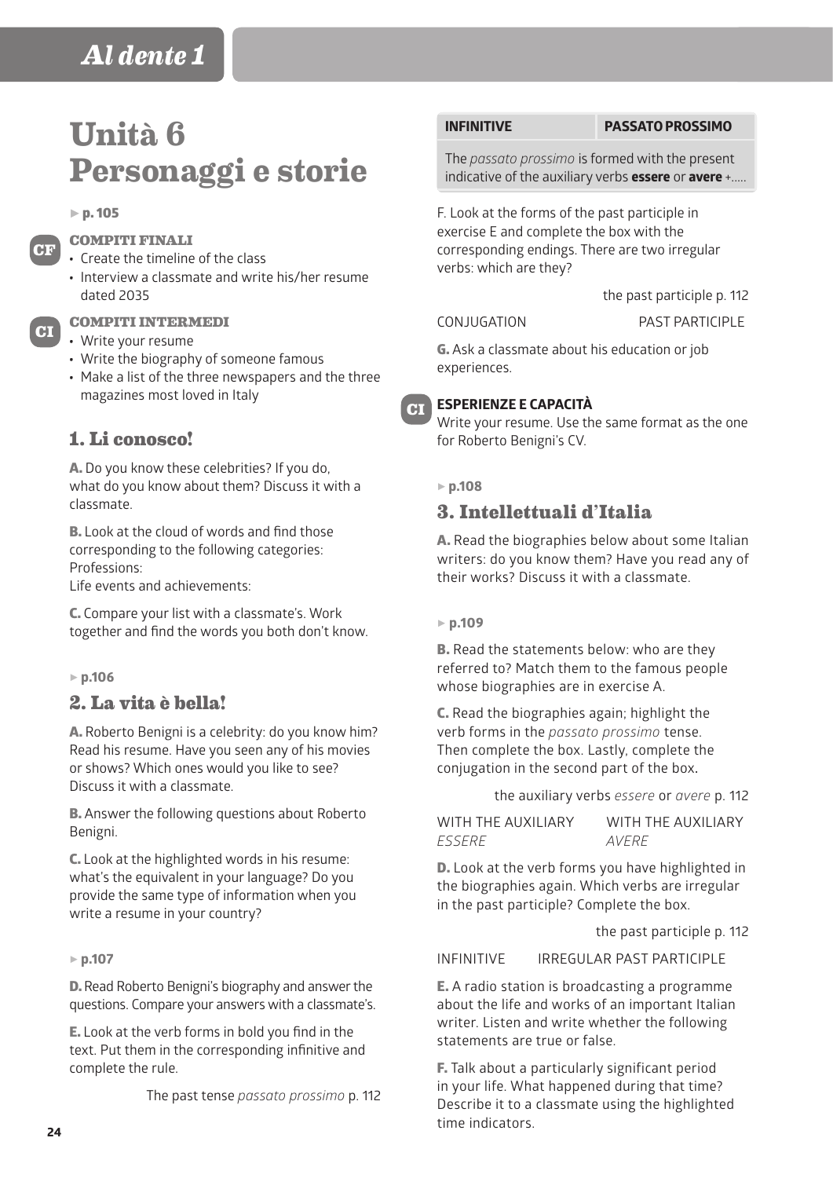# Unità 6
# Personaggi e storie

▸ **p. 105**

**CF** **COMPITI FINALI**
- Create the timeline of the class
- Interview a classmate and write his/her resume dated 2035

**CI** **COMPITI INTERMEDI**
- Write your resume
- Write the biography of someone famous
- Make a list of the three newspapers and the three magazines most loved in Italy

## 1. Li conosco!

**A.** Do you know these celebrities? If you do, what do you know about them? Discuss it with a classmate.

**B.** Look at the cloud of words and find those corresponding to the following categories:
Professions:
Life events and achievements:

**C.** Compare your list with a classmate's. Work together and find the words you both don't know.

▸ **p.106**

## 2. La vita è bella!

**A.** Roberto Benigni is a celebrity: do you know him? Read his resume. Have you seen any of his movies or shows? Which ones would you like to see? Discuss it with a classmate.

**B.** Answer the following questions about Roberto Benigni.

**C.** Look at the highlighted words in his resume: what's the equivalent in your language? Do you provide the same type of information when you write a resume in your country?

▸ **p.107**

**D.** Read Roberto Benigni's biography and answer the questions. Compare your answers with a classmate's.

**E.** Look at the verb forms in bold you find in the text. Put them in the corresponding infinitive and complete the rule.

The past tense *passato prossimo* p. 112

| INFINITIVE | PASSATO PROSSIMO |
|---|---|
| The *passato prossimo* is formed with the present indicative of the auxiliary verbs **essere** or **avere** +..... | |

F. Look at the forms of the past participle in exercise E and complete the box with the corresponding endings. There are two irregular verbs: which are they?

the past participle p. 112

| CONJUGATION | PAST PARTICIPLE |
|---|---|

**G.** Ask a classmate about his education or job experiences.

**CI** **ESPERIENZE E CAPACITÀ**
Write your resume. Use the same format as the one for Roberto Benigni's CV.

▸ **p.108**

## 3. Intellettuali d'Italia

**A.** Read the biographies below about some Italian writers: do you know them? Have you read any of their works? Discuss it with a classmate.

▸ **p.109**

**B.** Read the statements below: who are they referred to? Match them to the famous people whose biographies are in exercise A.

**C.** Read the biographies again; highlight the verb forms in the *passato prossimo* tense. Then complete the box. Lastly, complete the conjugation in the second part of the box.

the auxiliary verbs *essere* or *avere* p. 112

| WITH THE AUXILIARY *ESSERE* | WITH THE AUXILIARY *AVERE* |
|---|---|

**D.** Look at the verb forms you have highlighted in the biographies again. Which verbs are irregular in the past participle? Complete the box.

the past participle p. 112

| INFINITIVE | IRREGULAR PAST PARTICIPLE |
|---|---|

**E.** A radio station is broadcasting a programme about the life and works of an important Italian writer. Listen and write whether the following statements are true or false.

**F.** Talk about a particularly significant period in your life. What happened during that time? Describe it to a classmate using the highlighted time indicators.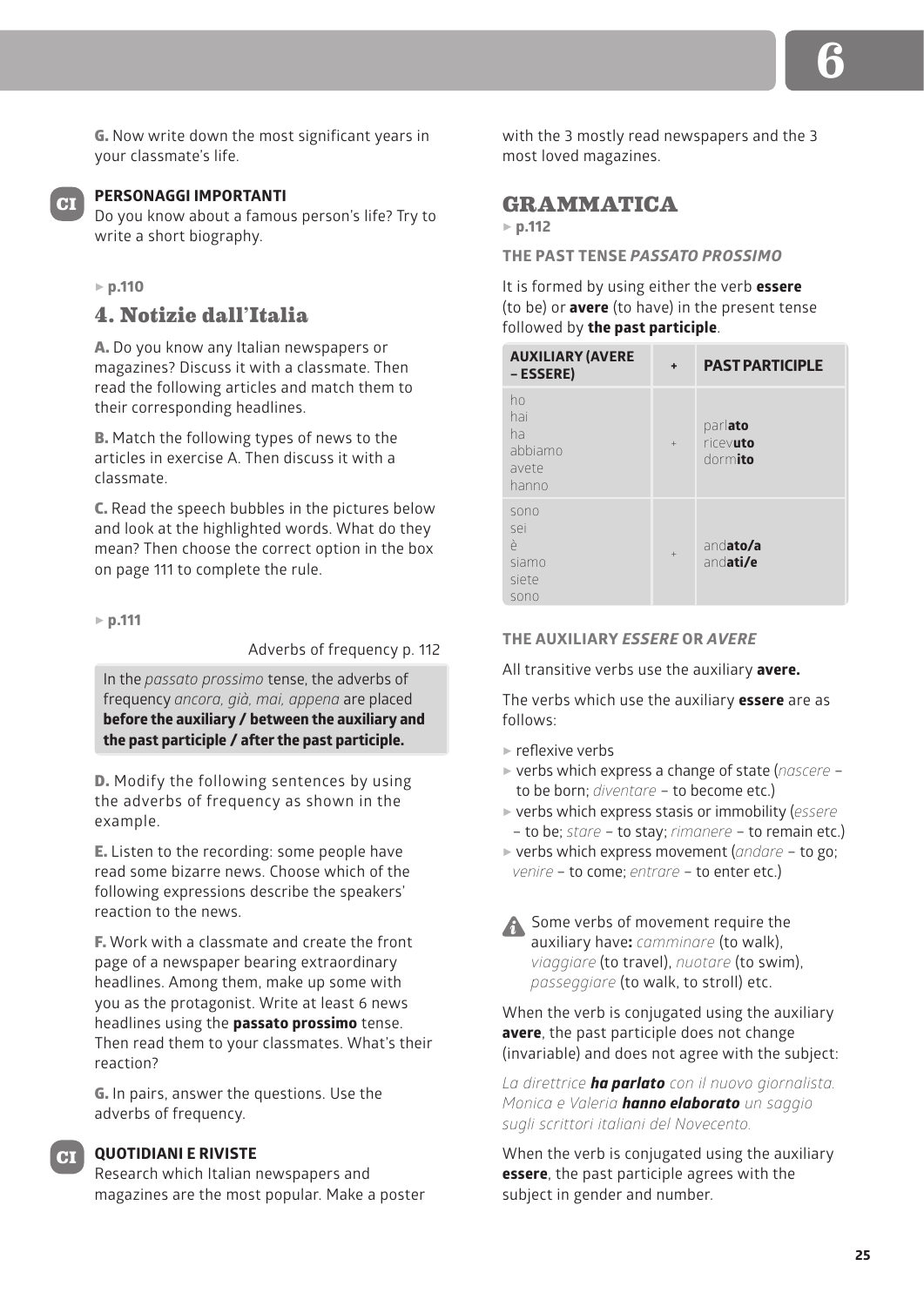**G.** Now write down the most significant years in your classmate's life.

CI

**PERSONAGGI IMPORTANTI**
Do you know about a famous person's life? Try to write a short biography.

▸ **p.110**

## 4. Notizie dall'Italia

**A.** Do you know any Italian newspapers or magazines? Discuss it with a classmate. Then read the following articles and match them to their corresponding headlines.

**B.** Match the following types of news to the articles in exercise A. Then discuss it with a classmate.

**C.** Read the speech bubbles in the pictures below and look at the highlighted words. What do they mean? Then choose the correct option in the box on page 111 to complete the rule.

▸ **p.111**

Adverbs of frequency p. 112

In the *passato prossimo* tense, the adverbs of frequency *ancora, già, mai, appena* are placed **before the auxiliary / between the auxiliary and the past participle / after the past participle.**

**D.** Modify the following sentences by using the adverbs of frequency as shown in the example.

**E.** Listen to the recording: some people have read some bizarre news. Choose which of the following expressions describe the speakers' reaction to the news.

**F.** Work with a classmate and create the front page of a newspaper bearing extraordinary headlines. Among them, make up some with you as the protagonist. Write at least 6 news headlines using the **passato prossimo** tense. Then read them to your classmates. What's their reaction?

**G.** In pairs, answer the questions. Use the adverbs of frequency.

CI

**QUOTIDIANI E RIVISTE**
Research which Italian newspapers and magazines are the most popular. Make a poster with the 3 mostly read newspapers and the 3 most loved magazines.

## GRAMMATICA

▸ **p.112**

### THE PAST TENSE *PASSATO PROSSIMO*

It is formed by using either the verb **essere** (to be) or **avere** (to have) in the present tense followed by **the past participle**.

| AUXILIARY (AVERE – ESSERE) | + | PAST PARTICIPLE |
|---|---|---|
| ho<br>hai<br>ha<br>abbiamo<br>avete<br>hanno | + | parl**ato**<br>ricev**uto**<br>dorm**ito** |
| sono<br>sei<br>è<br>siamo<br>siete<br>sono | + | and**ato/a**<br>and**ati/e** |

### THE AUXILIARY *ESSERE* OR *AVERE*

All transitive verbs use the auxiliary **avere.**

The verbs which use the auxiliary **essere** are as follows:

- reflexive verbs
- verbs which express a change of state (*nascere* – to be born; *diventare* – to become etc.)
- verbs which express stasis or immobility (*essere* – to be; *stare* – to stay; *rimanere* – to remain etc.)
- verbs which express movement (*andare* – to go; *venire* – to come; *entrare* – to enter etc.)

⚠ Some verbs of movement require the auxiliary have**:** *camminare* (to walk), *viaggiare* (to travel), *nuotare* (to swim), *passeggiare* (to walk, to stroll) etc.

When the verb is conjugated using the auxiliary **avere**, the past participle does not change (invariable) and does not agree with the subject:

*La direttrice **ha parlato** con il nuovo giornalista.*
*Monica e Valeria **hanno elaborato** un saggio sugli scrittori italiani del Novecento.*

When the verb is conjugated using the auxiliary **essere**, the past participle agrees with the subject in gender and number.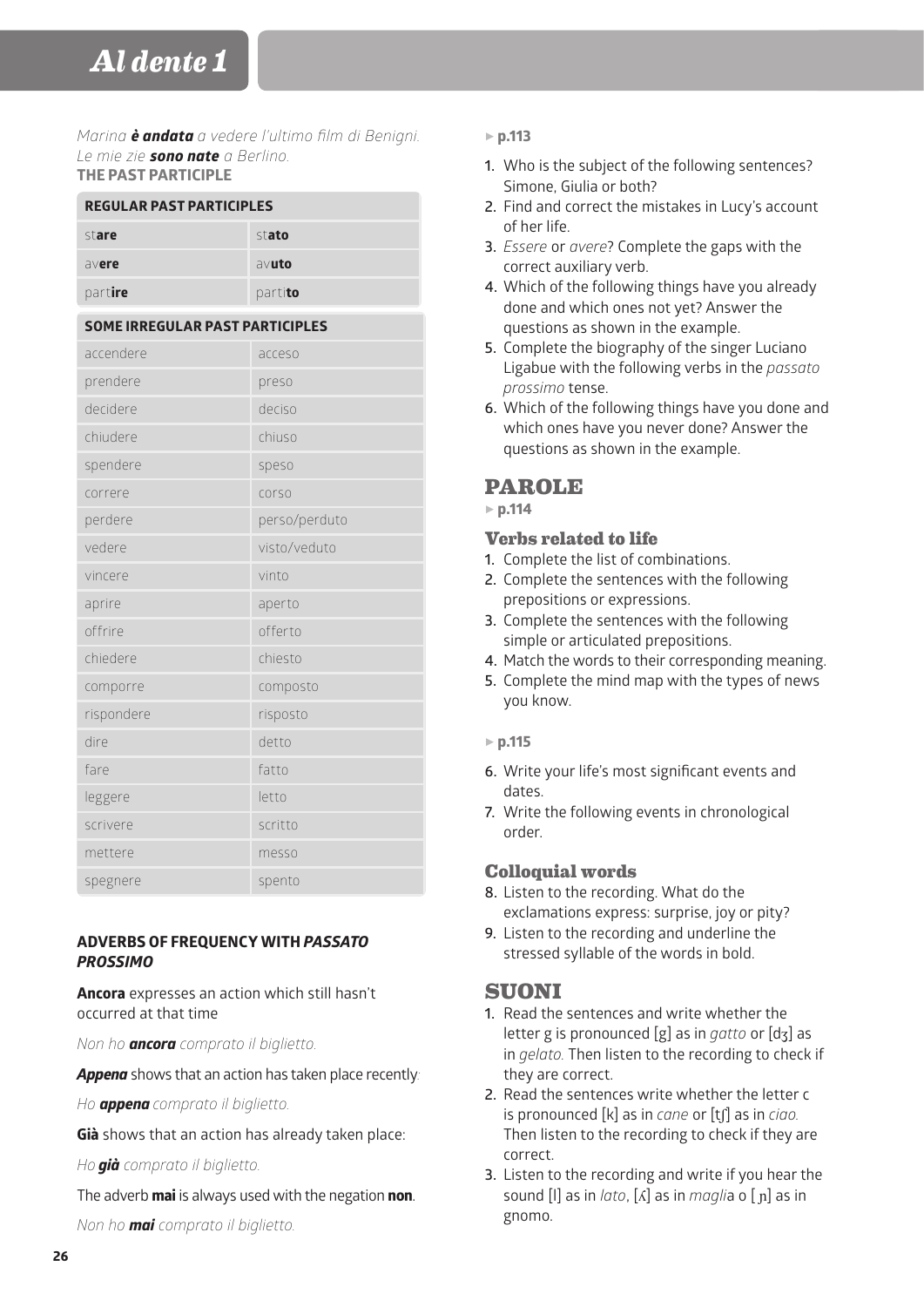# Al dente 1

*Marina **è andata** a vedere l'ultimo film di Benigni.*
*Le mie zie **sono nate** a Berlino.*

**THE PAST PARTICIPLE**

| REGULAR PAST PARTICIPLES | |
|---|---|
| st**are** | st**ato** |
| av**ere** | av**uto** |
| part**ire** | part**ito** |

| SOME IRREGULAR PAST PARTICIPLES | |
|---|---|
| accendere | acceso |
| prendere | preso |
| decidere | deciso |
| chiudere | chiuso |
| spendere | speso |
| correre | corso |
| perdere | perso/perduto |
| vedere | visto/veduto |
| vincere | vinto |
| aprire | aperto |
| offrire | offerto |
| chiedere | chiesto |
| comporre | composto |
| rispondere | risposto |
| dire | detto |
| fare | fatto |
| leggere | letto |
| scrivere | scritto |
| mettere | messo |
| spegnere | spento |

**ADVERBS OF FREQUENCY WITH *PASSATO PROSSIMO***

**Ancora** expresses an action which still hasn't occurred at that time

*Non ho **ancora** comprato il biglietto.*

***Appena*** shows that an action has taken place recently:

*Ho **appena** comprato il biglietto.*

**Già** shows that an action has already taken place:

*Ho **già** comprato il biglietto.*

The adverb **mai** is always used with the negation **non**.

*Non ho **mai** comprato il biglietto.*

► **p.113**

1. Who is the subject of the following sentences? Simone, Giulia or both?
2. Find and correct the mistakes in Lucy's account of her life.
3. *Essere* or *avere*? Complete the gaps with the correct auxiliary verb.
4. Which of the following things have you already done and which ones not yet? Answer the questions as shown in the example.
5. Complete the biography of the singer Luciano Ligabue with the following verbs in the *passato prossimo* tense.
6. Which of the following things have you done and which ones have you never done? Answer the questions as shown in the example.

## PAROLE

► **p.114**

### Verbs related to life

1. Complete the list of combinations.
2. Complete the sentences with the following prepositions or expressions.
3. Complete the sentences with the following simple or articulated prepositions.
4. Match the words to their corresponding meaning.
5. Complete the mind map with the types of news you know.

► **p.115**

6. Write your life's most significant events and dates.
7. Write the following events in chronological order.

### Colloquial words

8. Listen to the recording. What do the exclamations express: surprise, joy or pity?
9. Listen to the recording and underline the stressed syllable of the words in bold.

## SUONI

1. Read the sentences and write whether the letter g is pronounced [g] as in *gatto* or [dʒ] as in *gelato.* Then listen to the recording to check if they are correct.
2. Read the sentences write whether the letter c is pronounced [k] as in *cane* or [tʃ] as in *ciao.* Then listen to the recording to check if they are correct.
3. Listen to the recording and write if you hear the sound [l] as in *lato*, [ʎ] as in *maglia* o [ɲ] as in gnomo.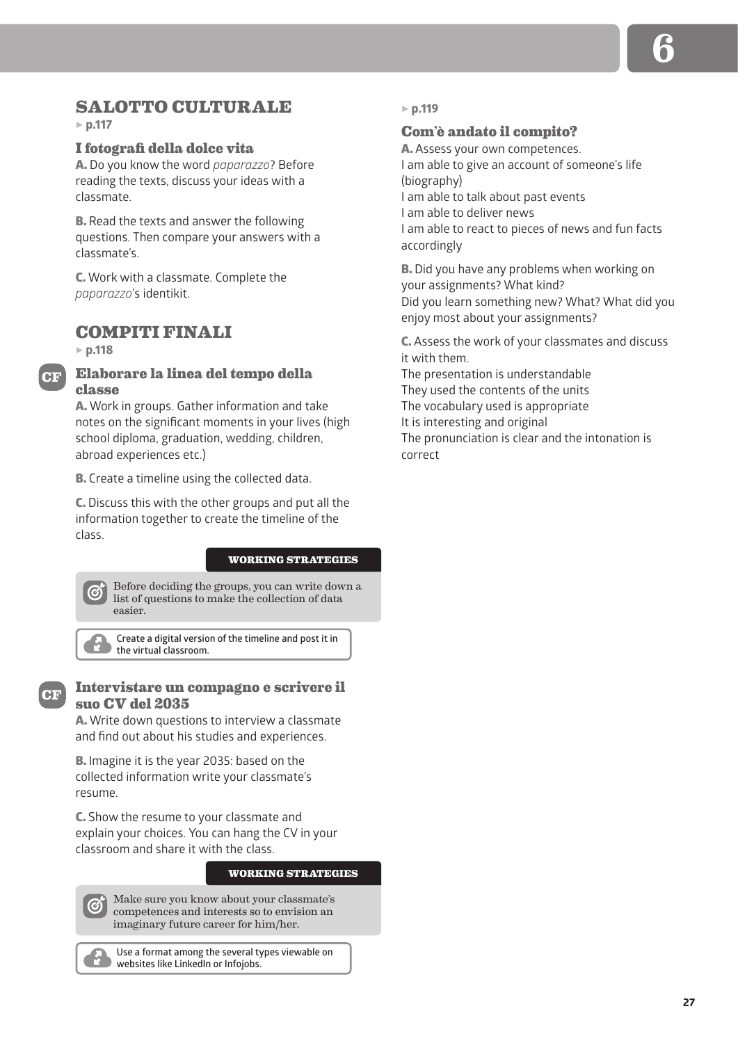## SALOTTO CULTURALE

▸ p.117

### I fotografi della dolce vita

**A.** Do you know the word *paparazzo*? Before reading the texts, discuss your ideas with a classmate.

**B.** Read the texts and answer the following questions. Then compare your answers with a classmate's.

**C.** Work with a classmate. Complete the *paparazzo*'s identikit.

## COMPITI FINALI

▸ p.118

### CF Elaborare la linea del tempo della classe

**A.** Work in groups. Gather information and take notes on the significant moments in your lives (high school diploma, graduation, wedding, children, abroad experiences etc.)

**B.** Create a timeline using the collected data.

**C.** Discuss this with the other groups and put all the information together to create the timeline of the class.

**WORKING STRATEGIES**

Before deciding the groups, you can write down a list of questions to make the collection of data easier.

Create a digital version of the timeline and post it in the virtual classroom.

### CF Intervistare un compagno e scrivere il suo CV del 2035

**A.** Write down questions to interview a classmate and find out about his studies and experiences.

**B.** Imagine it is the year 2035: based on the collected information write your classmate's resume.

**C.** Show the resume to your classmate and explain your choices. You can hang the CV in your classroom and share it with the class.

**WORKING STRATEGIES**

Make sure you know about your classmate's competences and interests so to envision an imaginary future career for him/her.

Use a format among the several types viewable on websites like LinkedIn or Infojobs.

▸ p.119

### Com'è andato il compito?

**A.** Assess your own competences.

I am able to give an account of someone's life (biography)
I am able to talk about past events
I am able to deliver news
I am able to react to pieces of news and fun facts accordingly

**B.** Did you have any problems when working on your assignments? What kind?
Did you learn something new? What? What did you enjoy most about your assignments?

**C.** Assess the work of your classmates and discuss it with them.

The presentation is understandable
They used the contents of the units
The vocabulary used is appropriate
It is interesting and original
The pronunciation is clear and the intonation is correct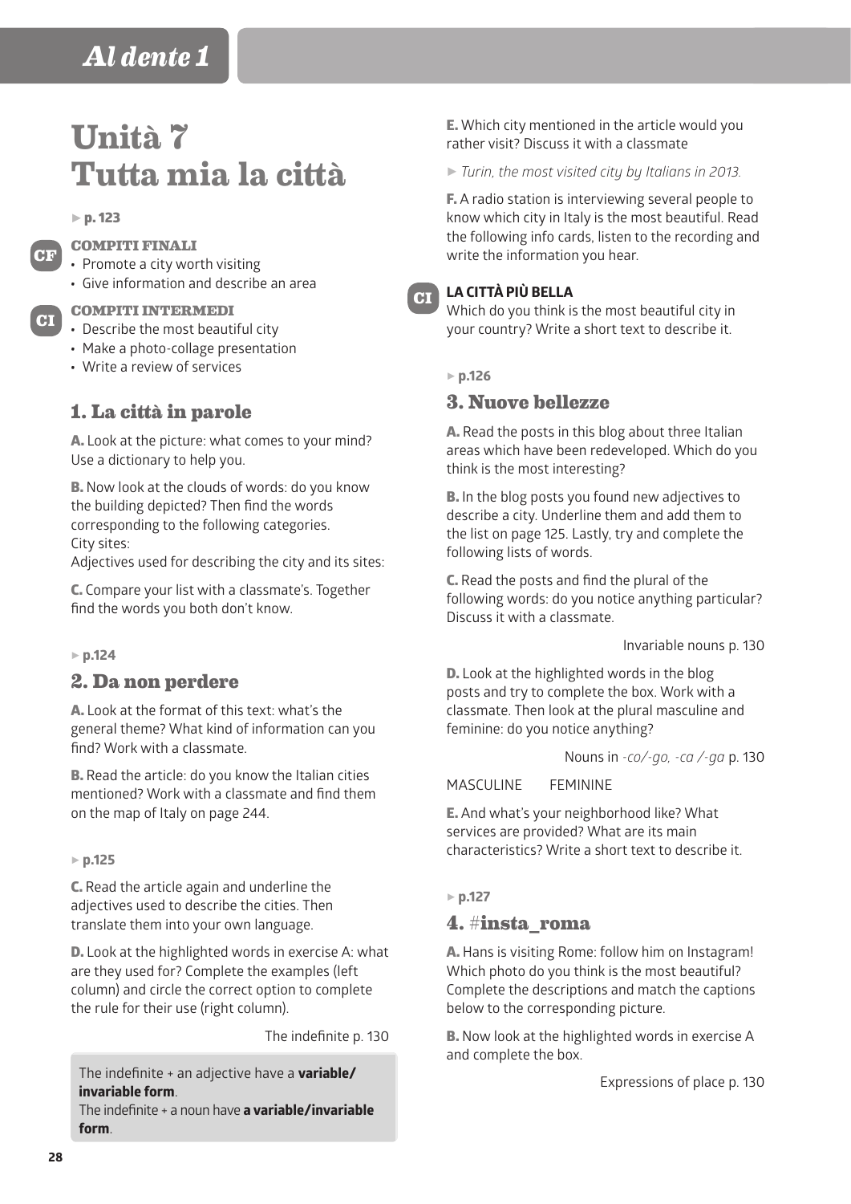# Unità 7
# Tutta mia la città

▸ **p. 123**

CF

### COMPITI FINALI

- Promote a city worth visiting
- Give information and describe an area

CI

### COMPITI INTERMEDI

- Describe the most beautiful city
- Make a photo-collage presentation
- Write a review of services

## 1. La città in parole

**A.** Look at the picture: what comes to your mind? Use a dictionary to help you.

**B.** Now look at the clouds of words: do you know the building depicted? Then find the words corresponding to the following categories.
City sites:
Adjectives used for describing the city and its sites:

**C.** Compare your list with a classmate's. Together find the words you both don't know.

▸ **p.124**

## 2. Da non perdere

**A.** Look at the format of this text: what's the general theme? What kind of information can you find? Work with a classmate.

**B.** Read the article: do you know the Italian cities mentioned? Work with a classmate and find them on the map of Italy on page 244.

▸ **p.125**

**C.** Read the article again and underline the adjectives used to describe the cities. Then translate them into your own language.

**D.** Look at the highlighted words in exercise A: what are they used for? Complete the examples (left column) and circle the correct option to complete the rule for their use (right column).

The indefinite p. 130

The indefinite + an adjective have a **variable/invariable form**.
The indefinite + a noun have **a variable/invariable form**.

**E.** Which city mentioned in the article would you rather visit? Discuss it with a classmate

▸ *Turin, the most visited city by Italians in 2013.*

**F.** A radio station is interviewing several people to know which city in Italy is the most beautiful. Read the following info cards, listen to the recording and write the information you hear.

CI

### LA CITTÀ PIÙ BELLA

Which do you think is the most beautiful city in your country? Write a short text to describe it.

▸ **p.126**

## 3. Nuove bellezze

**A.** Read the posts in this blog about three Italian areas which have been redeveloped. Which do you think is the most interesting?

**B.** In the blog posts you found new adjectives to describe a city. Underline them and add them to the list on page 125. Lastly, try and complete the following lists of words.

**C.** Read the posts and find the plural of the following words: do you notice anything particular? Discuss it with a classmate.

Invariable nouns p. 130

**D.** Look at the highlighted words in the blog posts and try to complete the box. Work with a classmate. Then look at the plural masculine and feminine: do you notice anything?

Nouns in *-co/-go, -ca /-ga* p. 130

MASCULINE FEMININE

**E.** And what's your neighborhood like? What services are provided? What are its main characteristics? Write a short text to describe it.

▸ **p.127**

## 4. #insta_roma

**A.** Hans is visiting Rome: follow him on Instagram! Which photo do you think is the most beautiful? Complete the descriptions and match the captions below to the corresponding picture.

**B.** Now look at the highlighted words in exercise A and complete the box.

Expressions of place p. 130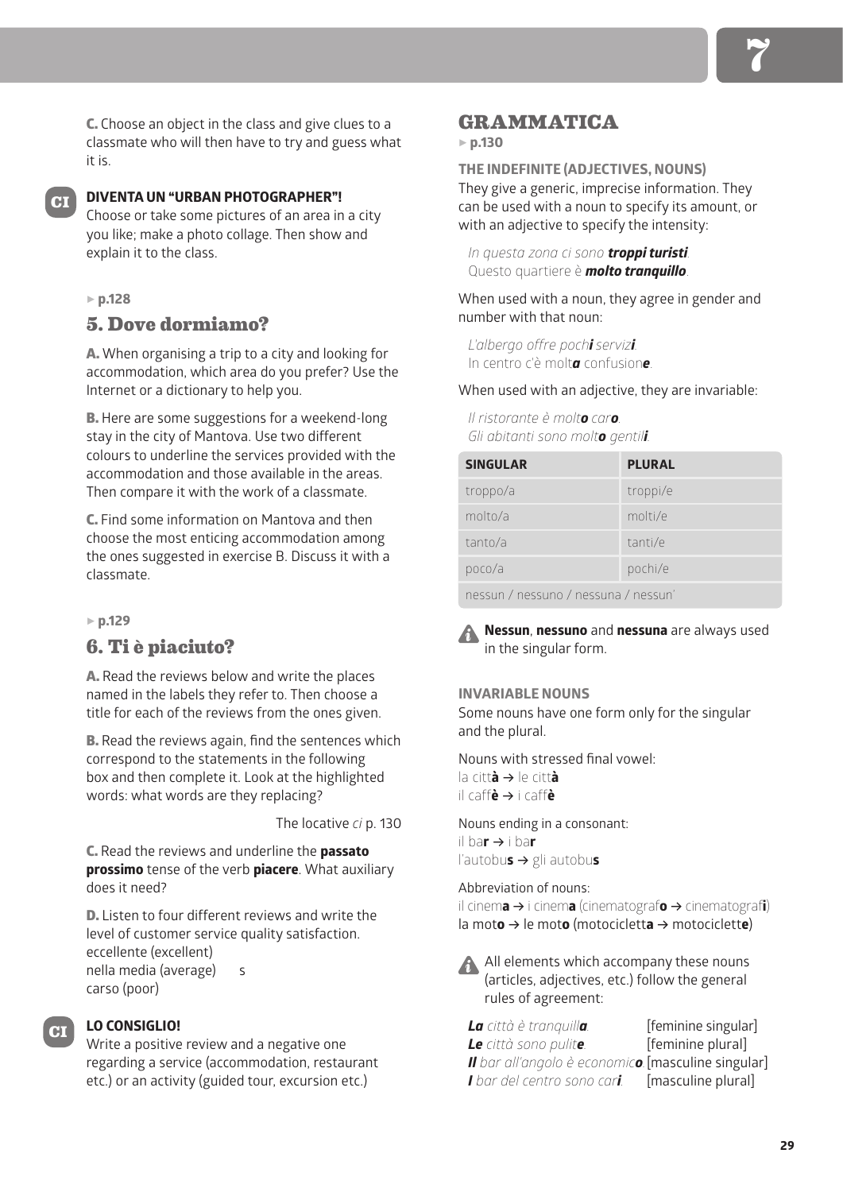**C.** Choose an object in the class and give clues to a classmate who will then have to try and guess what it is.

CI **DIVENTA UN "URBAN PHOTOGRAPHER"!**
Choose or take some pictures of an area in a city you like; make a photo collage. Then show and explain it to the class.

▸ **p.128**

## 5. Dove dormiamo?

**A.** When organising a trip to a city and looking for accommodation, which area do you prefer? Use the Internet or a dictionary to help you.

**B.** Here are some suggestions for a weekend-long stay in the city of Mantova. Use two different colours to underline the services provided with the accommodation and those available in the areas. Then compare it with the work of a classmate.

**C.** Find some information on Mantova and then choose the most enticing accommodation among the ones suggested in exercise B. Discuss it with a classmate.

▸ **p.129**

## 6. Ti è piaciuto?

**A.** Read the reviews below and write the places named in the labels they refer to. Then choose a title for each of the reviews from the ones given.

**B.** Read the reviews again, find the sentences which correspond to the statements in the following box and then complete it. Look at the highlighted words: what words are they replacing?

The locative *ci* p. 130

**C.** Read the reviews and underline the **passato prossimo** tense of the verb **piacere**. What auxiliary does it need?

**D.** Listen to four different reviews and write the level of customer service quality satisfaction.
eccellente (excellent)
nella media (average) s
carso (poor)

CI **LO CONSIGLIO!**
Write a positive review and a negative one regarding a service (accommodation, restaurant etc.) or an activity (guided tour, excursion etc.)

# GRAMMATICA

▸ **p.130**

**THE INDEFINITE (ADJECTIVES, NOUNS)**
They give a generic, imprecise information. They can be used with a noun to specify its amount, or with an adjective to specify the intensity:

*In questa zona ci sono **troppi turisti**.*
Questo quartiere è ***molto tranquillo***.

When used with a noun, they agree in gender and number with that noun:

*L'albergo offre poch**i** serviz**i**.*
In centro c'è molt***a*** confusion***e***.

When used with an adjective, they are invariable:

*Il ristorante è molt**o** car**o**.*
*Gli abitanti sono molt**o** gentil**i**.*

| SINGULAR | PLURAL |
|---|---|
| troppo/a | troppi/e |
| molto/a | molti/e |
| tanto/a | tanti/e |
| poco/a | pochi/e |
| nessun / nessuno / nessuna / nessun' | |

**Nessun**, **nessuno** and **nessuna** are always used in the singular form.

**INVARIABLE NOUNS**
Some nouns have one form only for the singular and the plural.

Nouns with stressed final vowel:
la citt**à** → le citt**à**
il caff**è** → i caff**è**

Nouns ending in a consonant:
il ba**r** → i ba**r**
l'autobu**s** → gli autobu**s**

Abbreviation of nouns:
il cinem**a** → i cinem**a** (cinematograf**o** → cinematograf**i**)
la mot**o** → le mot**o** (motociclett**a** → motociclett**e**)

All elements which accompany these nouns (articles, adjectives, etc.) follow the general rules of agreement:

***La*** *città è tranquill**a**.* [feminine singular]
***Le*** *città sono pulit**e**.* [feminine plural]
***Il*** *bar all'angolo è economic**o**.* [masculine singular]
***I*** *bar del centro sono car**i**.* [masculine plural]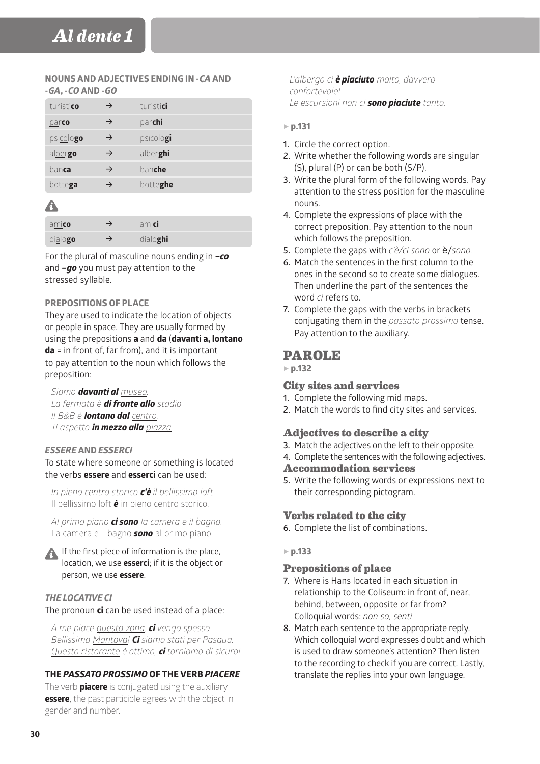## NOUNS AND ADJECTIVES ENDING IN *-CA* AND *-GA*, *-CO* AND *-GO*

| | | |
|---|---|---|
| tur<u>is</u>ti**co** | → | turisti**ci** |
| <u>par</u>**co** | → | par**chi** |
| psi<u>co</u>lo**go** | → | psicolo**gi** |
| al<u>ber</u>**go** | → | alber**ghi** |
| ban**ca** | → | ban**che** |
| botte**ga** | → | botte**ghe** |

⚠

| | | |
|---|---|---|
| a<u>mi</u>**co** | → | ami**ci** |
| di<u>a</u>lo**go** | → | dialo**ghi** |

For the plural of masculine nouns ending in ***–co*** and ***–go*** you must pay attention to the stressed syllable.

### PREPOSITIONS OF PLACE

They are used to indicate the location of objects or people in space. They are usually formed by using the prepositions **a** and **da** (**davanti a, lontano da** = in front of, far from), and it is important to pay attention to the noun which follows the preposition:

*Siamo **davanti al** <u>museo</u>.*
*La fermata è **di fronte allo** <u>stadio</u>.*
*Il B&B è **lontano dal** <u>centro</u>.*
*Ti aspetto **in mezzo alla** <u>piazza</u>.*

### *ESSERE* AND *ESSERCI*

To state where someone or something is located the verbs **essere** and **esserci** can be used:

*In pieno centro storico **c'è** il bellissimo loft.*
Il bellissimo loft ***è*** in pieno centro storico.

*Al primo piano **ci sono** la camera e il bagno.*
La camera e il bagno ***sono*** al primo piano.

⚠ If the first piece of information is the place, location, we use **esserci**; if it is the object or person, we use **essere**.

### *THE LOCATIVE CI*

The pronoun **ci** can be used instead of a place:

*A me piace <u>questa zona</u>, **ci** vengo spesso.*
*Bellissima <u>Mantova</u>! **Ci** siamo stati per Pasqua.*
*<u>Questo ristorante</u> è ottimo, **ci** torniamo di sicuro!*

### THE *PASSATO PROSSIMO* OF THE VERB *PIACERE*

The verb **piacere** is conjugated using the auxiliary **essere**; the past participle agrees with the object in gender and number.

*L'albergo ci **è piaciuto** molto, davvero confortevole!*
*Le escursioni non ci **sono piaciute** tanto.*

▸ **p.131**

1. Circle the correct option.
2. Write whether the following words are singular (S), plural (P) or can be both (S/P).
3. Write the plural form of the following words. Pay attention to the stress position for the masculine nouns.
4. Complete the expressions of place with the correct preposition. Pay attention to the noun which follows the preposition.
5. Complete the gaps with *c'è/ci sono* or è/*sono.*
6. Match the sentences in the first column to the ones in the second so to create some dialogues. Then underline the part of the sentences the word *ci* refers to.
7. Complete the gaps with the verbs in brackets conjugating them in the *passato prossimo* tense. Pay attention to the auxiliary.

## PAROLE

▸ **p.132**

### City sites and services

1. Complete the following mid maps.
2. Match the words to find city sites and services.

### Adjectives to describe a city

3. Match the adjectives on the left to their opposite.
4. Complete the sentences with the following adjectives.

### Accommodation services

5. Write the following words or expressions next to their corresponding pictogram.

### Verbs related to the city

6. Complete the list of combinations.

▸ **p.133**

### Prepositions of place

7. Where is Hans located in each situation in relationship to the Coliseum: in front of, near, behind, between, opposite or far from? Colloquial words: *non so, senti*
8. Match each sentence to the appropriate reply. Which colloquial word expresses doubt and which is used to draw someone's attention? Then listen to the recording to check if you are correct. Lastly, translate the replies into your own language.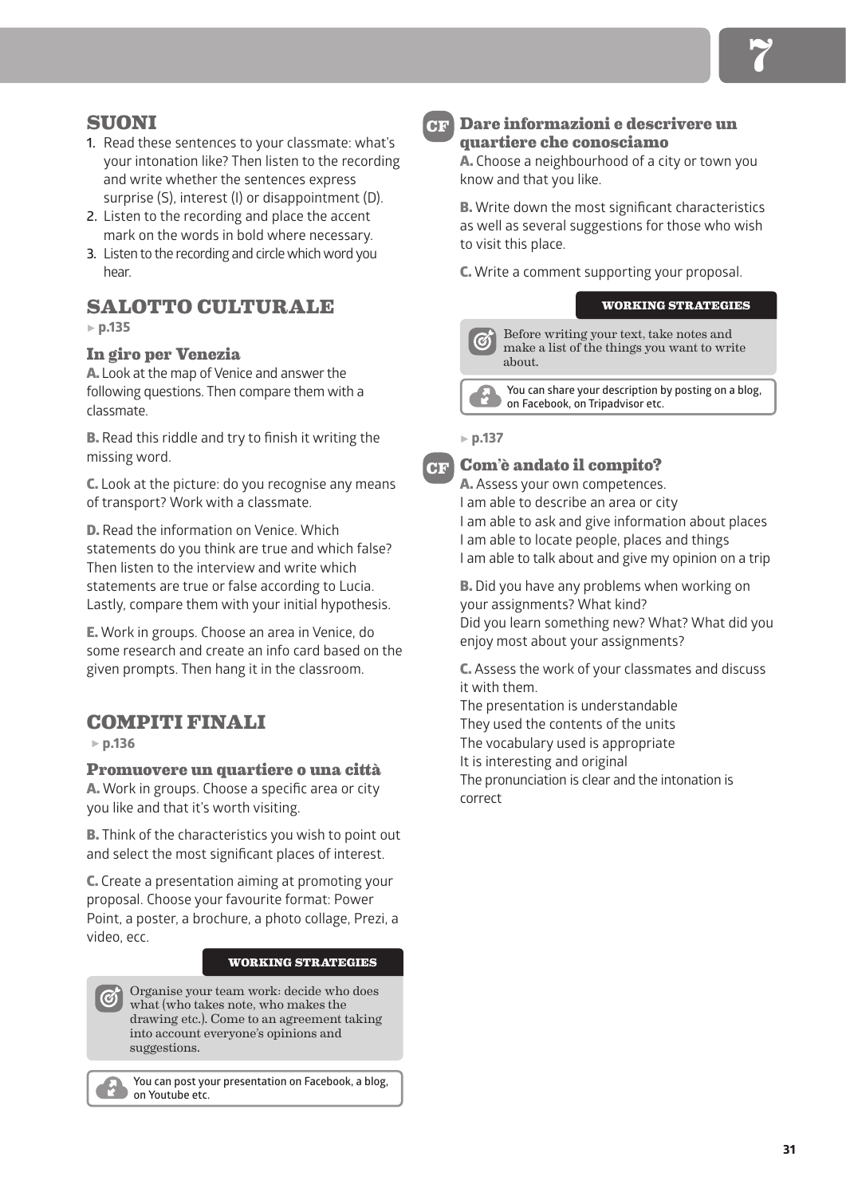## SUONI

1. Read these sentences to your classmate: what's your intonation like? Then listen to the recording and write whether the sentences express surprise (S), interest (I) or disappointment (D).
2. Listen to the recording and place the accent mark on the words in bold where necessary.
3. Listen to the recording and circle which word you hear.

## SALOTTO CULTURALE

▸ **p.135**

### In giro per Venezia

**A.** Look at the map of Venice and answer the following questions. Then compare them with a classmate.

**B.** Read this riddle and try to finish it writing the missing word.

**C.** Look at the picture: do you recognise any means of transport? Work with a classmate.

**D.** Read the information on Venice. Which statements do you think are true and which false? Then listen to the interview and write which statements are true or false according to Lucia. Lastly, compare them with your initial hypothesis.

**E.** Work in groups. Choose an area in Venice, do some research and create an info card based on the given prompts. Then hang it in the classroom.

## COMPITI FINALI

▸ **p.136**

### Promuovere un quartiere o una città

**A.** Work in groups. Choose a specific area or city you like and that it's worth visiting.

**B.** Think of the characteristics you wish to point out and select the most significant places of interest.

**C.** Create a presentation aiming at promoting your proposal. Choose your favourite format: Power Point, a poster, a brochure, a photo collage, Prezi, a video, ecc.

**WORKING STRATEGIES**

Organise your team work: decide who does what (who takes note, who makes the drawing etc.). Come to an agreement taking into account everyone's opinions and suggestions.

You can post your presentation on Facebook, a blog, on Youtube etc.

### CF Dare informazioni e descrivere un quartiere che conosciamo

**A.** Choose a neighbourhood of a city or town you know and that you like.

**B.** Write down the most significant characteristics as well as several suggestions for those who wish to visit this place.

**C.** Write a comment supporting your proposal.

**WORKING STRATEGIES**

Before writing your text, take notes and make a list of the things you want to write about.

You can share your description by posting on a blog, on Facebook, on Tripadvisor etc.

▸ **p.137**

### CF Com'è andato il compito?

**A.** Assess your own competences.
I am able to describe an area or city
I am able to ask and give information about places
I am able to locate people, places and things
I am able to talk about and give my opinion on a trip

**B.** Did you have any problems when working on your assignments? What kind?
Did you learn something new? What? What did you enjoy most about your assignments?

**C.** Assess the work of your classmates and discuss it with them.
The presentation is understandable
They used the contents of the units
The vocabulary used is appropriate
It is interesting and original
The pronunciation is clear and the intonation is correct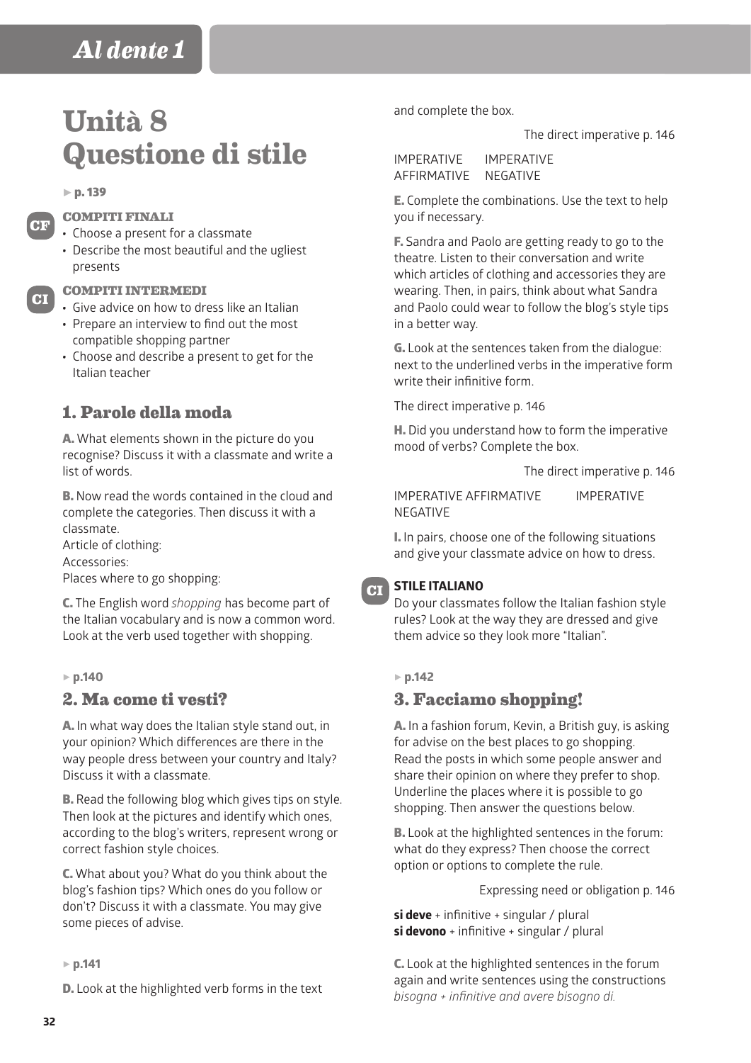# Unità 8 Questione di stile

► **p. 139**

**COMPITI FINALI**

- Choose a present for a classmate
- Describe the most beautiful and the ugliest presents

**COMPITI INTERMEDI**

- Give advice on how to dress like an Italian
- Prepare an interview to find out the most compatible shopping partner
- Choose and describe a present to get for the Italian teacher

## 1. Parole della moda

**A.** What elements shown in the picture do you recognise? Discuss it with a classmate and write a list of words.

**B.** Now read the words contained in the cloud and complete the categories. Then discuss it with a classmate.
Article of clothing:
Accessories:
Places where to go shopping:

**C.** The English word *shopping* has become part of the Italian vocabulary and is now a common word. Look at the verb used together with shopping.

► **p.140**

## 2. Ma come ti vesti?

**A.** In what way does the Italian style stand out, in your opinion? Which differences are there in the way people dress between your country and Italy? Discuss it with a classmate.

**B.** Read the following blog which gives tips on style. Then look at the pictures and identify which ones, according to the blog's writers, represent wrong or correct fashion style choices.

**C.** What about you? What do you think about the blog's fashion tips? Which ones do you follow or don't? Discuss it with a classmate. You may give some pieces of advise.

► **p.141**

**D.** Look at the highlighted verb forms in the text and complete the box.

The direct imperative p. 146

IMPERATIVE AFFIRMATIVE IMPERATIVE NEGATIVE

**E.** Complete the combinations. Use the text to help you if necessary.

**F.** Sandra and Paolo are getting ready to go to the theatre. Listen to their conversation and write which articles of clothing and accessories they are wearing. Then, in pairs, think about what Sandra and Paolo could wear to follow the blog's style tips in a better way.

**G.** Look at the sentences taken from the dialogue: next to the underlined verbs in the imperative form write their infinitive form.

The direct imperative p. 146

**H.** Did you understand how to form the imperative mood of verbs? Complete the box.

The direct imperative p. 146

IMPERATIVE AFFIRMATIVE IMPERATIVE NEGATIVE

**I.** In pairs, choose one of the following situations and give your classmate advice on how to dress.

**CI STILE ITALIANO**
Do your classmates follow the Italian fashion style rules? Look at the way they are dressed and give them advice so they look more "Italian".

► **p.142**

## 3. Facciamo shopping!

**A.** In a fashion forum, Kevin, a British guy, is asking for advise on the best places to go shopping. Read the posts in which some people answer and share their opinion on where they prefer to shop. Underline the places where it is possible to go shopping. Then answer the questions below.

**B.** Look at the highlighted sentences in the forum: what do they express? Then choose the correct option or options to complete the rule.

Expressing need or obligation p. 146

**si deve** + infinitive + singular / plural
**si devono** + infinitive + singular / plural

**C.** Look at the highlighted sentences in the forum again and write sentences using the constructions *bisogna + infinitive and avere bisogno di.*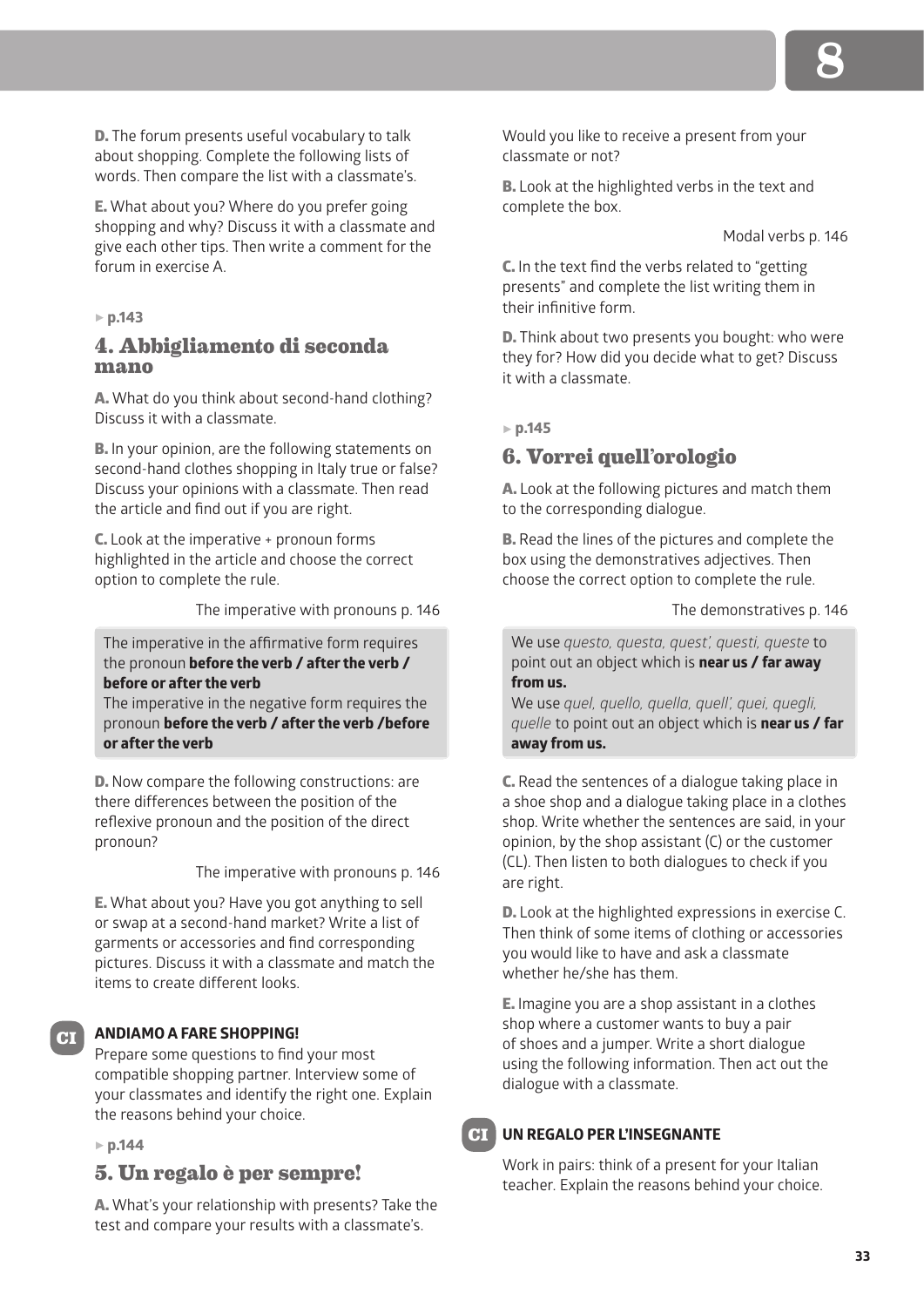**D.** The forum presents useful vocabulary to talk about shopping. Complete the following lists of words. Then compare the list with a classmate's.

**E.** What about you? Where do you prefer going shopping and why? Discuss it with a classmate and give each other tips. Then write a comment for the forum in exercise A.

► **p.143**

## 4. Abbigliamento di seconda mano

**A.** What do you think about second-hand clothing? Discuss it with a classmate.

**B.** In your opinion, are the following statements on second-hand clothes shopping in Italy true or false? Discuss your opinions with a classmate. Then read the article and find out if you are right.

**C.** Look at the imperative + pronoun forms highlighted in the article and choose the correct option to complete the rule.

The imperative with pronouns p. 146

> The imperative in the affirmative form requires the pronoun **before the verb / after the verb / before or after the verb**
> The imperative in the negative form requires the pronoun **before the verb / after the verb /before or after the verb**

**D.** Now compare the following constructions: are there differences between the position of the reflexive pronoun and the position of the direct pronoun?

The imperative with pronouns p. 146

**E.** What about you? Have you got anything to sell or swap at a second-hand market? Write a list of garments or accessories and find corresponding pictures. Discuss it with a classmate and match the items to create different looks.

CI **ANDIAMO A FARE SHOPPING!**
Prepare some questions to find your most compatible shopping partner. Interview some of your classmates and identify the right one. Explain the reasons behind your choice.

► **p.144**

## 5. Un regalo è per sempre!

**A.** What's your relationship with presents? Take the test and compare your results with a classmate's. Would you like to receive a present from your classmate or not?

**B.** Look at the highlighted verbs in the text and complete the box.

Modal verbs p. 146

**C.** In the text find the verbs related to "getting presents" and complete the list writing them in their infinitive form.

**D.** Think about two presents you bought: who were they for? How did you decide what to get? Discuss it with a classmate.

► **p.145**

## 6. Vorrei quell'orologio

**A.** Look at the following pictures and match them to the corresponding dialogue.

**B.** Read the lines of the pictures and complete the box using the demonstratives adjectives. Then choose the correct option to complete the rule.

The demonstratives p. 146

> We use *questo, questa, quest', questi, queste* to point out an object which is **near us / far away from us.**
> We use *quel, quello, quella, quell', quei, quegli, quelle* to point out an object which is **near us / far away from us.**

**C.** Read the sentences of a dialogue taking place in a shoe shop and a dialogue taking place in a clothes shop. Write whether the sentences are said, in your opinion, by the shop assistant (C) or the customer (CL). Then listen to both dialogues to check if you are right.

**D.** Look at the highlighted expressions in exercise C. Then think of some items of clothing or accessories you would like to have and ask a classmate whether he/she has them.

**E.** Imagine you are a shop assistant in a clothes shop where a customer wants to buy a pair of shoes and a jumper. Write a short dialogue using the following information. Then act out the dialogue with a classmate.

CI **UN REGALO PER L'INSEGNANTE**

Work in pairs: think of a present for your Italian teacher. Explain the reasons behind your choice.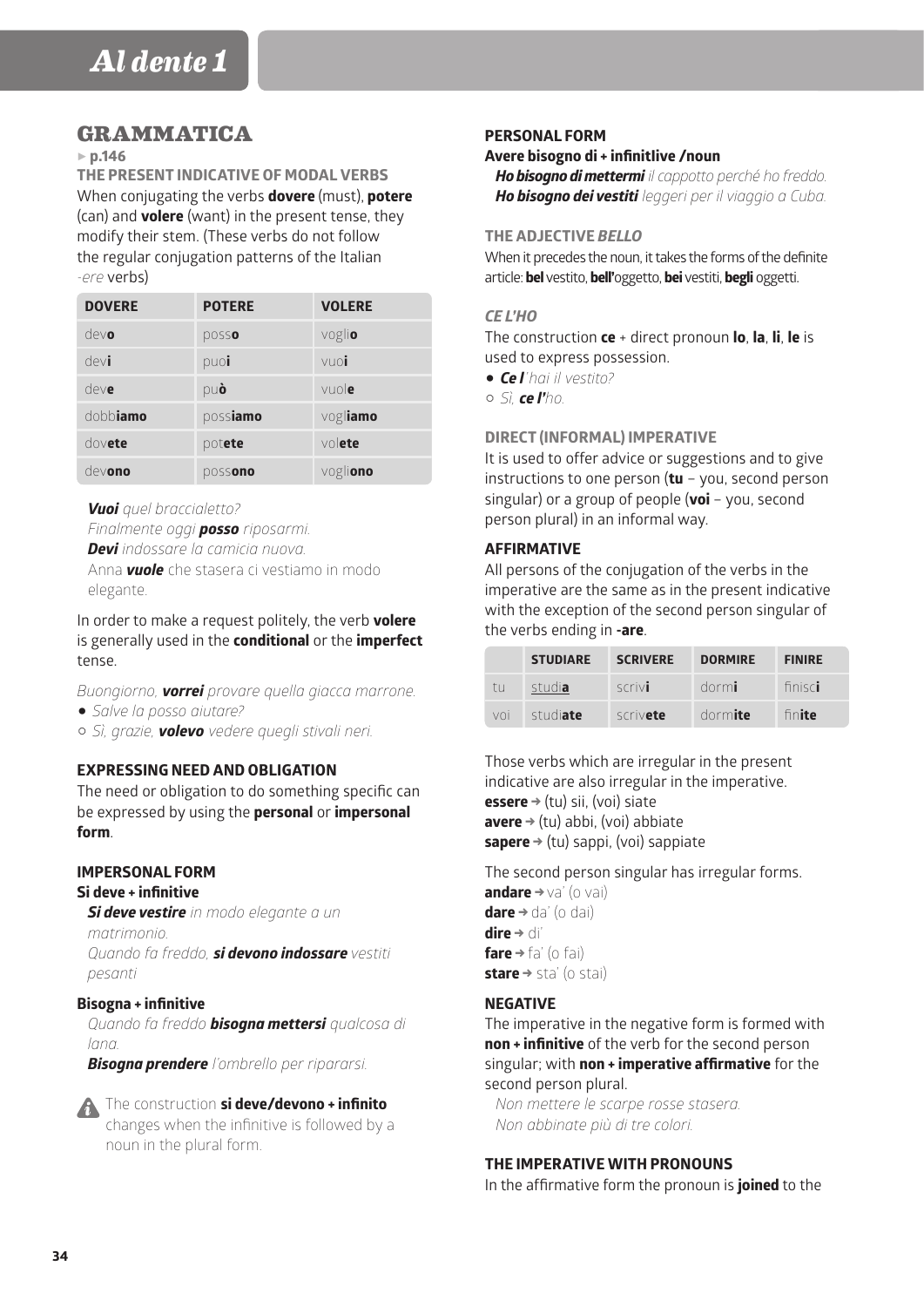## GRAMMATICA

► **p.146**

### THE PRESENT INDICATIVE OF MODAL VERBS

When conjugating the verbs **dovere** (must), **potere** (can) and **volere** (want) in the present tense, they modify their stem. (These verbs do not follow the regular conjugation patterns of the Italian *-ere* verbs)

| DOVERE | POTERE | VOLERE |
|---|---|---|
| dev**o** | poss**o** | vogli**o** |
| dev**i** | puo**i** | vuo**i** |
| dev**e** | pu**ò** | vuol**e** |
| dobb**iamo** | poss**iamo** | vogl**iamo** |
| dov**ete** | pot**ete** | vol**ete** |
| dev**ono** | poss**ono** | vogli**ono** |

***Vuoi*** *quel braccialetto?*
*Finalmente oggi* ***posso*** *riposarmi.*
***Devi*** *indossare la camicia nuova.*
Anna ***vuole*** che stasera ci vestiamo in modo elegante.

In order to make a request politely, the verb **volere** is generally used in the **conditional** or the **imperfect** tense.

*Buongiorno,* ***vorrei*** *provare quella giacca marrone.*
- *Salve la posso aiutare?*
- *Sì, grazie,* ***volevo*** *vedere quegli stivali neri.*

### EXPRESSING NEED AND OBLIGATION

The need or obligation to do something specific can be expressed by using the **personal** or **impersonal form**.

### IMPERSONAL FORM

**Si deve + infinitive**

***Si deve vestire*** *in modo elegante a un matrimonio.*
*Quando fa freddo,* ***si devono indossare*** *vestiti pesanti*

**Bisogna + infinitive**

*Quando fa freddo* ***bisogna mettersi*** *qualcosa di lana.*
***Bisogna prendere*** *l'ombrello per ripararsi.*

⚠ The construction **si deve/devono + infinito** changes when the infinitive is followed by a noun in the plural form.

### PERSONAL FORM

**Avere bisogno di + infinitlive /noun**

***Ho bisogno di mettermi*** *il cappotto perché ho freddo.*
***Ho bisogno dei vestiti*** *leggeri per il viaggio a Cuba.*

### THE ADJECTIVE *BELLO*

When it precedes the noun, it takes the forms of the definite article: **bel** vestito, **bell'**oggetto, **bei** vestiti, **begli** oggetti.

### *CE L'HO*

The construction **ce** + direct pronoun **lo**, **la**, **li**, **le** is used to express possession.

- ***Ce l'*** *hai il vestito?*
- *Sì,* ***ce l'****ho.*

### DIRECT (INFORMAL) IMPERATIVE

It is used to offer advice or suggestions and to give instructions to one person (**tu** – you, second person singular) or a group of people (**voi** – you, second person plural) in an informal way.

### AFFIRMATIVE

All persons of the conjugation of the verbs in the imperative are the same as in the present indicative with the exception of the second person singular of the verbs ending in **-are**.

| | STUDIARE | SCRIVERE | DORMIRE | FINIRE |
|---|---|---|---|---|
| tu | studi**a** | scriv**i** | dorm**i** | finisc**i** |
| voi | studi**ate** | scriv**ete** | dorm**ite** | fin**ite** |

Those verbs which are irregular in the present indicative are also irregular in the imperative.
**essere** → (tu) sii, (voi) siate
**avere** → (tu) abbi, (voi) abbiate
**sapere** → (tu) sappi, (voi) sappiate

The second person singular has irregular forms.
**andare** → va' (o vai)
**dare** → da' (o dai)
**dire** → di'
**fare** → fa' (o fai)
**stare** → sta' (o stai)

### NEGATIVE

The imperative in the negative form is formed with **non + infinitive** of the verb for the second person singular; with **non + imperative affirmative** for the second person plural.

*Non mettere le scarpe rosse stasera.*
*Non abbinate più di tre colori.*

### THE IMPERATIVE WITH PRONOUNS

In the affirmative form the pronoun is **joined** to the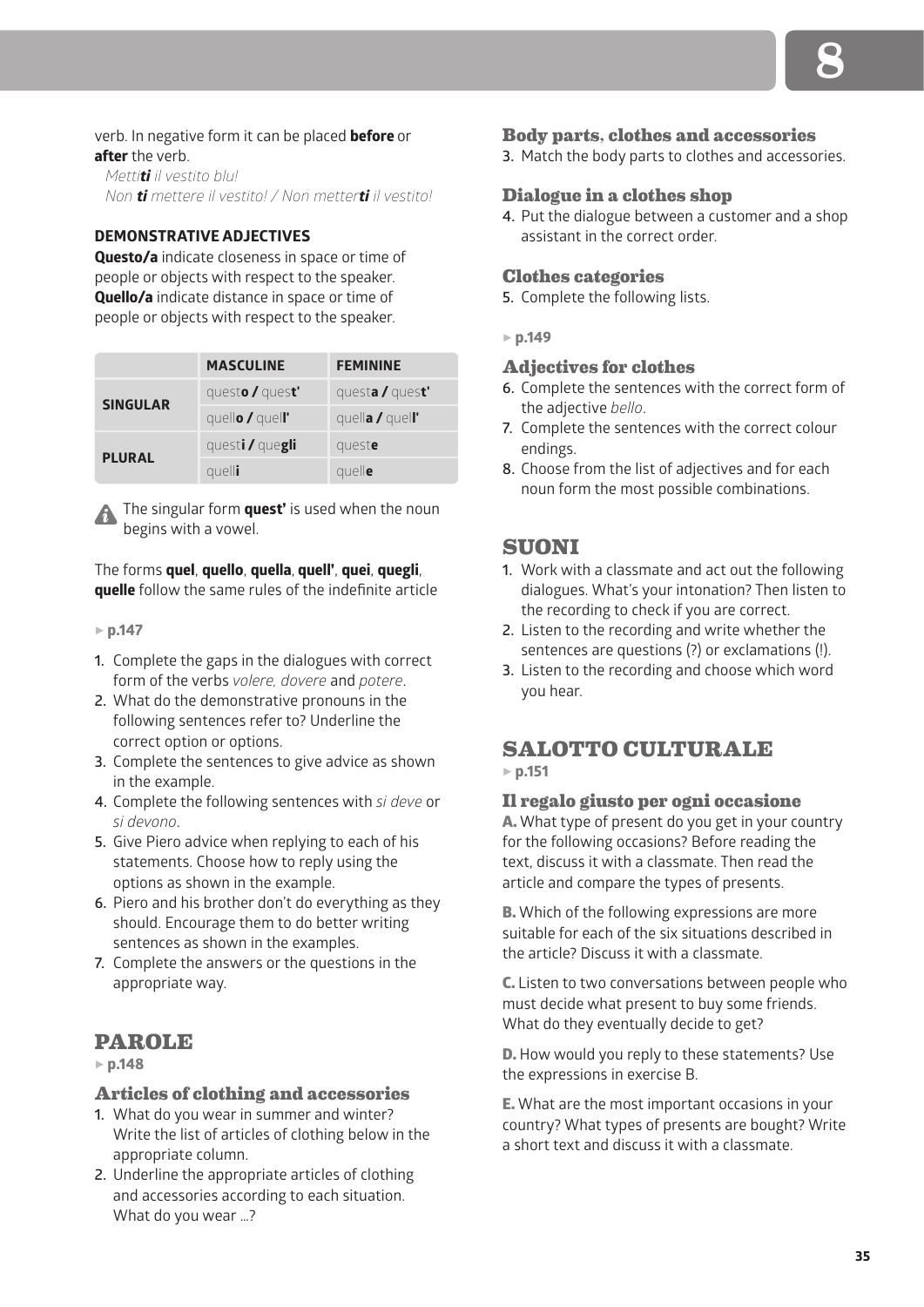verb. In negative form it can be placed **before** or **after** the verb.

*Metti**ti** il vestito blu!*
*Non **ti** mettere il vestito! / Non metter**ti** il vestito!*

**DEMONSTRATIVE ADJECTIVES**

**Questo/a** indicate closeness in space or time of people or objects with respect to the speaker.
**Quello/a** indicate distance in space or time of people or objects with respect to the speaker.

| | MASCULINE | FEMININE |
|---|---|---|
| SINGULAR | quest**o** / ques**t'** | quest**a** / ques**t'** |
| | quell**o** / quel**l'** | quell**a** / quel**l'** |
| PLURAL | quest**i** / que**gli** | quest**e** |
| | quell**i** | quell**e** |

The singular form **quest'** is used when the noun begins with a vowel.

The forms **quel**, **quello**, **quella**, **quell'**, **quei**, **quegli**, **quelle** follow the same rules of the indefinite article

► **p.147**

1. Complete the gaps in the dialogues with correct form of the verbs *volere, dovere* and *potere*.
2. What do the demonstrative pronouns in the following sentences refer to? Underline the correct option or options.
3. Complete the sentences to give advice as shown in the example.
4. Complete the following sentences with *si deve* or *si devono*.
5. Give Piero advice when replying to each of his statements. Choose how to reply using the options as shown in the example.
6. Piero and his brother don't do everything as they should. Encourage them to do better writing sentences as shown in the examples.
7. Complete the answers or the questions in the appropriate way.

## PAROLE

► **p.148**

### Articles of clothing and accessories

1. What do you wear in summer and winter? Write the list of articles of clothing below in the appropriate column.
2. Underline the appropriate articles of clothing and accessories according to each situation. What do you wear ...?

### Body parts, clothes and accessories

3. Match the body parts to clothes and accessories.

### Dialogue in a clothes shop

4. Put the dialogue between a customer and a shop assistant in the correct order.

### Clothes categories

5. Complete the following lists.

► **p.149**

### Adjectives for clothes

6. Complete the sentences with the correct form of the adjective *bello*.
7. Complete the sentences with the correct colour endings.
8. Choose from the list of adjectives and for each noun form the most possible combinations.

## SUONI

1. Work with a classmate and act out the following dialogues. What's your intonation? Then listen to the recording to check if you are correct.
2. Listen to the recording and write whether the sentences are questions (?) or exclamations (!).
3. Listen to the recording and choose which word you hear.

## SALOTTO CULTURALE

► **p.151**

### Il regalo giusto per ogni occasione

**A.** What type of present do you get in your country for the following occasions? Before reading the text, discuss it with a classmate. Then read the article and compare the types of presents.

**B.** Which of the following expressions are more suitable for each of the six situations described in the article? Discuss it with a classmate.

**C.** Listen to two conversations between people who must decide what present to buy some friends. What do they eventually decide to get?

**D.** How would you reply to these statements? Use the expressions in exercise B.

**E.** What are the most important occasions in your country? What types of presents are bought? Write a short text and discuss it with a classmate.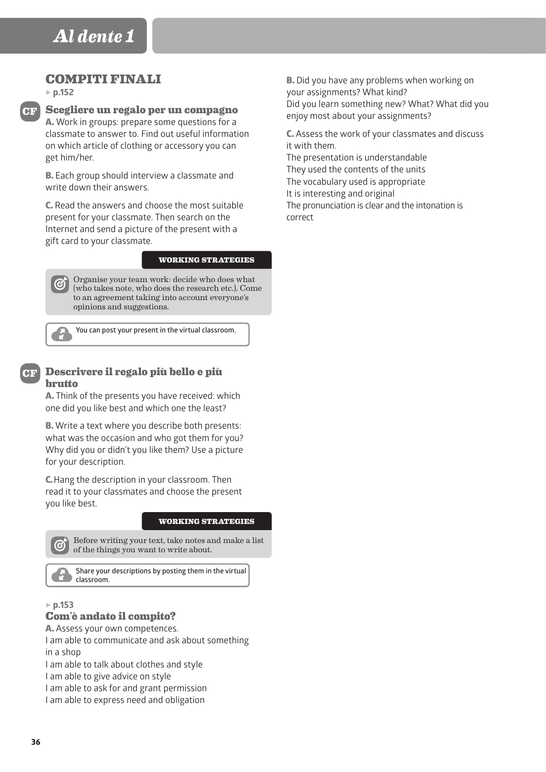## COMPITI FINALI

► p.152

### CF Scegliere un regalo per un compagno

**A.** Work in groups: prepare some questions for a classmate to answer to. Find out useful information on which article of clothing or accessory you can get him/her.

**B.** Each group should interview a classmate and write down their answers.

**C.** Read the answers and choose the most suitable present for your classmate. Then search on the Internet and send a picture of the present with a gift card to your classmate.

**WORKING STRATEGIES**

Organise your team work: decide who does what (who takes note, who does the research etc.). Come to an agreement taking into account everyone's opinions and suggestions.

You can post your present in the virtual classroom.

### CF Descrivere il regalo più bello e più brutto

**A.** Think of the presents you have received: which one did you like best and which one the least?

**B.** Write a text where you describe both presents: what was the occasion and who got them for you? Why did you or didn't you like them? Use a picture for your description.

**C.** Hang the description in your classroom. Then read it to your classmates and choose the present you like best.

**WORKING STRATEGIES**

Before writing your text, take notes and make a list of the things you want to write about.

Share your descriptions by posting them in the virtual classroom.

► p.153

### Com'è andato il compito?

**A.** Assess your own competences.

I am able to communicate and ask about something in a shop
I am able to talk about clothes and style
I am able to give advice on style
I am able to ask for and grant permission
I am able to express need and obligation

**B.** Did you have any problems when working on your assignments? What kind?
Did you learn something new? What? What did you enjoy most about your assignments?

**C.** Assess the work of your classmates and discuss it with them.

The presentation is understandable
They used the contents of the units
The vocabulary used is appropriate
It is interesting and original
The pronunciation is clear and the intonation is correct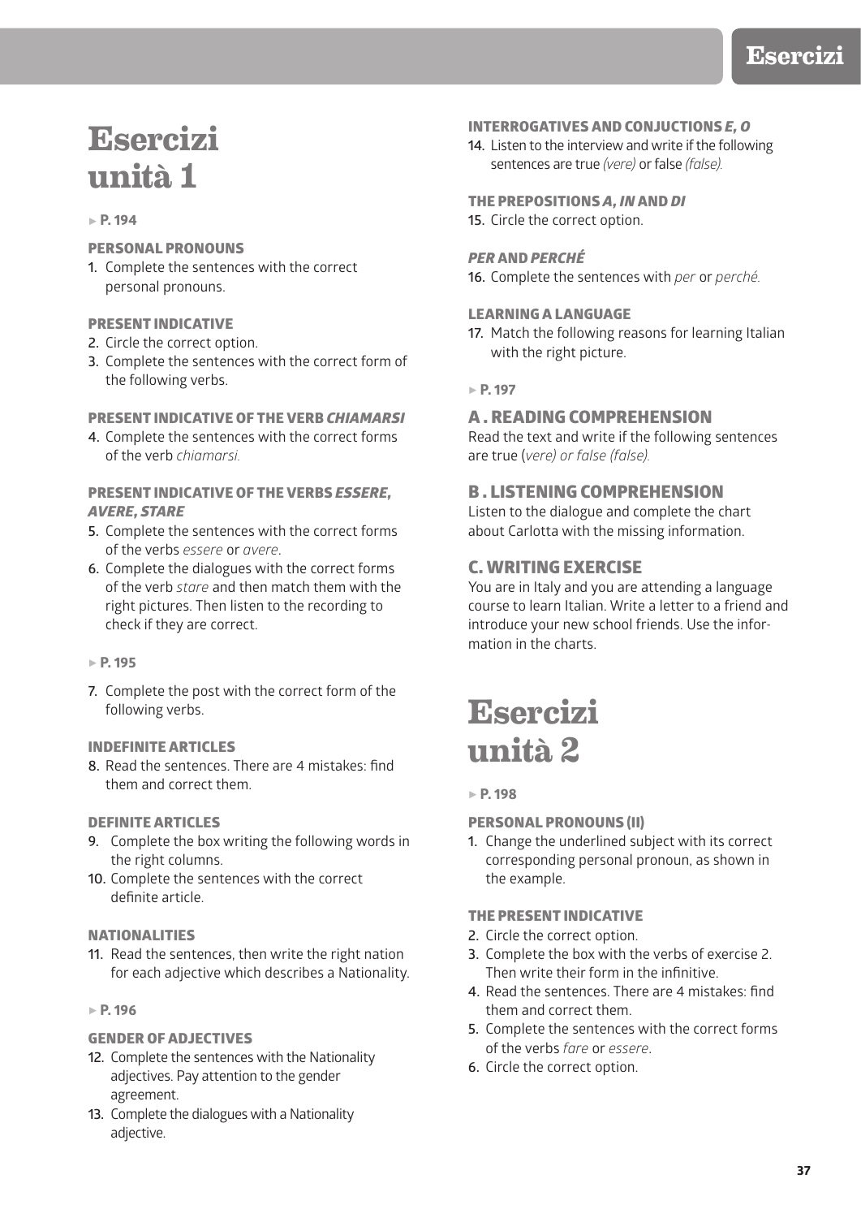# Esercizi unità 1

▸ **P. 194**

### PERSONAL PRONOUNS

1. Complete the sentences with the correct personal pronouns.

### PRESENT INDICATIVE

2. Circle the correct option.
3. Complete the sentences with the correct form of the following verbs.

### PRESENT INDICATIVE OF THE VERB *CHIAMARSI*

4. Complete the sentences with the correct forms of the verb *chiamarsi.*

### PRESENT INDICATIVE OF THE VERBS *ESSERE*, *AVERE*, *STARE*

5. Complete the sentences with the correct forms of the verbs *essere* or *avere*.
6. Complete the dialogues with the correct forms of the verb *stare* and then match them with the right pictures. Then listen to the recording to check if they are correct.

▸ **P. 195**

7. Complete the post with the correct form of the following verbs.

### INDEFINITE ARTICLES

8. Read the sentences. There are 4 mistakes: find them and correct them.

### DEFINITE ARTICLES

9. Complete the box writing the following words in the right columns.
10. Complete the sentences with the correct definite article.

### NATIONALITIES

11. Read the sentences, then write the right nation for each adjective which describes a Nationality.

▸ **P. 196**

### GENDER OF ADJECTIVES

12. Complete the sentences with the Nationality adjectives. Pay attention to the gender agreement.
13. Complete the dialogues with a Nationality adjective.

### INTERROGATIVES AND CONJUCTIONS *E*, *O*

14. Listen to the interview and write if the following sentences are true *(vere)* or false *(false).*

### THE PREPOSITIONS *A*, *IN* AND *DI*

15. Circle the correct option.

### *PER* AND *PERCHÉ*

16. Complete the sentences with *per* or *perché.*

### LEARNING A LANGUAGE

17. Match the following reasons for learning Italian with the right picture.

▸ **P. 197**

## A . READING COMPREHENSION

Read the text and write if the following sentences are true (*vere) or false (false).*

## B . LISTENING COMPREHENSION

Listen to the dialogue and complete the chart about Carlotta with the missing information.

## C. WRITING EXERCISE

You are in Italy and you are attending a language course to learn Italian. Write a letter to a friend and introduce your new school friends. Use the information in the charts.

# Esercizi unità 2

▸ **P. 198**

### PERSONAL PRONOUNS (II)

1. Change the underlined subject with its correct corresponding personal pronoun, as shown in the example.

### THE PRESENT INDICATIVE

2. Circle the correct option.
3. Complete the box with the verbs of exercise 2. Then write their form in the infinitive.
4. Read the sentences. There are 4 mistakes: find them and correct them.
5. Complete the sentences with the correct forms of the verbs *fare* or *essere*.
6. Circle the correct option.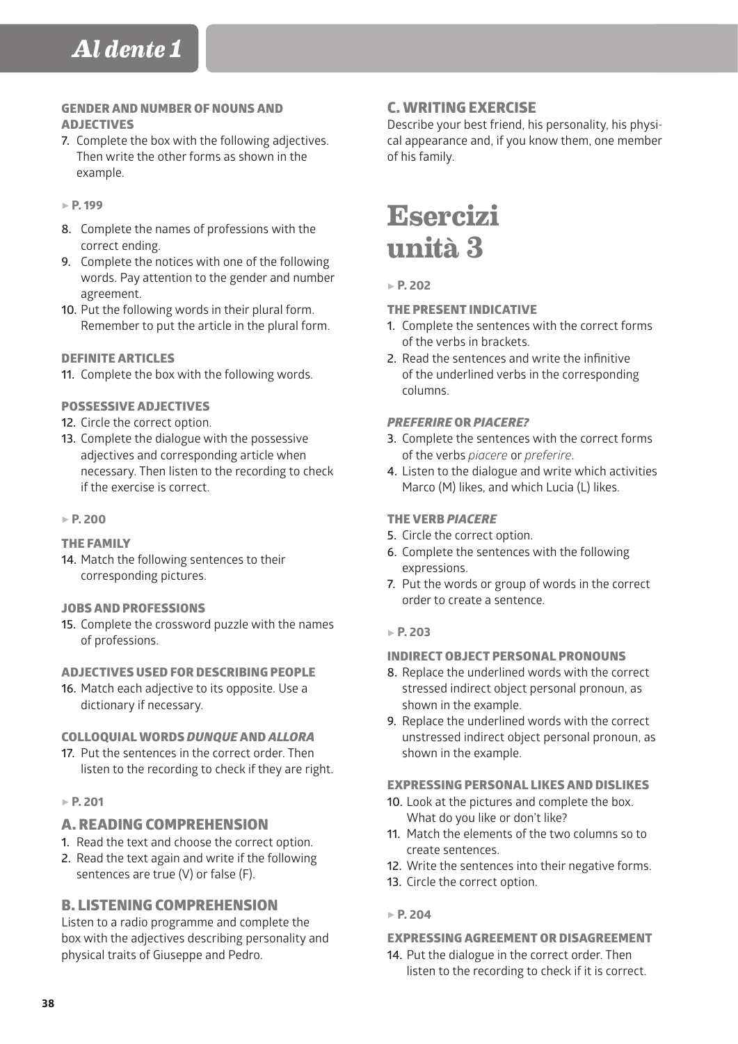### GENDER AND NUMBER OF NOUNS AND ADJECTIVES

7. Complete the box with the following adjectives. Then write the other forms as shown in the example.

▸ **P. 199**

8. Complete the names of professions with the correct ending.
9. Complete the notices with one of the following words. Pay attention to the gender and number agreement.
10. Put the following words in their plural form. Remember to put the article in the plural form.

### DEFINITE ARTICLES

11. Complete the box with the following words.

### POSSESSIVE ADJECTIVES

12. Circle the correct option.
13. Complete the dialogue with the possessive adjectives and corresponding article when necessary. Then listen to the recording to check if the exercise is correct.

▸ **P. 200**

### THE FAMILY

14. Match the following sentences to their corresponding pictures.

### JOBS AND PROFESSIONS

15. Complete the crossword puzzle with the names of professions.

### ADJECTIVES USED FOR DESCRIBING PEOPLE

16. Match each adjective to its opposite. Use a dictionary if necessary.

### COLLOQUIAL WORDS *DUNQUE* AND *ALLORA*

17. Put the sentences in the correct order. Then listen to the recording to check if they are right.

▸ **P. 201**

## A. READING COMPREHENSION

1. Read the text and choose the correct option.
2. Read the text again and write if the following sentences are true (V) or false (F).

## B. LISTENING COMPREHENSION

Listen to a radio programme and complete the box with the adjectives describing personality and physical traits of Giuseppe and Pedro.

## C. WRITING EXERCISE

Describe your best friend, his personality, his physical appearance and, if you know them, one member of his family.

# Esercizi unità 3

▸ **P. 202**

### THE PRESENT INDICATIVE

1. Complete the sentences with the correct forms of the verbs in brackets.
2. Read the sentences and write the infinitive of the underlined verbs in the corresponding columns.

### *PREFERIRE* OR *PIACERE?*

3. Complete the sentences with the correct forms of the verbs *piacere* or *preferire*.
4. Listen to the dialogue and write which activities Marco (M) likes, and which Lucia (L) likes.

### THE VERB *PIACERE*

5. Circle the correct option.
6. Complete the sentences with the following expressions.
7. Put the words or group of words in the correct order to create a sentence.

▸ **P. 203**

### INDIRECT OBJECT PERSONAL PRONOUNS

8. Replace the underlined words with the correct stressed indirect object personal pronoun, as shown in the example.
9. Replace the underlined words with the correct unstressed indirect object personal pronoun, as shown in the example.

### EXPRESSING PERSONAL LIKES AND DISLIKES

10. Look at the pictures and complete the box. What do you like or don't like?
11. Match the elements of the two columns so to create sentences.
12. Write the sentences into their negative forms.
13. Circle the correct option.

▸ **P. 204**

### EXPRESSING AGREEMENT OR DISAGREEMENT

14. Put the dialogue in the correct order. Then listen to the recording to check if it is correct.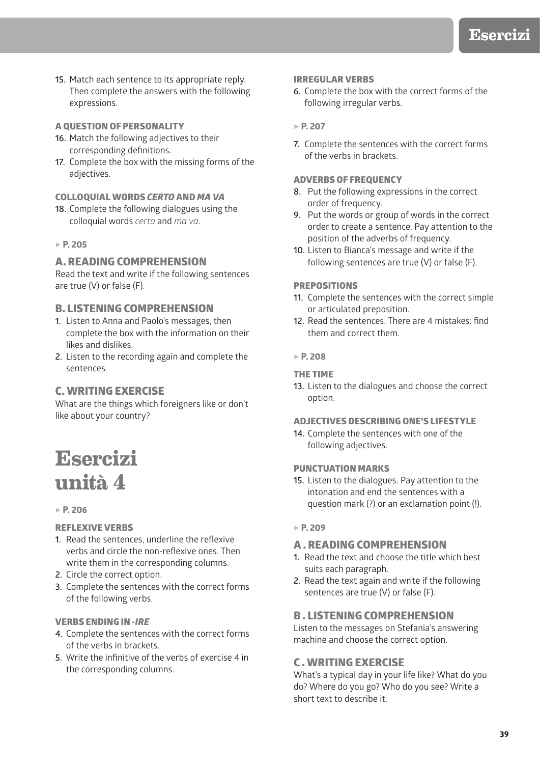15. Match each sentence to its appropriate reply. Then complete the answers with the following expressions.

#### A QUESTION OF PERSONALITY

16. Match the following adjectives to their corresponding definitions.
17. Complete the box with the missing forms of the adjectives.

#### COLLOQUIAL WORDS *CERTO* AND *MA VA*

18. Complete the following dialogues using the colloquial words *certo* and *ma va*.

▸ **P. 205**

### A. READING COMPREHENSION

Read the text and write if the following sentences are true (V) or false (F).

### B. LISTENING COMPREHENSION

1. Listen to Anna and Paolo's messages, then complete the box with the information on their likes and dislikes.
2. Listen to the recording again and complete the sentences.

### C. WRITING EXERCISE

What are the things which foreigners like or don't like about your country?

# Esercizi unità 4

▸ **P. 206**

#### REFLEXIVE VERBS

1. Read the sentences, underline the reflexive verbs and circle the non-reflexive ones. Then write them in the corresponding columns.
2. Circle the correct option.
3. Complete the sentences with the correct forms of the following verbs.

#### VERBS ENDING IN *-IRE*

4. Complete the sentences with the correct forms of the verbs in brackets.
5. Write the infinitive of the verbs of exercise 4 in the corresponding columns.

#### IRREGULAR VERBS

6. Complete the box with the correct forms of the following irregular verbs.

▸ **P. 207**

7. Complete the sentences with the correct forms of the verbs in brackets.

#### ADVERBS OF FREQUENCY

8. Put the following expressions in the correct order of frequency.
9. Put the words or group of words in the correct order to create a sentence. Pay attention to the position of the adverbs of frequency.
10. Listen to Bianca's message and write if the following sentences are true (V) or false (F).

#### PREPOSITIONS

11. Complete the sentences with the correct simple or articulated preposition.
12. Read the sentences. There are 4 mistakes: find them and correct them.

▸ **P. 208**

#### THE TIME

13. Listen to the dialogues and choose the correct option.

#### ADJECTIVES DESCRIBING ONE'S LIFESTYLE

14. Complete the sentences with one of the following adjectives.

#### PUNCTUATION MARKS

15. Listen to the dialogues. Pay attention to the intonation and end the sentences with a question mark (?) or an exclamation point (!).

▸ **P. 209**

### A . READING COMPREHENSION

1. Read the text and choose the title which best suits each paragraph.
2. Read the text again and write if the following sentences are true (V) or false (F).

### B . LISTENING COMPREHENSION

Listen to the messages on Stefania's answering machine and choose the correct option.

### C . WRITING EXERCISE

What's a typical day in your life like? What do you do? Where do you go? Who do you see? Write a short text to describe it.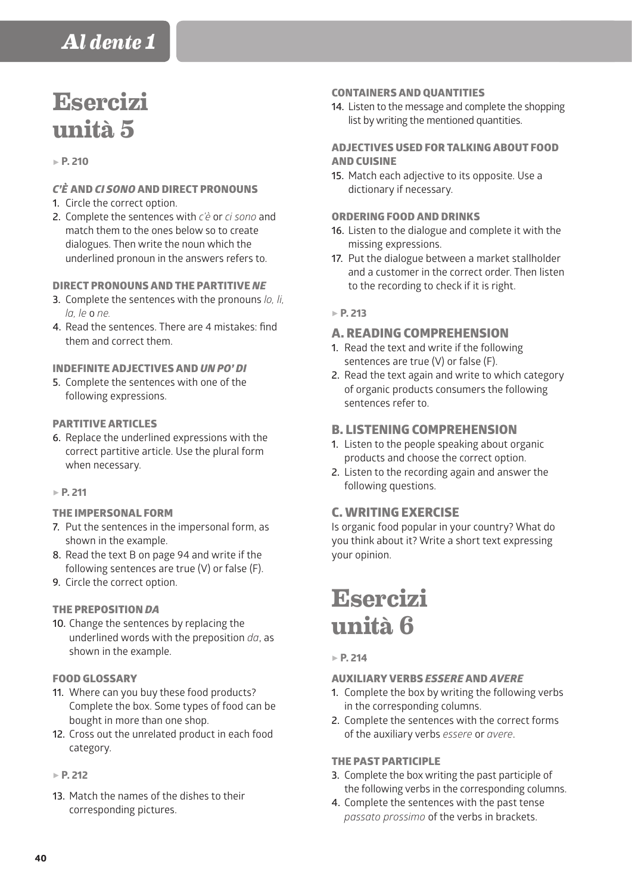# Esercizi unità 5

▸ **P. 210**

### *C'È* AND *CI SONO* AND DIRECT PRONOUNS

1. Circle the correct option.
2. Complete the sentences with *c'è* or *ci sono* and match them to the ones below so to create dialogues. Then write the noun which the underlined pronoun in the answers refers to.

### DIRECT PRONOUNS AND THE PARTITIVE *NE*

3. Complete the sentences with the pronouns *lo, li, la, le* o *ne*.
4. Read the sentences. There are 4 mistakes: find them and correct them.

### INDEFINITE ADJECTIVES AND *UN PO' DI*

5. Complete the sentences with one of the following expressions.

### PARTITIVE ARTICLES

6. Replace the underlined expressions with the correct partitive article. Use the plural form when necessary.

▸ **P. 211**

### THE IMPERSONAL FORM

7. Put the sentences in the impersonal form, as shown in the example.
8. Read the text B on page 94 and write if the following sentences are true (V) or false (F).
9. Circle the correct option.

### THE PREPOSITION *DA*

10. Change the sentences by replacing the underlined words with the preposition *da*, as shown in the example.

### FOOD GLOSSARY

11. Where can you buy these food products? Complete the box. Some types of food can be bought in more than one shop.
12. Cross out the unrelated product in each food category.

▸ **P. 212**

13. Match the names of the dishes to their corresponding pictures.

### CONTAINERS AND QUANTITIES

14. Listen to the message and complete the shopping list by writing the mentioned quantities.

### ADJECTIVES USED FOR TALKING ABOUT FOOD AND CUISINE

15. Match each adjective to its opposite. Use a dictionary if necessary.

### ORDERING FOOD AND DRINKS

16. Listen to the dialogue and complete it with the missing expressions.
17. Put the dialogue between a market stallholder and a customer in the correct order. Then listen to the recording to check if it is right.

▸ **P. 213**

## A. READING COMPREHENSION

1. Read the text and write if the following sentences are true (V) or false (F).
2. Read the text again and write to which category of organic products consumers the following sentences refer to.

## B. LISTENING COMPREHENSION

1. Listen to the people speaking about organic products and choose the correct option.
2. Listen to the recording again and answer the following questions.

## C. WRITING EXERCISE

Is organic food popular in your country? What do you think about it? Write a short text expressing your opinion.

# Esercizi unità 6

▸ **P. 214**

### AUXILIARY VERBS *ESSERE* AND *AVERE*

1. Complete the box by writing the following verbs in the corresponding columns.
2. Complete the sentences with the correct forms of the auxiliary verbs *essere* or *avere*.

### THE PAST PARTICIPLE

3. Complete the box writing the past participle of the following verbs in the corresponding columns.
4. Complete the sentences with the past tense *passato prossimo* of the verbs in brackets.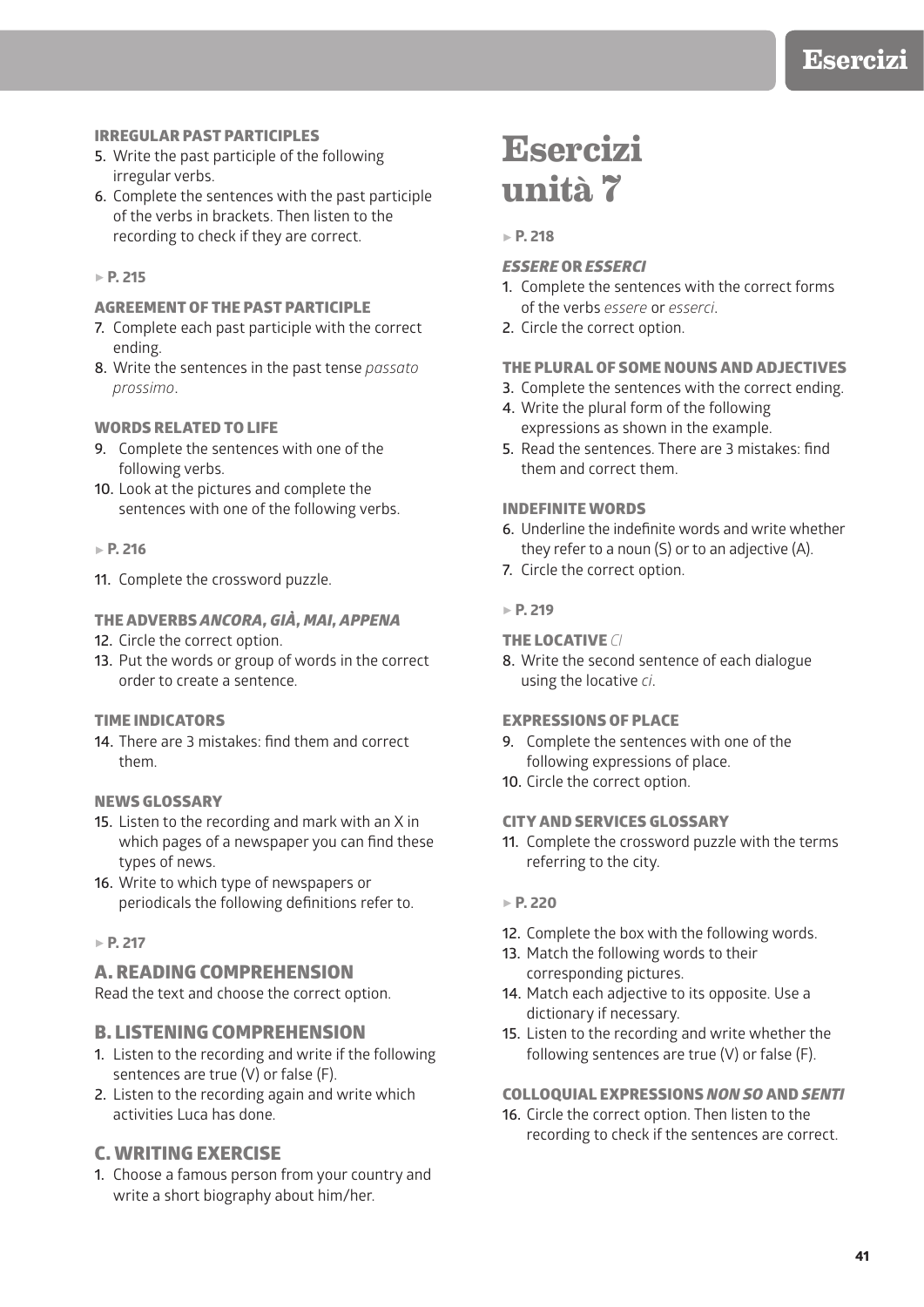### IRREGULAR PAST PARTICIPLES

5. Write the past participle of the following irregular verbs.
6. Complete the sentences with the past participle of the verbs in brackets. Then listen to the recording to check if they are correct.

▸ **P. 215**

### AGREEMENT OF THE PAST PARTICIPLE

7. Complete each past participle with the correct ending.
8. Write the sentences in the past tense *passato prossimo*.

### WORDS RELATED TO LIFE

9. Complete the sentences with one of the following verbs.
10. Look at the pictures and complete the sentences with one of the following verbs.

▸ **P. 216**

11. Complete the crossword puzzle.

### THE ADVERBS *ANCORA*, *GIÀ*, *MAI*, *APPENA*

12. Circle the correct option.
13. Put the words or group of words in the correct order to create a sentence.

### TIME INDICATORS

14. There are 3 mistakes: find them and correct them.

### NEWS GLOSSARY

15. Listen to the recording and mark with an X in which pages of a newspaper you can find these types of news.
16. Write to which type of newspapers or periodicals the following definitions refer to.

▸ **P. 217**

## A. READING COMPREHENSION

Read the text and choose the correct option.

## B. LISTENING COMPREHENSION

1. Listen to the recording and write if the following sentences are true (V) or false (F).
2. Listen to the recording again and write which activities Luca has done.

## C. WRITING EXERCISE

1. Choose a famous person from your country and write a short biography about him/her.

# Esercizi unità 7

▸ **P. 218**

### *ESSERE* OR *ESSERCI*

1. Complete the sentences with the correct forms of the verbs *essere* or *esserci*.
2. Circle the correct option.

### THE PLURAL OF SOME NOUNS AND ADJECTIVES

3. Complete the sentences with the correct ending.
4. Write the plural form of the following expressions as shown in the example.
5. Read the sentences. There are 3 mistakes: find them and correct them.

### INDEFINITE WORDS

6. Underline the indefinite words and write whether they refer to a noun (S) or to an adjective (A).
7. Circle the correct option.

▸ **P. 219**

### THE LOCATIVE *CI*

8. Write the second sentence of each dialogue using the locative *ci*.

### EXPRESSIONS OF PLACE

9. Complete the sentences with one of the following expressions of place.
10. Circle the correct option.

### CITY AND SERVICES GLOSSARY

11. Complete the crossword puzzle with the terms referring to the city.

▸ **P. 220**

12. Complete the box with the following words.
13. Match the following words to their corresponding pictures.
14. Match each adjective to its opposite. Use a dictionary if necessary.
15. Listen to the recording and write whether the following sentences are true (V) or false (F).

### COLLOQUIAL EXPRESSIONS *NON SO* AND *SENTI*

16. Circle the correct option. Then listen to the recording to check if the sentences are correct.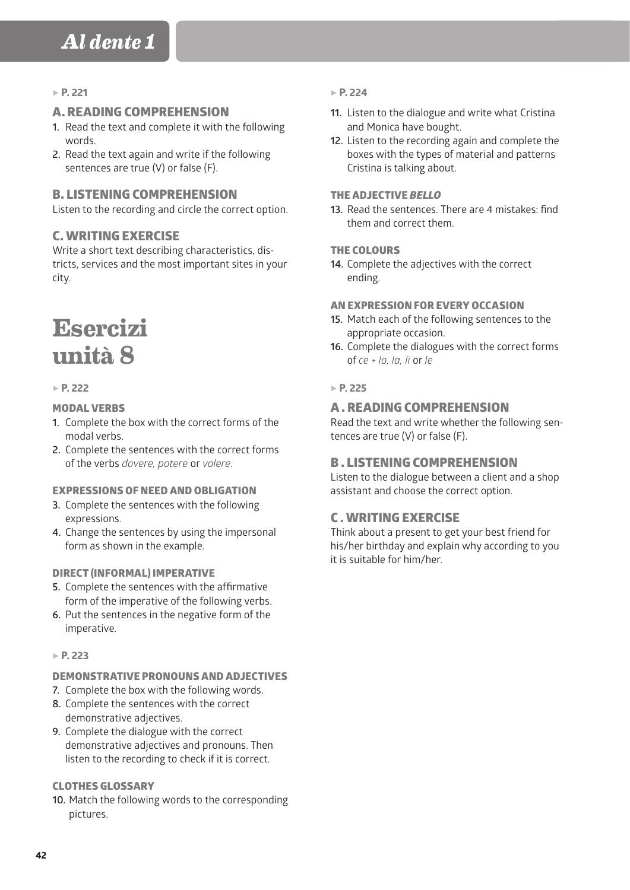► **P. 221**

### A. READING COMPREHENSION

1. Read the text and complete it with the following words.
2. Read the text again and write if the following sentences are true (V) or false (F).

### B. LISTENING COMPREHENSION

Listen to the recording and circle the correct option.

### C. WRITING EXERCISE

Write a short text describing characteristics, districts, services and the most important sites in your city.

# Esercizi unità 8

► **P. 222**

#### MODAL VERBS

1. Complete the box with the correct forms of the modal verbs.
2. Complete the sentences with the correct forms of the verbs *dovere, potere* or *volere*.

#### EXPRESSIONS OF NEED AND OBLIGATION

3. Complete the sentences with the following expressions.
4. Change the sentences by using the impersonal form as shown in the example.

#### DIRECT (INFORMAL) IMPERATIVE

5. Complete the sentences with the affirmative form of the imperative of the following verbs.
6. Put the sentences in the negative form of the imperative.

► **P. 223**

#### DEMONSTRATIVE PRONOUNS AND ADJECTIVES

7. Complete the box with the following words.
8. Complete the sentences with the correct demonstrative adjectives.
9. Complete the dialogue with the correct demonstrative adjectives and pronouns. Then listen to the recording to check if it is correct.

#### CLOTHES GLOSSARY

10. Match the following words to the corresponding pictures.

► **P. 224**

11. Listen to the dialogue and write what Cristina and Monica have bought.
12. Listen to the recording again and complete the boxes with the types of material and patterns Cristina is talking about.

#### THE ADJECTIVE *BELLO*

13. Read the sentences. There are 4 mistakes: find them and correct them.

#### THE COLOURS

14. Complete the adjectives with the correct ending.

#### AN EXPRESSION FOR EVERY OCCASION

15. Match each of the following sentences to the appropriate occasion.
16. Complete the dialogues with the correct forms of *ce + lo, la, li* or *le*

► **P. 225**

### A . READING COMPREHENSION

Read the text and write whether the following sentences are true (V) or false (F).

### B . LISTENING COMPREHENSION

Listen to the dialogue between a client and a shop assistant and choose the correct option.

### C . WRITING EXERCISE

Think about a present to get your best friend for his/her birthday and explain why according to you it is suitable for him/her.